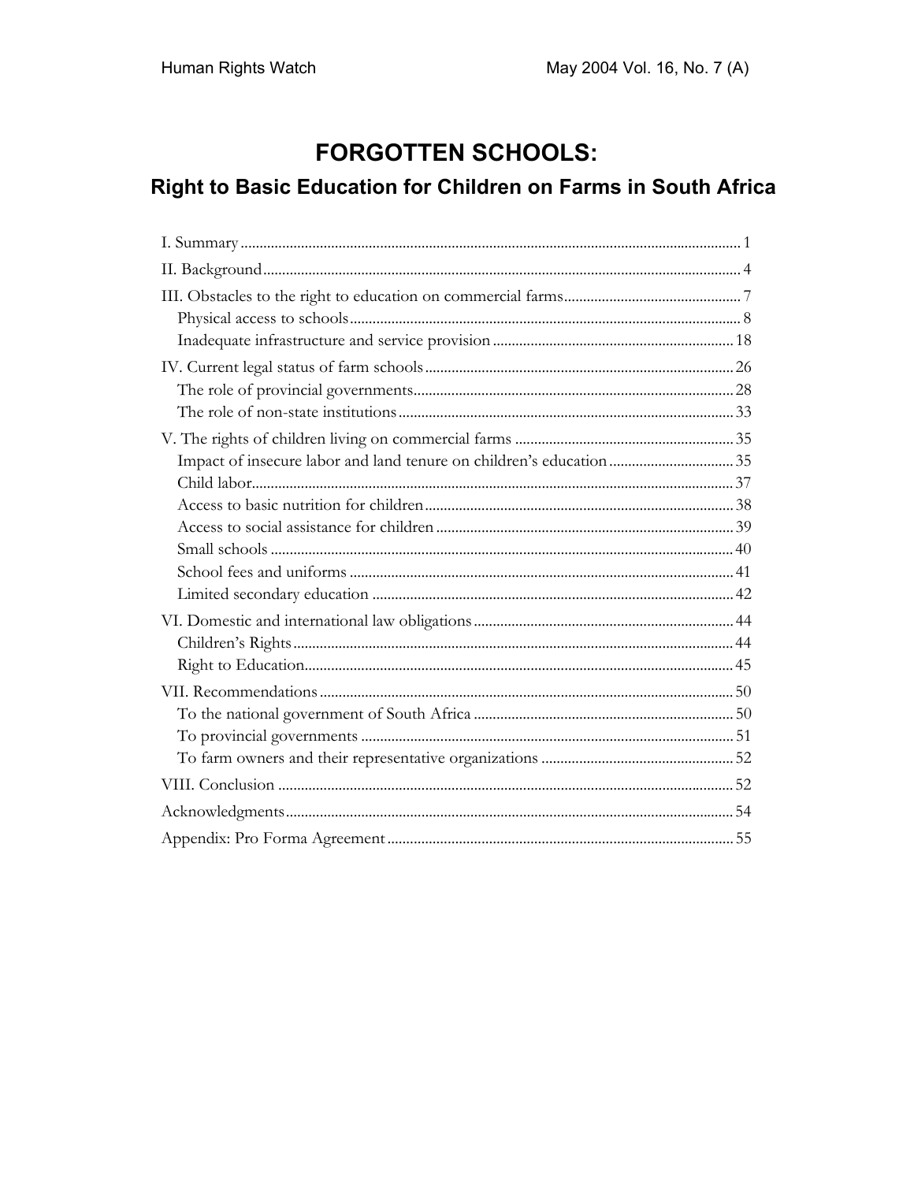# FORGOTTEN SCHOOLS:

## Right to Basic Education for Children on Farms in South Africa

I. Summary ..... 1

II. Background ..... 4

III. Obstacles to the right to education on commercial farms ..... 7
- Physical access to schools ..... 8
- Inadequate infrastructure and service provision ..... 18

IV. Current legal status of farm schools ..... 26
- The role of provincial governments ..... 28
- The role of non-state institutions ..... 33

V. The rights of children living on commercial farms ..... 35
- Impact of insecure labor and land tenure on children's education ..... 35
- Child labor ..... 37
- Access to basic nutrition for children ..... 38
- Access to social assistance for children ..... 39
- Small schools ..... 40
- School fees and uniforms ..... 41
- Limited secondary education ..... 42

VI. Domestic and international law obligations ..... 44
- Children's Rights ..... 44
- Right to Education ..... 45

VII. Recommendations ..... 50
- To the national government of South Africa ..... 50
- To provincial governments ..... 51
- To farm owners and their representative organizations ..... 52

VIII. Conclusion ..... 52

Acknowledgments ..... 54

Appendix: Pro Forma Agreement ..... 55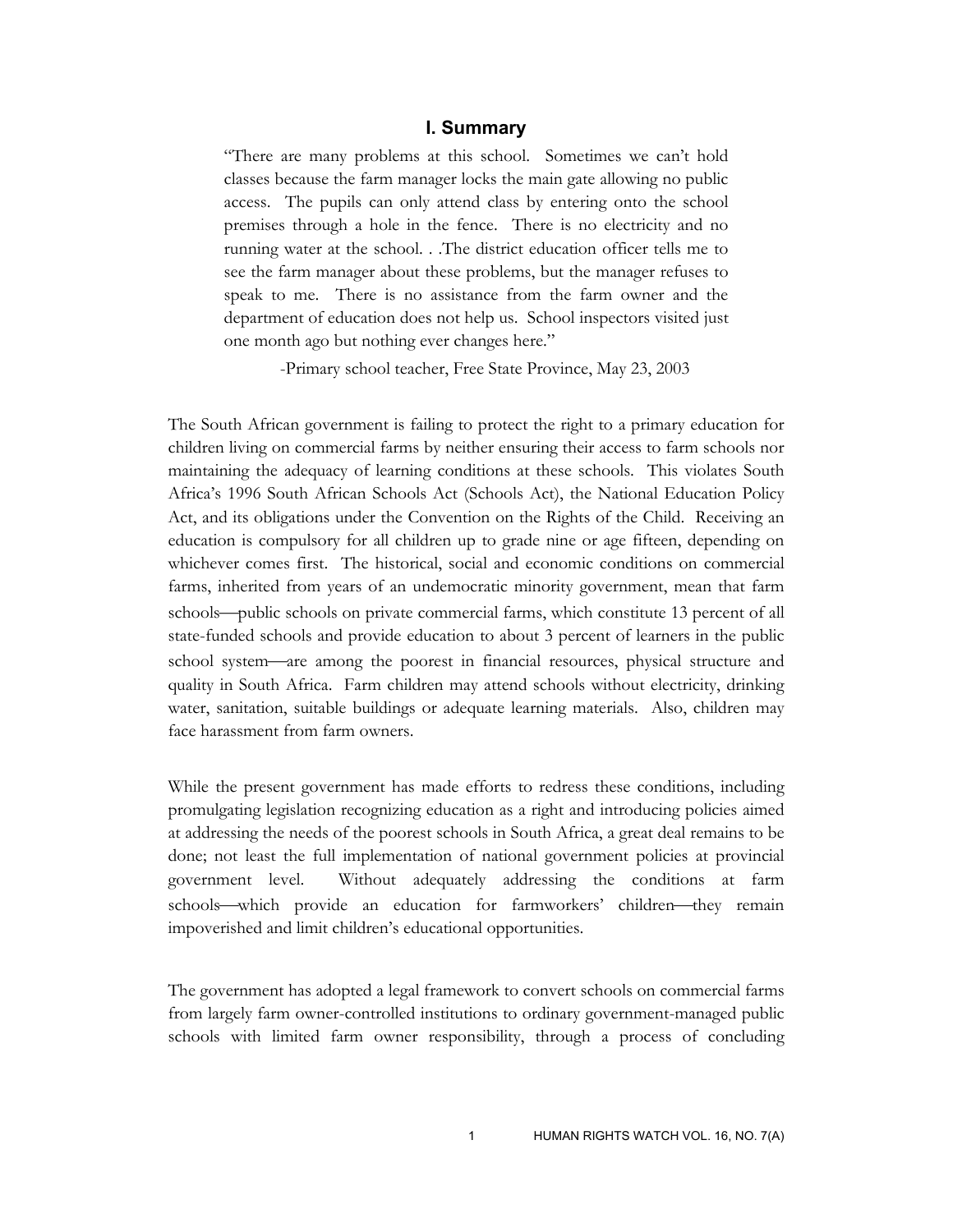## I. Summary

> "There are many problems at this school. Sometimes we can't hold classes because the farm manager locks the main gate allowing no public access. The pupils can only attend class by entering onto the school premises through a hole in the fence. There is no electricity and no running water at the school. . .The district education officer tells me to see the farm manager about these problems, but the manager refuses to speak to me. There is no assistance from the farm owner and the department of education does not help us. School inspectors visited just one month ago but nothing ever changes here."
>
> -Primary school teacher, Free State Province, May 23, 2003

The South African government is failing to protect the right to a primary education for children living on commercial farms by neither ensuring their access to farm schools nor maintaining the adequacy of learning conditions at these schools. This violates South Africa's 1996 South African Schools Act (Schools Act), the National Education Policy Act, and its obligations under the Convention on the Rights of the Child. Receiving an education is compulsory for all children up to grade nine or age fifteen, depending on whichever comes first. The historical, social and economic conditions on commercial farms, inherited from years of an undemocratic minority government, mean that farm schools—public schools on private commercial farms, which constitute 13 percent of all state-funded schools and provide education to about 3 percent of learners in the public school system—are among the poorest in financial resources, physical structure and quality in South Africa. Farm children may attend schools without electricity, drinking water, sanitation, suitable buildings or adequate learning materials. Also, children may face harassment from farm owners.

While the present government has made efforts to redress these conditions, including promulgating legislation recognizing education as a right and introducing policies aimed at addressing the needs of the poorest schools in South Africa, a great deal remains to be done; not least the full implementation of national government policies at provincial government level. Without adequately addressing the conditions at farm schools—which provide an education for farmworkers' children—they remain impoverished and limit children's educational opportunities.

The government has adopted a legal framework to convert schools on commercial farms from largely farm owner-controlled institutions to ordinary government-managed public schools with limited farm owner responsibility, through a process of concluding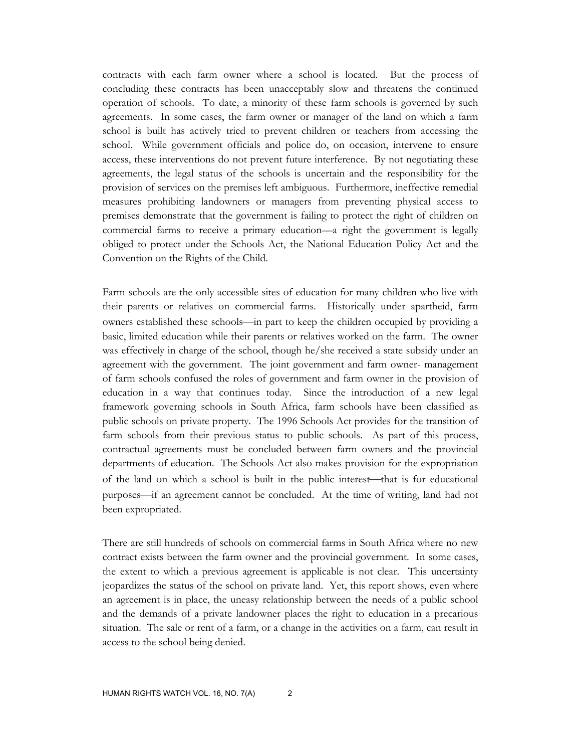contracts with each farm owner where a school is located. But the process of concluding these contracts has been unacceptably slow and threatens the continued operation of schools. To date, a minority of these farm schools is governed by such agreements. In some cases, the farm owner or manager of the land on which a farm school is built has actively tried to prevent children or teachers from accessing the school. While government officials and police do, on occasion, intervene to ensure access, these interventions do not prevent future interference. By not negotiating these agreements, the legal status of the schools is uncertain and the responsibility for the provision of services on the premises left ambiguous. Furthermore, ineffective remedial measures prohibiting landowners or managers from preventing physical access to premises demonstrate that the government is failing to protect the right of children on commercial farms to receive a primary education—a right the government is legally obliged to protect under the Schools Act, the National Education Policy Act and the Convention on the Rights of the Child.

Farm schools are the only accessible sites of education for many children who live with their parents or relatives on commercial farms. Historically under apartheid, farm owners established these schools—in part to keep the children occupied by providing a basic, limited education while their parents or relatives worked on the farm. The owner was effectively in charge of the school, though he/she received a state subsidy under an agreement with the government. The joint government and farm owner- management of farm schools confused the roles of government and farm owner in the provision of education in a way that continues today. Since the introduction of a new legal framework governing schools in South Africa, farm schools have been classified as public schools on private property. The 1996 Schools Act provides for the transition of farm schools from their previous status to public schools. As part of this process, contractual agreements must be concluded between farm owners and the provincial departments of education. The Schools Act also makes provision for the expropriation of the land on which a school is built in the public interest—that is for educational purposes—if an agreement cannot be concluded. At the time of writing, land had not been expropriated.

There are still hundreds of schools on commercial farms in South Africa where no new contract exists between the farm owner and the provincial government. In some cases, the extent to which a previous agreement is applicable is not clear. This uncertainty jeopardizes the status of the school on private land. Yet, this report shows, even where an agreement is in place, the uneasy relationship between the needs of a public school and the demands of a private landowner places the right to education in a precarious situation. The sale or rent of a farm, or a change in the activities on a farm, can result in access to the school being denied.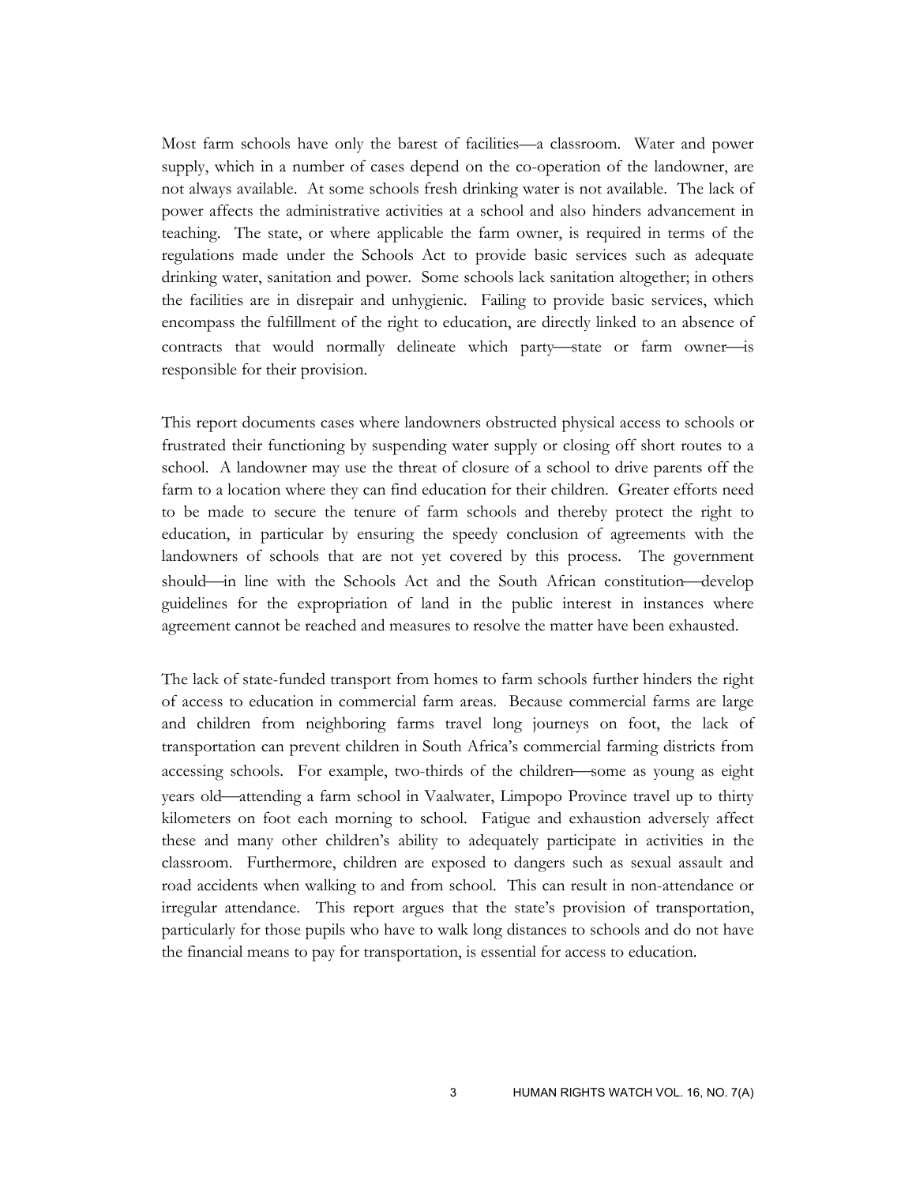Most farm schools have only the barest of facilities—a classroom. Water and power supply, which in a number of cases depend on the co-operation of the landowner, are not always available. At some schools fresh drinking water is not available. The lack of power affects the administrative activities at a school and also hinders advancement in teaching. The state, or where applicable the farm owner, is required in terms of the regulations made under the Schools Act to provide basic services such as adequate drinking water, sanitation and power. Some schools lack sanitation altogether; in others the facilities are in disrepair and unhygienic. Failing to provide basic services, which encompass the fulfillment of the right to education, are directly linked to an absence of contracts that would normally delineate which party—state or farm owner—is responsible for their provision.

This report documents cases where landowners obstructed physical access to schools or frustrated their functioning by suspending water supply or closing off short routes to a school. A landowner may use the threat of closure of a school to drive parents off the farm to a location where they can find education for their children. Greater efforts need to be made to secure the tenure of farm schools and thereby protect the right to education, in particular by ensuring the speedy conclusion of agreements with the landowners of schools that are not yet covered by this process. The government should—in line with the Schools Act and the South African constitution—develop guidelines for the expropriation of land in the public interest in instances where agreement cannot be reached and measures to resolve the matter have been exhausted.

The lack of state-funded transport from homes to farm schools further hinders the right of access to education in commercial farm areas. Because commercial farms are large and children from neighboring farms travel long journeys on foot, the lack of transportation can prevent children in South Africa's commercial farming districts from accessing schools. For example, two-thirds of the children—some as young as eight years old—attending a farm school in Vaalwater, Limpopo Province travel up to thirty kilometers on foot each morning to school. Fatigue and exhaustion adversely affect these and many other children's ability to adequately participate in activities in the classroom. Furthermore, children are exposed to dangers such as sexual assault and road accidents when walking to and from school. This can result in non-attendance or irregular attendance. This report argues that the state's provision of transportation, particularly for those pupils who have to walk long distances to schools and do not have the financial means to pay for transportation, is essential for access to education.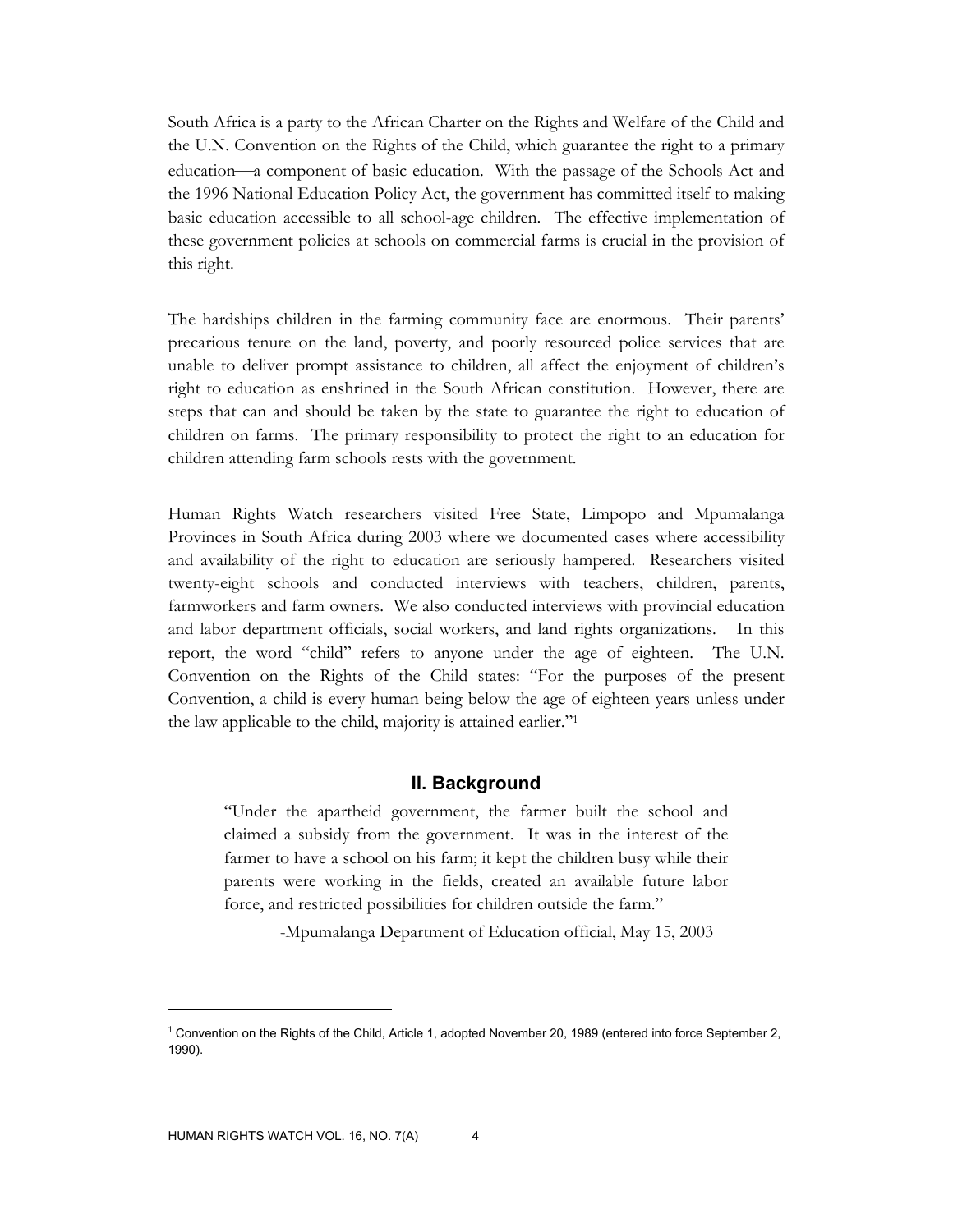South Africa is a party to the African Charter on the Rights and Welfare of the Child and the U.N. Convention on the Rights of the Child, which guarantee the right to a primary education—a component of basic education. With the passage of the Schools Act and the 1996 National Education Policy Act, the government has committed itself to making basic education accessible to all school-age children. The effective implementation of these government policies at schools on commercial farms is crucial in the provision of this right.

The hardships children in the farming community face are enormous. Their parents' precarious tenure on the land, poverty, and poorly resourced police services that are unable to deliver prompt assistance to children, all affect the enjoyment of children's right to education as enshrined in the South African constitution. However, there are steps that can and should be taken by the state to guarantee the right to education of children on farms. The primary responsibility to protect the right to an education for children attending farm schools rests with the government.

Human Rights Watch researchers visited Free State, Limpopo and Mpumalanga Provinces in South Africa during 2003 where we documented cases where accessibility and availability of the right to education are seriously hampered. Researchers visited twenty-eight schools and conducted interviews with teachers, children, parents, farmworkers and farm owners. We also conducted interviews with provincial education and labor department officials, social workers, and land rights organizations. In this report, the word "child" refers to anyone under the age of eighteen. The U.N. Convention on the Rights of the Child states: "For the purposes of the present Convention, a child is every human being below the age of eighteen years unless under the law applicable to the child, majority is attained earlier."[1]

## II. Background

> "Under the apartheid government, the farmer built the school and claimed a subsidy from the government. It was in the interest of the farmer to have a school on his farm; it kept the children busy while their parents were working in the fields, created an available future labor force, and restricted possibilities for children outside the farm."
>
> -Mpumalanga Department of Education official, May 15, 2003

---

[1] Convention on the Rights of the Child, Article 1, adopted November 20, 1989 (entered into force September 2, 1990).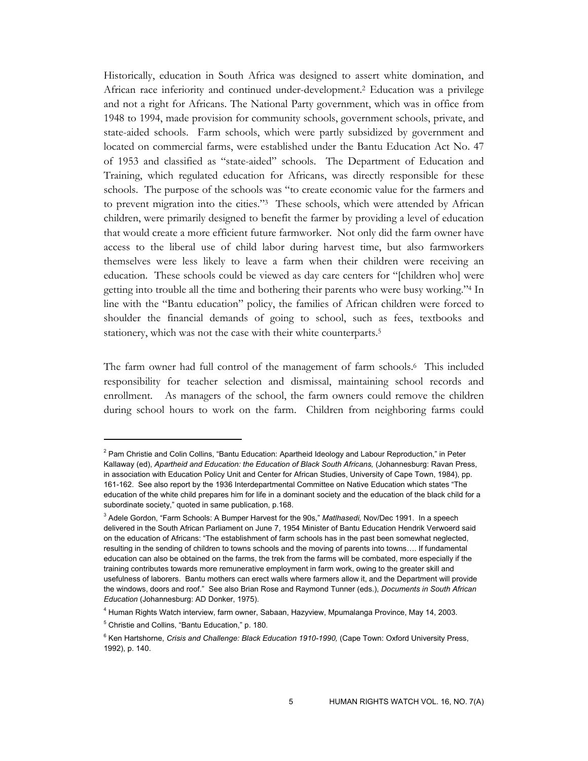Historically, education in South Africa was designed to assert white domination, and African race inferiority and continued under-development.[2] Education was a privilege and not a right for Africans. The National Party government, which was in office from 1948 to 1994, made provision for community schools, government schools, private, and state-aided schools. Farm schools, which were partly subsidized by government and located on commercial farms, were established under the Bantu Education Act No. 47 of 1953 and classified as "state-aided" schools. The Department of Education and Training, which regulated education for Africans, was directly responsible for these schools. The purpose of the schools was "to create economic value for the farmers and to prevent migration into the cities."[3] These schools, which were attended by African children, were primarily designed to benefit the farmer by providing a level of education that would create a more efficient future farmworker. Not only did the farm owner have access to the liberal use of child labor during harvest time, but also farmworkers themselves were less likely to leave a farm when their children were receiving an education. These schools could be viewed as day care centers for "[children who] were getting into trouble all the time and bothering their parents who were busy working."[4] In line with the "Bantu education" policy, the families of African children were forced to shoulder the financial demands of going to school, such as fees, textbooks and stationery, which was not the case with their white counterparts.[5]

The farm owner had full control of the management of farm schools.[6] This included responsibility for teacher selection and dismissal, maintaining school records and enrollment. As managers of the school, the farm owners could remove the children during school hours to work on the farm. Children from neighboring farms could

---

[2] Pam Christie and Colin Collins, "Bantu Education: Apartheid Ideology and Labour Reproduction," in Peter Kallaway (ed), *Apartheid and Education: the Education of Black South Africans,* (Johannesburg: Ravan Press, in association with Education Policy Unit and Center for African Studies, University of Cape Town, 1984), pp. 161-162. See also report by the 1936 Interdepartmental Committee on Native Education which states "The education of the white child prepares him for life in a dominant society and the education of the black child for a subordinate society," quoted in same publication, p.168.

[3] Adele Gordon, "Farm Schools: A Bumper Harvest for the 90s," *Matlhasedi,* Nov/Dec 1991. In a speech delivered in the South African Parliament on June 7, 1954 Minister of Bantu Education Hendrik Verwoerd said on the education of Africans: "The establishment of farm schools has in the past been somewhat neglected, resulting in the sending of children to towns schools and the moving of parents into towns…. If fundamental education can also be obtained on the farms, the trek from the farms will be combated, more especially if the training contributes towards more remunerative employment in farm work, owing to the greater skill and usefulness of laborers. Bantu mothers can erect walls where farmers allow it, and the Department will provide the windows, doors and roof." See also Brian Rose and Raymond Tunner (eds.), *Documents in South African Education* (Johannesburg: AD Donker, 1975).

[4] Human Rights Watch interview, farm owner, Sabaan, Hazyview, Mpumalanga Province, May 14, 2003.

[5] Christie and Collins, "Bantu Education," p. 180.

[6] Ken Hartshorne, *Crisis and Challenge: Black Education 1910-1990,* (Cape Town: Oxford University Press, 1992), p. 140.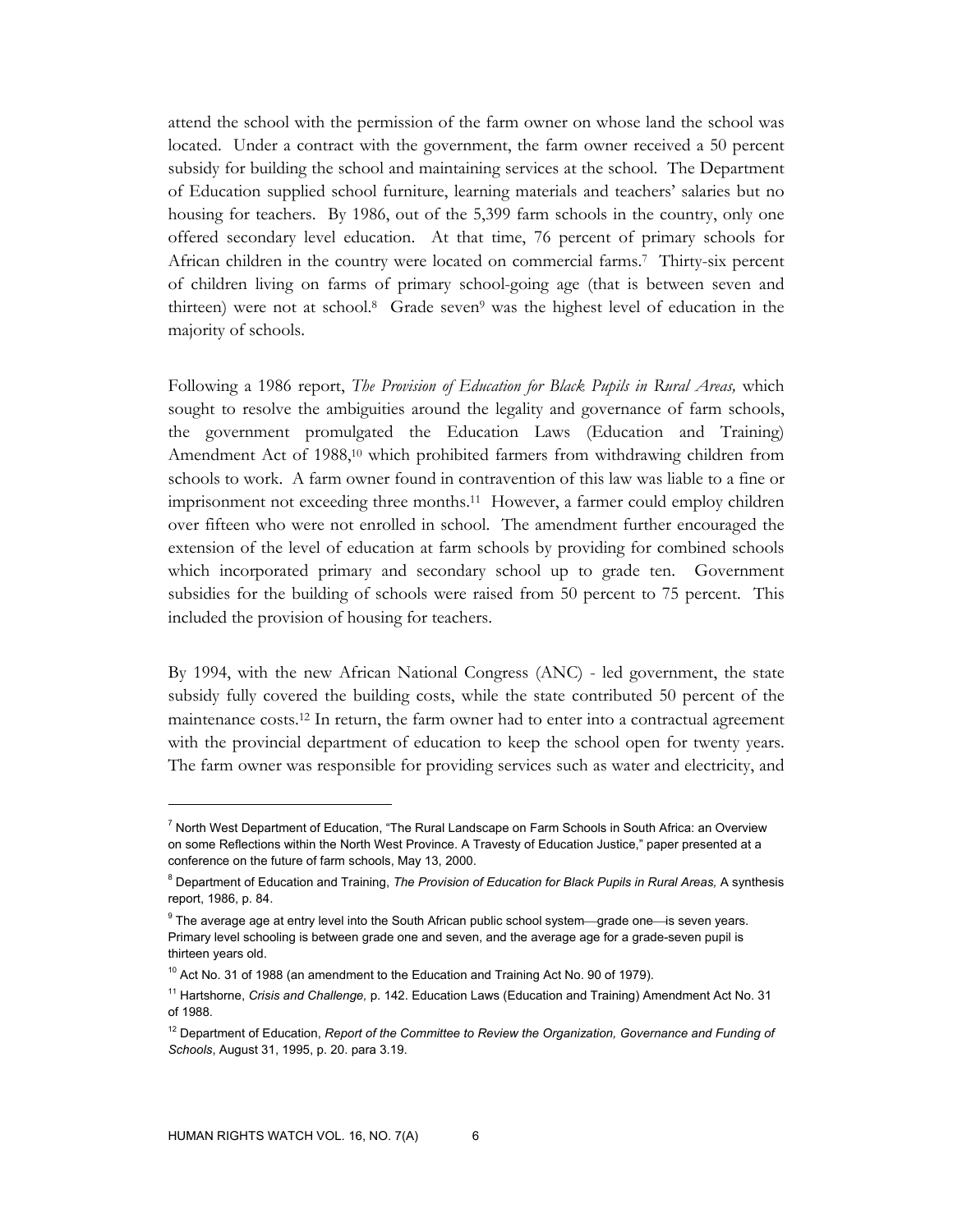attend the school with the permission of the farm owner on whose land the school was located. Under a contract with the government, the farm owner received a 50 percent subsidy for building the school and maintaining services at the school. The Department of Education supplied school furniture, learning materials and teachers' salaries but no housing for teachers. By 1986, out of the 5,399 farm schools in the country, only one offered secondary level education. At that time, 76 percent of primary schools for African children in the country were located on commercial farms.[7] Thirty-six percent of children living on farms of primary school-going age (that is between seven and thirteen) were not at school.[8] Grade seven[9] was the highest level of education in the majority of schools.

Following a 1986 report, *The Provision of Education for Black Pupils in Rural Areas,* which sought to resolve the ambiguities around the legality and governance of farm schools, the government promulgated the Education Laws (Education and Training) Amendment Act of 1988,[10] which prohibited farmers from withdrawing children from schools to work. A farm owner found in contravention of this law was liable to a fine or imprisonment not exceeding three months.[11] However, a farmer could employ children over fifteen who were not enrolled in school. The amendment further encouraged the extension of the level of education at farm schools by providing for combined schools which incorporated primary and secondary school up to grade ten. Government subsidies for the building of schools were raised from 50 percent to 75 percent. This included the provision of housing for teachers.

By 1994, with the new African National Congress (ANC) - led government, the state subsidy fully covered the building costs, while the state contributed 50 percent of the maintenance costs.[12] In return, the farm owner had to enter into a contractual agreement with the provincial department of education to keep the school open for twenty years. The farm owner was responsible for providing services such as water and electricity, and

---

[7] North West Department of Education, "The Rural Landscape on Farm Schools in South Africa: an Overview on some Reflections within the North West Province. A Travesty of Education Justice," paper presented at a conference on the future of farm schools, May 13, 2000.

[8] Department of Education and Training, *The Provision of Education for Black Pupils in Rural Areas,* A synthesis report, 1986, p. 84.

[9] The average age at entry level into the South African public school system—grade one—is seven years. Primary level schooling is between grade one and seven, and the average age for a grade-seven pupil is thirteen years old.

[10] Act No. 31 of 1988 (an amendment to the Education and Training Act No. 90 of 1979).

[11] Hartshorne, *Crisis and Challenge,* p. 142. Education Laws (Education and Training) Amendment Act No. 31 of 1988.

[12] Department of Education, *Report of the Committee to Review the Organization, Governance and Funding of Schools*, August 31, 1995, p. 20. para 3.19.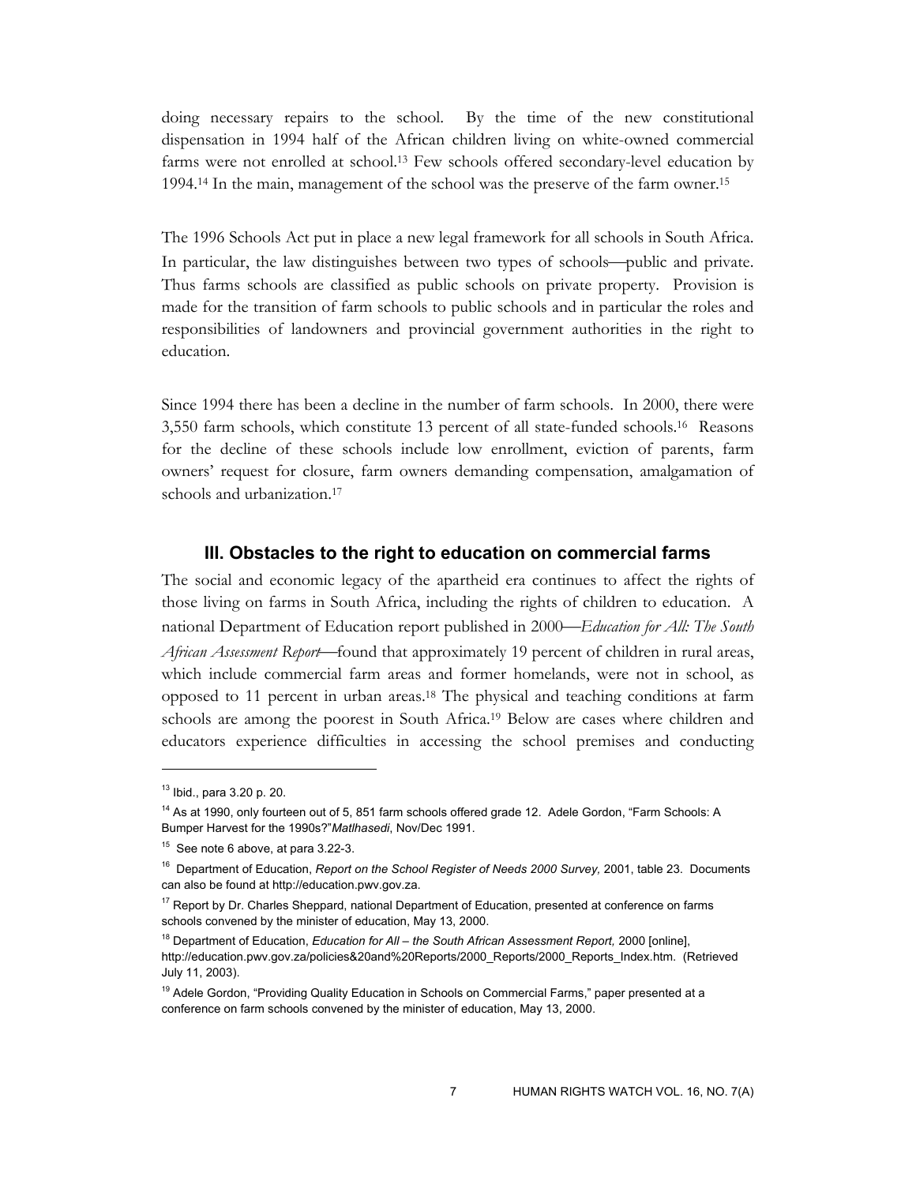doing necessary repairs to the school. By the time of the new constitutional dispensation in 1994 half of the African children living on white-owned commercial farms were not enrolled at school.[13] Few schools offered secondary-level education by 1994.[14] In the main, management of the school was the preserve of the farm owner.[15]

The 1996 Schools Act put in place a new legal framework for all schools in South Africa. In particular, the law distinguishes between two types of schools—public and private. Thus farms schools are classified as public schools on private property. Provision is made for the transition of farm schools to public schools and in particular the roles and responsibilities of landowners and provincial government authorities in the right to education.

Since 1994 there has been a decline in the number of farm schools. In 2000, there were 3,550 farm schools, which constitute 13 percent of all state-funded schools.[16] Reasons for the decline of these schools include low enrollment, eviction of parents, farm owners' request for closure, farm owners demanding compensation, amalgamation of schools and urbanization.[17]

## III. Obstacles to the right to education on commercial farms

The social and economic legacy of the apartheid era continues to affect the rights of those living on farms in South Africa, including the rights of children to education. A national Department of Education report published in 2000—*Education for All: The South African Assessment Report*—found that approximately 19 percent of children in rural areas, which include commercial farm areas and former homelands, were not in school, as opposed to 11 percent in urban areas.[18] The physical and teaching conditions at farm schools are among the poorest in South Africa.[19] Below are cases where children and educators experience difficulties in accessing the school premises and conducting

---

[13] Ibid., para 3.20 p. 20.

[14] As at 1990, only fourteen out of 5, 851 farm schools offered grade 12. Adele Gordon, "Farm Schools: A Bumper Harvest for the 1990s?"*Matlhasedi*, Nov/Dec 1991.

[15] See note 6 above, at para 3.22-3.

[16] Department of Education, *Report on the School Register of Needs 2000 Survey,* 2001, table 23. Documents can also be found at http://education.pwv.gov.za.

[17] Report by Dr. Charles Sheppard, national Department of Education, presented at conference on farms schools convened by the minister of education, May 13, 2000.

[18] Department of Education, *Education for All – the South African Assessment Report,* 2000 [online], http://education.pwv.gov.za/policies&20and%20Reports/2000_Reports/2000_Reports_Index.htm. (Retrieved July 11, 2003).

[19] Adele Gordon, "Providing Quality Education in Schools on Commercial Farms," paper presented at a conference on farm schools convened by the minister of education, May 13, 2000.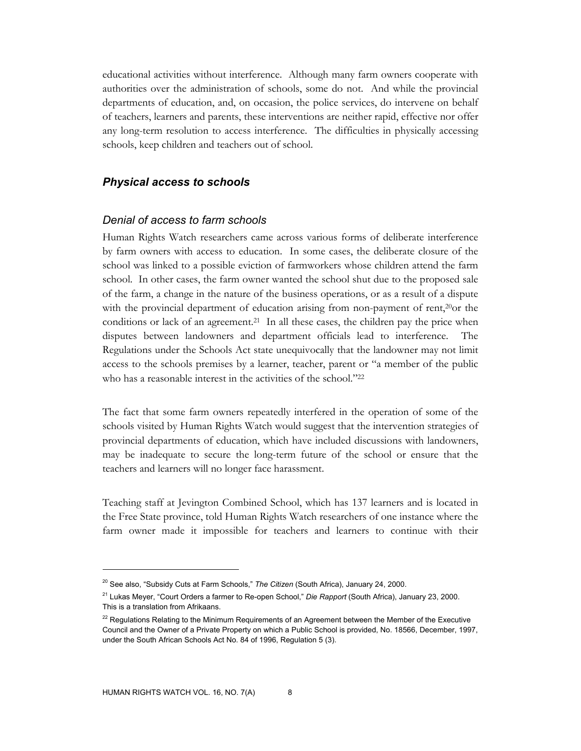educational activities without interference. Although many farm owners cooperate with authorities over the administration of schools, some do not. And while the provincial departments of education, and, on occasion, the police services, do intervene on behalf of teachers, learners and parents, these interventions are neither rapid, effective nor offer any long-term resolution to access interference. The difficulties in physically accessing schools, keep children and teachers out of school.

## *Physical access to schools*

### *Denial of access to farm schools*

Human Rights Watch researchers came across various forms of deliberate interference by farm owners with access to education. In some cases, the deliberate closure of the school was linked to a possible eviction of farmworkers whose children attend the farm school. In other cases, the farm owner wanted the school shut due to the proposed sale of the farm, a change in the nature of the business operations, or as a result of a dispute with the provincial department of education arising from non-payment of rent,[20]or the conditions or lack of an agreement.[21] In all these cases, the children pay the price when disputes between landowners and department officials lead to interference. The Regulations under the Schools Act state unequivocally that the landowner may not limit access to the schools premises by a learner, teacher, parent or "a member of the public who has a reasonable interest in the activities of the school."[22]

The fact that some farm owners repeatedly interfered in the operation of some of the schools visited by Human Rights Watch would suggest that the intervention strategies of provincial departments of education, which have included discussions with landowners, may be inadequate to secure the long-term future of the school or ensure that the teachers and learners will no longer face harassment.

Teaching staff at Jevington Combined School, which has 137 learners and is located in the Free State province, told Human Rights Watch researchers of one instance where the farm owner made it impossible for teachers and learners to continue with their

---

[20] See also, "Subsidy Cuts at Farm Schools," *The Citizen* (South Africa), January 24, 2000.

[21] Lukas Meyer, "Court Orders a farmer to Re-open School," *Die Rapport* (South Africa), January 23, 2000. This is a translation from Afrikaans.

[22] Regulations Relating to the Minimum Requirements of an Agreement between the Member of the Executive Council and the Owner of a Private Property on which a Public School is provided, No. 18566, December, 1997, under the South African Schools Act No. 84 of 1996, Regulation 5 (3).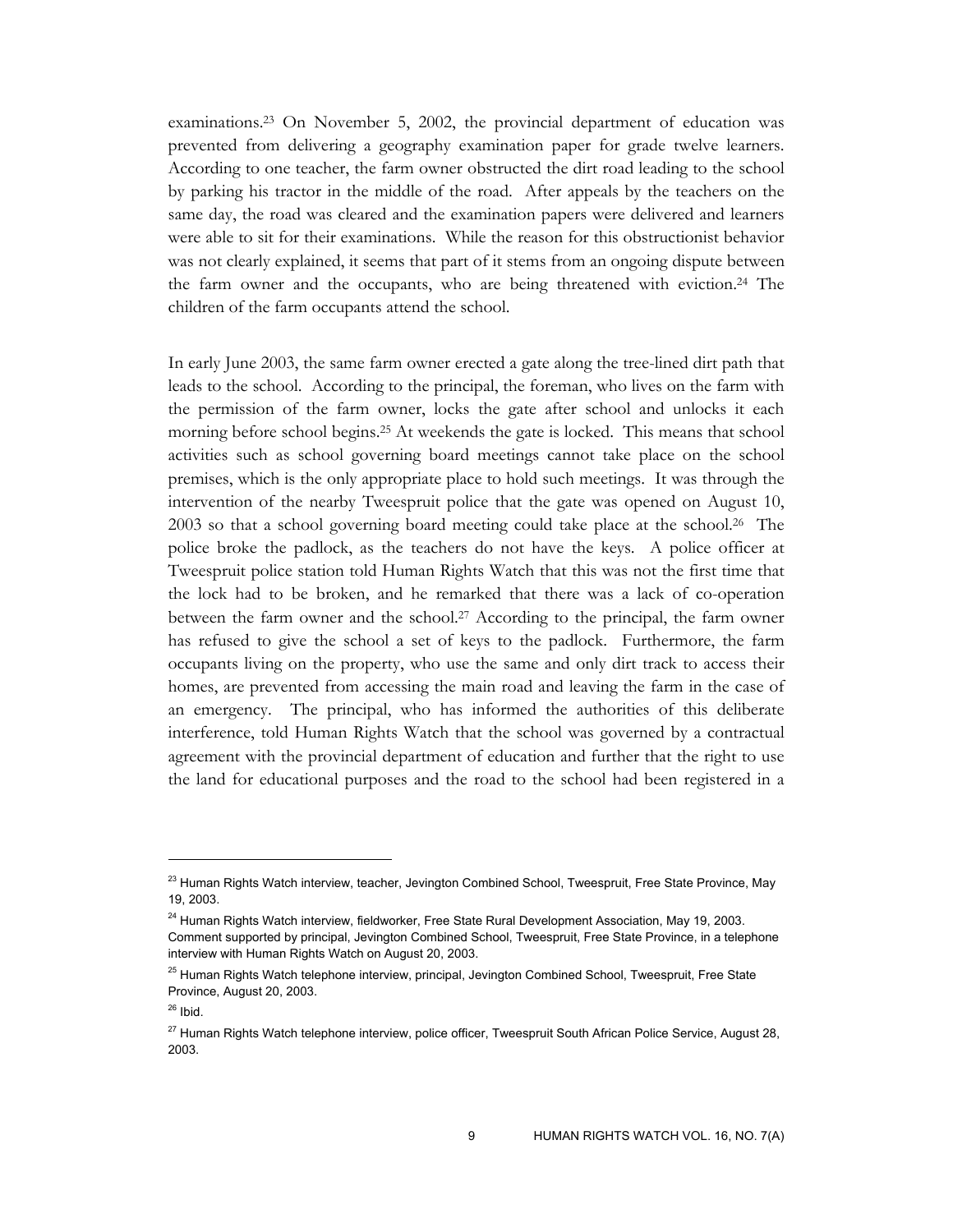examinations.[23] On November 5, 2002, the provincial department of education was prevented from delivering a geography examination paper for grade twelve learners. According to one teacher, the farm owner obstructed the dirt road leading to the school by parking his tractor in the middle of the road. After appeals by the teachers on the same day, the road was cleared and the examination papers were delivered and learners were able to sit for their examinations. While the reason for this obstructionist behavior was not clearly explained, it seems that part of it stems from an ongoing dispute between the farm owner and the occupants, who are being threatened with eviction.[24] The children of the farm occupants attend the school.

In early June 2003, the same farm owner erected a gate along the tree-lined dirt path that leads to the school. According to the principal, the foreman, who lives on the farm with the permission of the farm owner, locks the gate after school and unlocks it each morning before school begins.[25] At weekends the gate is locked. This means that school activities such as school governing board meetings cannot take place on the school premises, which is the only appropriate place to hold such meetings. It was through the intervention of the nearby Tweespruit police that the gate was opened on August 10, 2003 so that a school governing board meeting could take place at the school.[26] The police broke the padlock, as the teachers do not have the keys. A police officer at Tweespruit police station told Human Rights Watch that this was not the first time that the lock had to be broken, and he remarked that there was a lack of co-operation between the farm owner and the school.[27] According to the principal, the farm owner has refused to give the school a set of keys to the padlock. Furthermore, the farm occupants living on the property, who use the same and only dirt track to access their homes, are prevented from accessing the main road and leaving the farm in the case of an emergency. The principal, who has informed the authorities of this deliberate interference, told Human Rights Watch that the school was governed by a contractual agreement with the provincial department of education and further that the right to use the land for educational purposes and the road to the school had been registered in a

---

[23] Human Rights Watch interview, teacher, Jevington Combined School, Tweespruit, Free State Province, May 19, 2003.

[24] Human Rights Watch interview, fieldworker, Free State Rural Development Association, May 19, 2003. Comment supported by principal, Jevington Combined School, Tweespruit, Free State Province, in a telephone interview with Human Rights Watch on August 20, 2003.

[25] Human Rights Watch telephone interview, principal, Jevington Combined School, Tweespruit, Free State Province, August 20, 2003.

[26] Ibid.

[27] Human Rights Watch telephone interview, police officer, Tweespruit South African Police Service, August 28, 2003.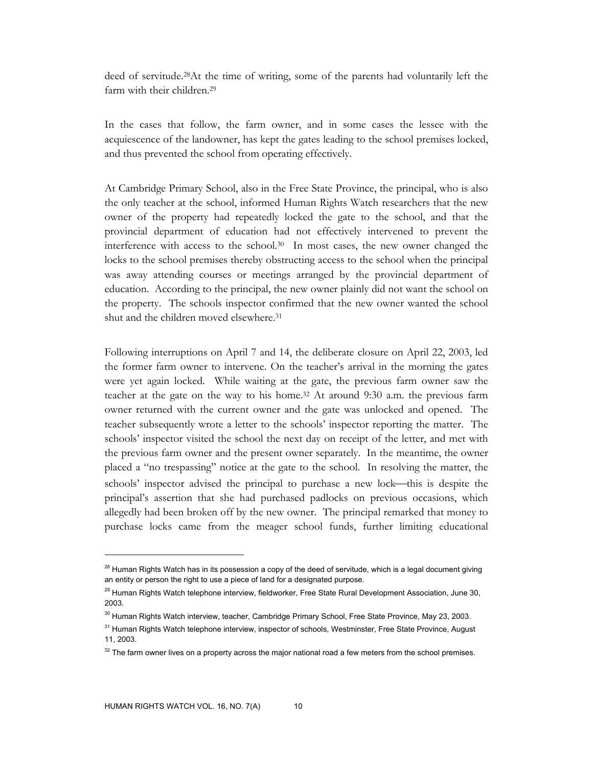deed of servitude.[28]At the time of writing, some of the parents had voluntarily left the farm with their children.[29]

In the cases that follow, the farm owner, and in some cases the lessee with the acquiescence of the landowner, has kept the gates leading to the school premises locked, and thus prevented the school from operating effectively.

At Cambridge Primary School, also in the Free State Province, the principal, who is also the only teacher at the school, informed Human Rights Watch researchers that the new owner of the property had repeatedly locked the gate to the school, and that the provincial department of education had not effectively intervened to prevent the interference with access to the school.[30] In most cases, the new owner changed the locks to the school premises thereby obstructing access to the school when the principal was away attending courses or meetings arranged by the provincial department of education. According to the principal, the new owner plainly did not want the school on the property. The schools inspector confirmed that the new owner wanted the school shut and the children moved elsewhere.[31]

Following interruptions on April 7 and 14, the deliberate closure on April 22, 2003, led the former farm owner to intervene. On the teacher's arrival in the morning the gates were yet again locked. While waiting at the gate, the previous farm owner saw the teacher at the gate on the way to his home.[32] At around 9:30 a.m. the previous farm owner returned with the current owner and the gate was unlocked and opened. The teacher subsequently wrote a letter to the schools' inspector reporting the matter. The schools' inspector visited the school the next day on receipt of the letter, and met with the previous farm owner and the present owner separately. In the meantime, the owner placed a "no trespassing" notice at the gate to the school. In resolving the matter, the schools' inspector advised the principal to purchase a new lock—this is despite the principal's assertion that she had purchased padlocks on previous occasions, which allegedly had been broken off by the new owner. The principal remarked that money to purchase locks came from the meager school funds, further limiting educational

[28] Human Rights Watch has in its possession a copy of the deed of servitude, which is a legal document giving an entity or person the right to use a piece of land for a designated purpose.

[29] Human Rights Watch telephone interview, fieldworker, Free State Rural Development Association, June 30, 2003.

[30] Human Rights Watch interview, teacher, Cambridge Primary School, Free State Province, May 23, 2003.

[31] Human Rights Watch telephone interview, inspector of schools, Westminster, Free State Province, August 11, 2003.

[32] The farm owner lives on a property across the major national road a few meters from the school premises.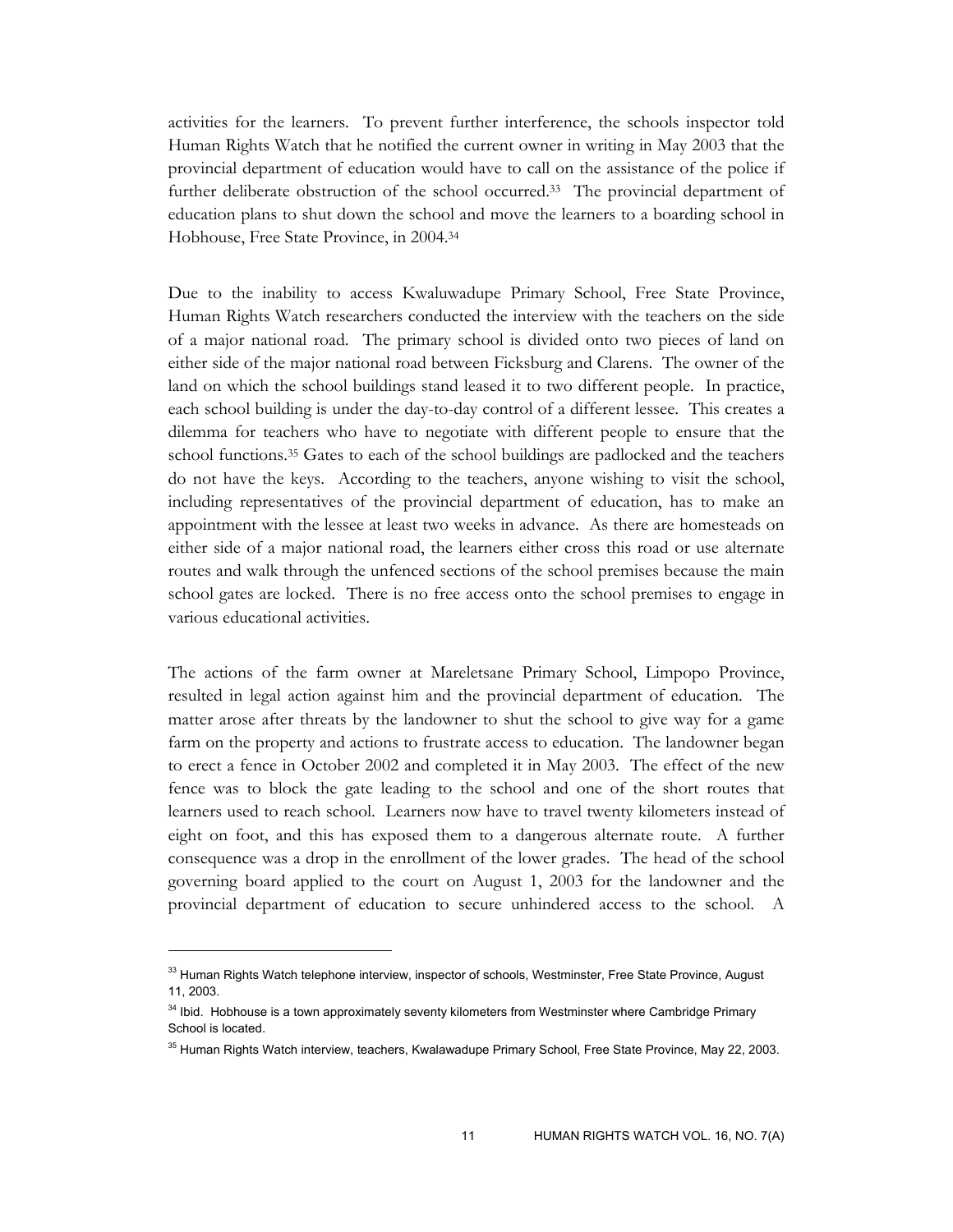activities for the learners. To prevent further interference, the schools inspector told Human Rights Watch that he notified the current owner in writing in May 2003 that the provincial department of education would have to call on the assistance of the police if further deliberate obstruction of the school occurred.[33] The provincial department of education plans to shut down the school and move the learners to a boarding school in Hobhouse, Free State Province, in 2004.[34]

Due to the inability to access Kwaluwadupe Primary School, Free State Province, Human Rights Watch researchers conducted the interview with the teachers on the side of a major national road. The primary school is divided onto two pieces of land on either side of the major national road between Ficksburg and Clarens. The owner of the land on which the school buildings stand leased it to two different people. In practice, each school building is under the day-to-day control of a different lessee. This creates a dilemma for teachers who have to negotiate with different people to ensure that the school functions.[35] Gates to each of the school buildings are padlocked and the teachers do not have the keys. According to the teachers, anyone wishing to visit the school, including representatives of the provincial department of education, has to make an appointment with the lessee at least two weeks in advance. As there are homesteads on either side of a major national road, the learners either cross this road or use alternate routes and walk through the unfenced sections of the school premises because the main school gates are locked. There is no free access onto the school premises to engage in various educational activities.

The actions of the farm owner at Mareletsane Primary School, Limpopo Province, resulted in legal action against him and the provincial department of education. The matter arose after threats by the landowner to shut the school to give way for a game farm on the property and actions to frustrate access to education. The landowner began to erect a fence in October 2002 and completed it in May 2003. The effect of the new fence was to block the gate leading to the school and one of the short routes that learners used to reach school. Learners now have to travel twenty kilometers instead of eight on foot, and this has exposed them to a dangerous alternate route. A further consequence was a drop in the enrollment of the lower grades. The head of the school governing board applied to the court on August 1, 2003 for the landowner and the provincial department of education to secure unhindered access to the school. A

---

[33] Human Rights Watch telephone interview, inspector of schools, Westminster, Free State Province, August 11, 2003.

[34] Ibid. Hobhouse is a town approximately seventy kilometers from Westminster where Cambridge Primary School is located.

[35] Human Rights Watch interview, teachers, Kwalawadupe Primary School, Free State Province, May 22, 2003.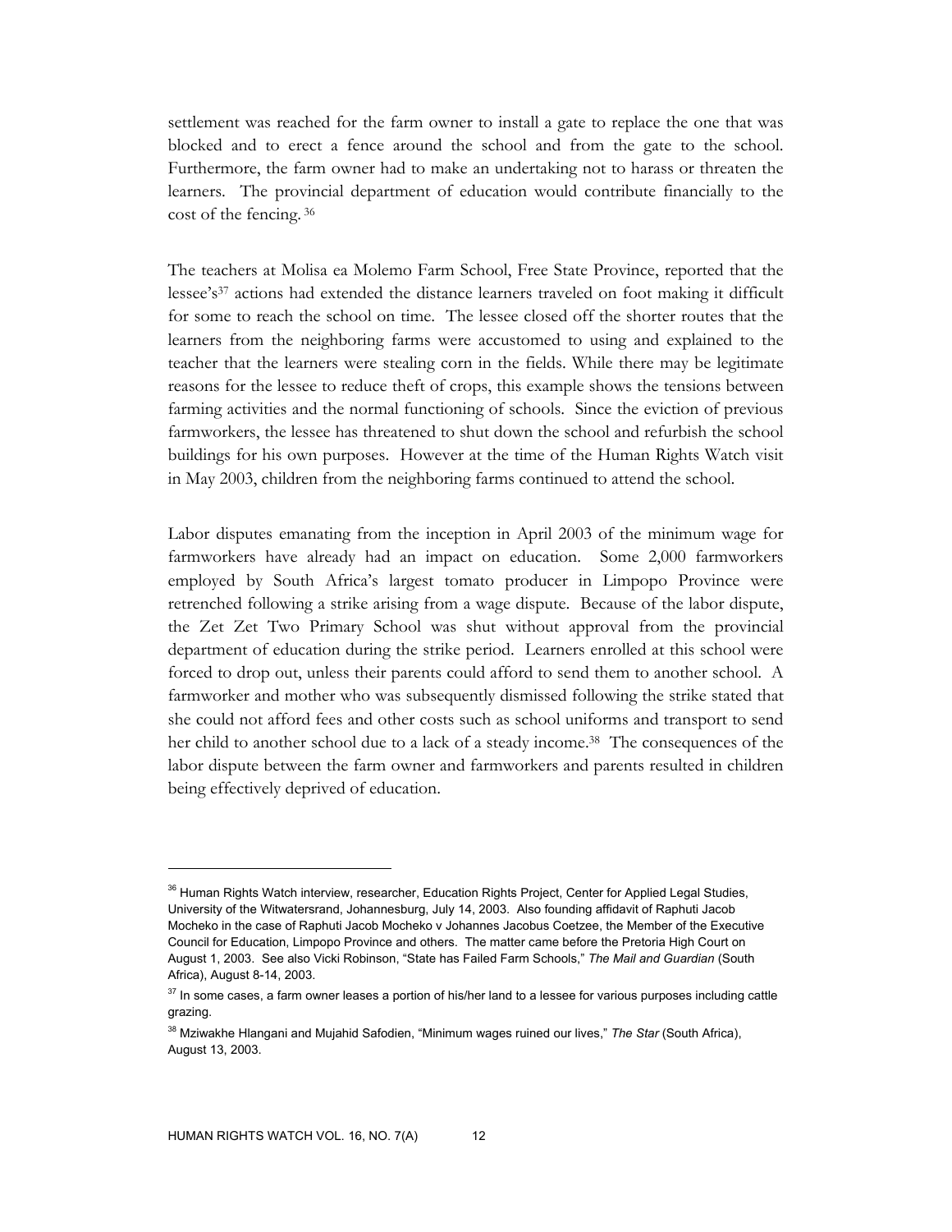settlement was reached for the farm owner to install a gate to replace the one that was blocked and to erect a fence around the school and from the gate to the school. Furthermore, the farm owner had to make an undertaking not to harass or threaten the learners. The provincial department of education would contribute financially to the cost of the fencing.[36]

The teachers at Molisa ea Molemo Farm School, Free State Province, reported that the lessee's[37] actions had extended the distance learners traveled on foot making it difficult for some to reach the school on time. The lessee closed off the shorter routes that the learners from the neighboring farms were accustomed to using and explained to the teacher that the learners were stealing corn in the fields. While there may be legitimate reasons for the lessee to reduce theft of crops, this example shows the tensions between farming activities and the normal functioning of schools. Since the eviction of previous farmworkers, the lessee has threatened to shut down the school and refurbish the school buildings for his own purposes. However at the time of the Human Rights Watch visit in May 2003, children from the neighboring farms continued to attend the school.

Labor disputes emanating from the inception in April 2003 of the minimum wage for farmworkers have already had an impact on education. Some 2,000 farmworkers employed by South Africa's largest tomato producer in Limpopo Province were retrenched following a strike arising from a wage dispute. Because of the labor dispute, the Zet Zet Two Primary School was shut without approval from the provincial department of education during the strike period. Learners enrolled at this school were forced to drop out, unless their parents could afford to send them to another school. A farmworker and mother who was subsequently dismissed following the strike stated that she could not afford fees and other costs such as school uniforms and transport to send her child to another school due to a lack of a steady income.[38] The consequences of the labor dispute between the farm owner and farmworkers and parents resulted in children being effectively deprived of education.

---

[36] Human Rights Watch interview, researcher, Education Rights Project, Center for Applied Legal Studies, University of the Witwatersrand, Johannesburg, July 14, 2003. Also founding affidavit of Raphuti Jacob Mocheko in the case of Raphuti Jacob Mocheko v Johannes Jacobus Coetzee, the Member of the Executive Council for Education, Limpopo Province and others. The matter came before the Pretoria High Court on August 1, 2003. See also Vicki Robinson, "State has Failed Farm Schools," *The Mail and Guardian* (South Africa), August 8-14, 2003.

[37] In some cases, a farm owner leases a portion of his/her land to a lessee for various purposes including cattle grazing.

[38] Mziwakhe Hlangani and Mujahid Safodien, "Minimum wages ruined our lives," *The Star* (South Africa), August 13, 2003.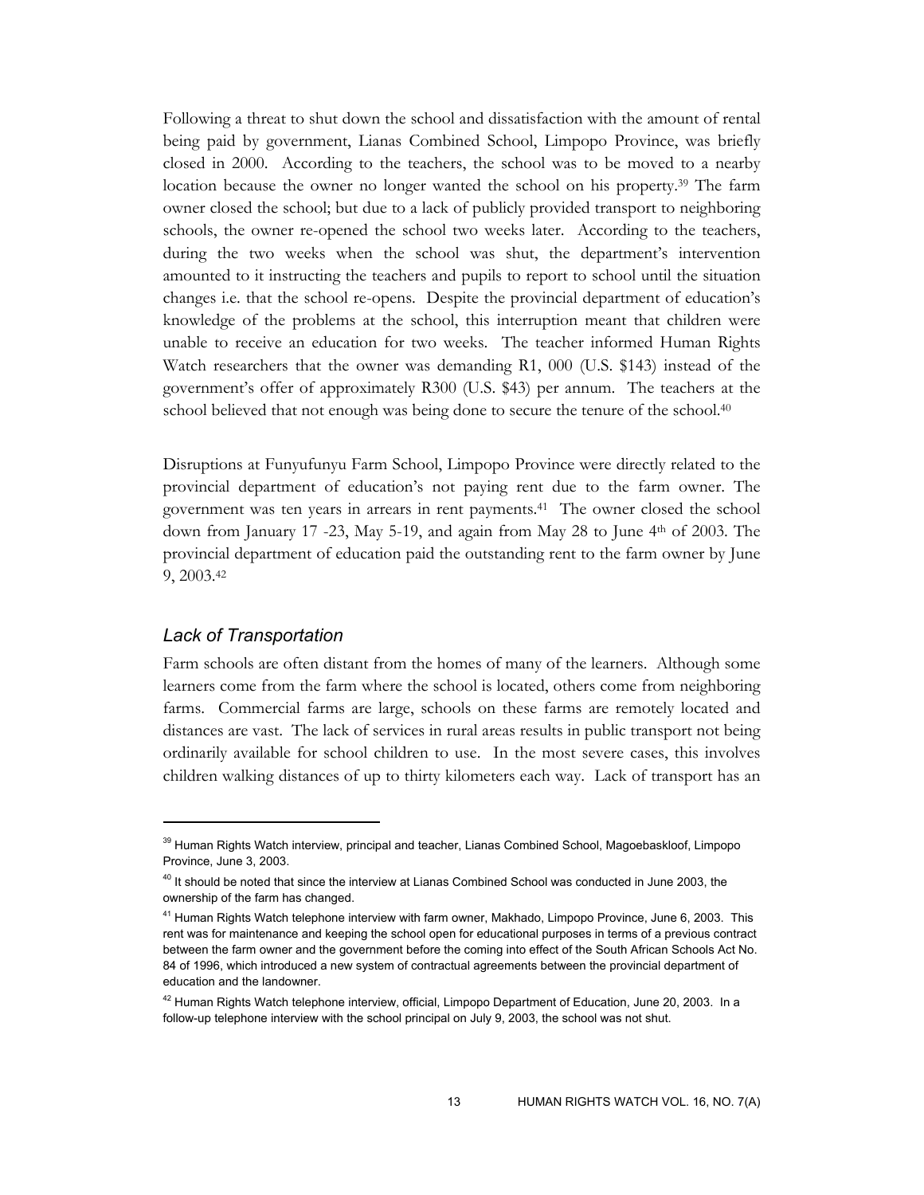Following a threat to shut down the school and dissatisfaction with the amount of rental being paid by government, Lianas Combined School, Limpopo Province, was briefly closed in 2000. According to the teachers, the school was to be moved to a nearby location because the owner no longer wanted the school on his property.[39] The farm owner closed the school; but due to a lack of publicly provided transport to neighboring schools, the owner re-opened the school two weeks later. According to the teachers, during the two weeks when the school was shut, the department's intervention amounted to it instructing the teachers and pupils to report to school until the situation changes i.e. that the school re-opens. Despite the provincial department of education's knowledge of the problems at the school, this interruption meant that children were unable to receive an education for two weeks. The teacher informed Human Rights Watch researchers that the owner was demanding R1, 000 (U.S. $143) instead of the government's offer of approximately R300 (U.S. $43) per annum. The teachers at the school believed that not enough was being done to secure the tenure of the school.[40]

Disruptions at Funyufunyu Farm School, Limpopo Province were directly related to the provincial department of education's not paying rent due to the farm owner. The government was ten years in arrears in rent payments.[41] The owner closed the school down from January 17 -23, May 5-19, and again from May 28 to June 4th of 2003. The provincial department of education paid the outstanding rent to the farm owner by June 9, 2003.[42]

### *Lack of Transportation*

Farm schools are often distant from the homes of many of the learners. Although some learners come from the farm where the school is located, others come from neighboring farms. Commercial farms are large, schools on these farms are remotely located and distances are vast. The lack of services in rural areas results in public transport not being ordinarily available for school children to use. In the most severe cases, this involves children walking distances of up to thirty kilometers each way. Lack of transport has an

---

[39] Human Rights Watch interview, principal and teacher, Lianas Combined School, Magoebaskloof, Limpopo Province, June 3, 2003.

[40] It should be noted that since the interview at Lianas Combined School was conducted in June 2003, the ownership of the farm has changed.

[41] Human Rights Watch telephone interview with farm owner, Makhado, Limpopo Province, June 6, 2003. This rent was for maintenance and keeping the school open for educational purposes in terms of a previous contract between the farm owner and the government before the coming into effect of the South African Schools Act No. 84 of 1996, which introduced a new system of contractual agreements between the provincial department of education and the landowner.

[42] Human Rights Watch telephone interview, official, Limpopo Department of Education, June 20, 2003. In a follow-up telephone interview with the school principal on July 9, 2003, the school was not shut.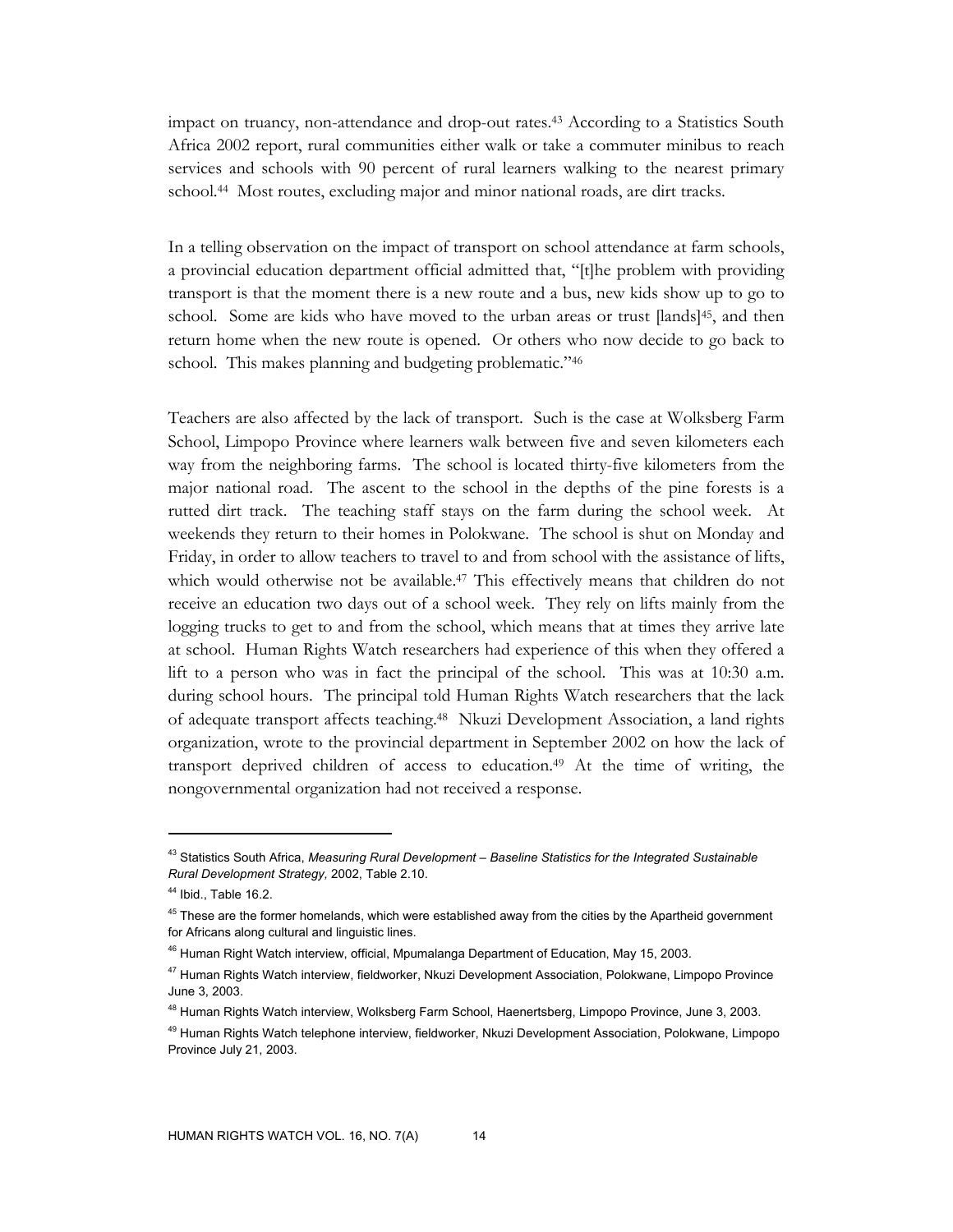impact on truancy, non-attendance and drop-out rates.[43] According to a Statistics South Africa 2002 report, rural communities either walk or take a commuter minibus to reach services and schools with 90 percent of rural learners walking to the nearest primary school.[44] Most routes, excluding major and minor national roads, are dirt tracks.

In a telling observation on the impact of transport on school attendance at farm schools, a provincial education department official admitted that, "[t]he problem with providing transport is that the moment there is a new route and a bus, new kids show up to go to school. Some are kids who have moved to the urban areas or trust [lands][45], and then return home when the new route is opened. Or others who now decide to go back to school. This makes planning and budgeting problematic."[46]

Teachers are also affected by the lack of transport. Such is the case at Wolksberg Farm School, Limpopo Province where learners walk between five and seven kilometers each way from the neighboring farms. The school is located thirty-five kilometers from the major national road. The ascent to the school in the depths of the pine forests is a rutted dirt track. The teaching staff stays on the farm during the school week. At weekends they return to their homes in Polokwane. The school is shut on Monday and Friday, in order to allow teachers to travel to and from school with the assistance of lifts, which would otherwise not be available.[47] This effectively means that children do not receive an education two days out of a school week. They rely on lifts mainly from the logging trucks to get to and from the school, which means that at times they arrive late at school. Human Rights Watch researchers had experience of this when they offered a lift to a person who was in fact the principal of the school. This was at 10:30 a.m. during school hours. The principal told Human Rights Watch researchers that the lack of adequate transport affects teaching.[48] Nkuzi Development Association, a land rights organization, wrote to the provincial department in September 2002 on how the lack of transport deprived children of access to education.[49] At the time of writing, the nongovernmental organization had not received a response.

---

[43] Statistics South Africa, *Measuring Rural Development – Baseline Statistics for the Integrated Sustainable Rural Development Strategy,* 2002, Table 2.10.

[44] Ibid., Table 16.2.

[45] These are the former homelands, which were established away from the cities by the Apartheid government for Africans along cultural and linguistic lines.

[46] Human Right Watch interview, official, Mpumalanga Department of Education, May 15, 2003.

[47] Human Rights Watch interview, fieldworker, Nkuzi Development Association, Polokwane, Limpopo Province June 3, 2003.

[48] Human Rights Watch interview, Wolksberg Farm School, Haenertsberg, Limpopo Province, June 3, 2003.

[49] Human Rights Watch telephone interview, fieldworker, Nkuzi Development Association, Polokwane, Limpopo Province July 21, 2003.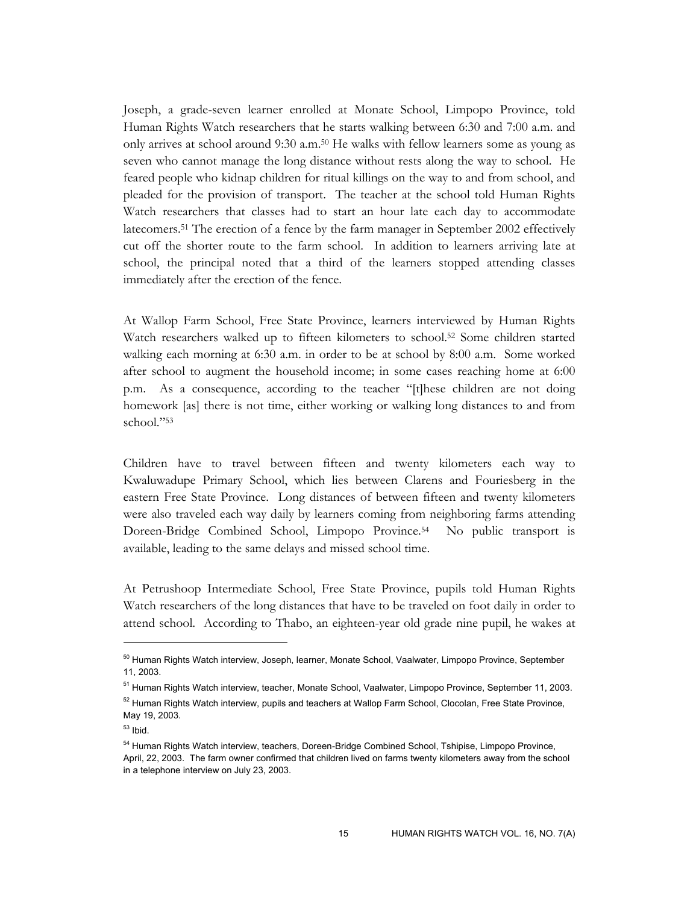Joseph, a grade-seven learner enrolled at Monate School, Limpopo Province, told Human Rights Watch researchers that he starts walking between 6:30 and 7:00 a.m. and only arrives at school around 9:30 a.m.[50] He walks with fellow learners some as young as seven who cannot manage the long distance without rests along the way to school. He feared people who kidnap children for ritual killings on the way to and from school, and pleaded for the provision of transport. The teacher at the school told Human Rights Watch researchers that classes had to start an hour late each day to accommodate latecomers.[51] The erection of a fence by the farm manager in September 2002 effectively cut off the shorter route to the farm school. In addition to learners arriving late at school, the principal noted that a third of the learners stopped attending classes immediately after the erection of the fence.

At Wallop Farm School, Free State Province, learners interviewed by Human Rights Watch researchers walked up to fifteen kilometers to school.[52] Some children started walking each morning at 6:30 a.m. in order to be at school by 8:00 a.m. Some worked after school to augment the household income; in some cases reaching home at 6:00 p.m. As a consequence, according to the teacher "[t]hese children are not doing homework [as] there is not time, either working or walking long distances to and from school."[53]

Children have to travel between fifteen and twenty kilometers each way to Kwaluwadupe Primary School, which lies between Clarens and Fouriesberg in the eastern Free State Province. Long distances of between fifteen and twenty kilometers were also traveled each way daily by learners coming from neighboring farms attending Doreen-Bridge Combined School, Limpopo Province.[54] No public transport is available, leading to the same delays and missed school time.

At Petrushoop Intermediate School, Free State Province, pupils told Human Rights Watch researchers of the long distances that have to be traveled on foot daily in order to attend school. According to Thabo, an eighteen-year old grade nine pupil, he wakes at

---

[50] Human Rights Watch interview, Joseph, learner, Monate School, Vaalwater, Limpopo Province, September 11, 2003.

[51] Human Rights Watch interview, teacher, Monate School, Vaalwater, Limpopo Province, September 11, 2003.

[52] Human Rights Watch interview, pupils and teachers at Wallop Farm School, Clocolan, Free State Province, May 19, 2003.

[53] Ibid.

[54] Human Rights Watch interview, teachers, Doreen-Bridge Combined School, Tshipise, Limpopo Province, April, 22, 2003. The farm owner confirmed that children lived on farms twenty kilometers away from the school in a telephone interview on July 23, 2003.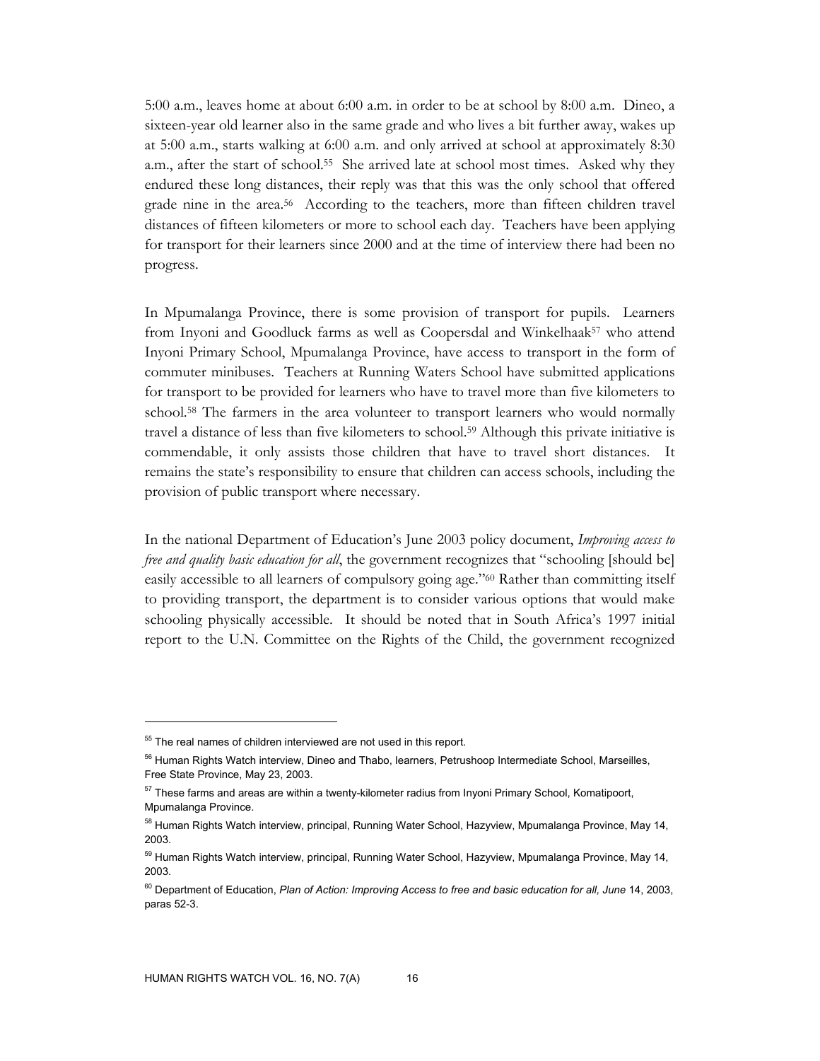5:00 a.m., leaves home at about 6:00 a.m. in order to be at school by 8:00 a.m. Dineo, a sixteen-year old learner also in the same grade and who lives a bit further away, wakes up at 5:00 a.m., starts walking at 6:00 a.m. and only arrived at school at approximately 8:30 a.m., after the start of school.[55] She arrived late at school most times. Asked why they endured these long distances, their reply was that this was the only school that offered grade nine in the area.[56] According to the teachers, more than fifteen children travel distances of fifteen kilometers or more to school each day. Teachers have been applying for transport for their learners since 2000 and at the time of interview there had been no progress.

In Mpumalanga Province, there is some provision of transport for pupils. Learners from Inyoni and Goodluck farms as well as Coopersdal and Winkelhaak[57] who attend Inyoni Primary School, Mpumalanga Province, have access to transport in the form of commuter minibuses. Teachers at Running Waters School have submitted applications for transport to be provided for learners who have to travel more than five kilometers to school.[58] The farmers in the area volunteer to transport learners who would normally travel a distance of less than five kilometers to school.[59] Although this private initiative is commendable, it only assists those children that have to travel short distances. It remains the state's responsibility to ensure that children can access schools, including the provision of public transport where necessary.

In the national Department of Education's June 2003 policy document, *Improving access to free and quality basic education for all*, the government recognizes that "schooling [should be] easily accessible to all learners of compulsory going age."[60] Rather than committing itself to providing transport, the department is to consider various options that would make schooling physically accessible. It should be noted that in South Africa's 1997 initial report to the U.N. Committee on the Rights of the Child, the government recognized

---

[55] The real names of children interviewed are not used in this report.

[56] Human Rights Watch interview, Dineo and Thabo, learners, Petrushoop Intermediate School, Marseilles, Free State Province, May 23, 2003.

[57] These farms and areas are within a twenty-kilometer radius from Inyoni Primary School, Komatipoort, Mpumalanga Province.

[58] Human Rights Watch interview, principal, Running Water School, Hazyview, Mpumalanga Province, May 14, 2003.

[59] Human Rights Watch interview, principal, Running Water School, Hazyview, Mpumalanga Province, May 14, 2003.

[60] Department of Education, *Plan of Action: Improving Access to free and basic education for all, June* 14, 2003, paras 52-3.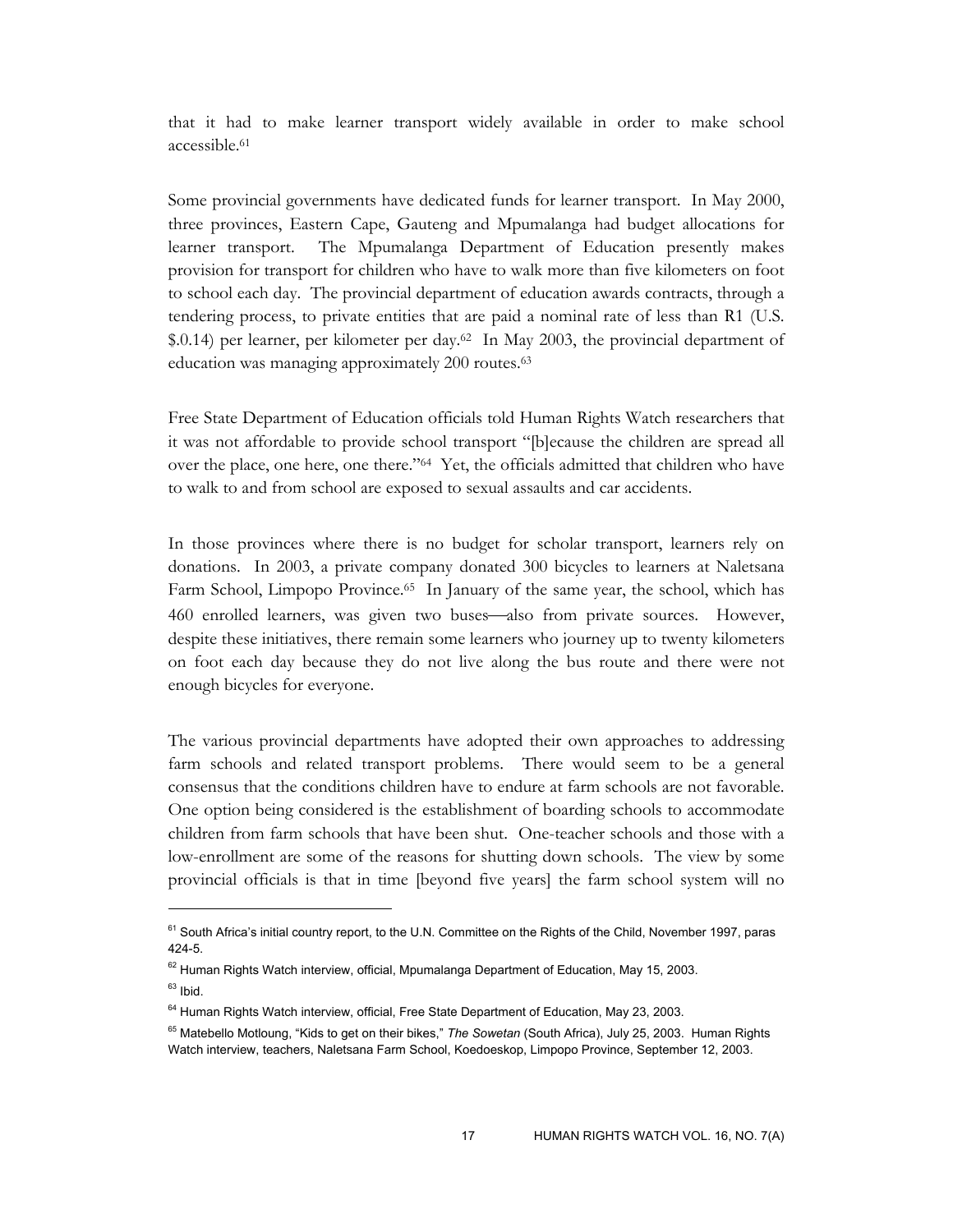that it had to make learner transport widely available in order to make school accessible.[61]

Some provincial governments have dedicated funds for learner transport. In May 2000, three provinces, Eastern Cape, Gauteng and Mpumalanga had budget allocations for learner transport. The Mpumalanga Department of Education presently makes provision for transport for children who have to walk more than five kilometers on foot to school each day. The provincial department of education awards contracts, through a tendering process, to private entities that are paid a nominal rate of less than R1 (U.S. $.0.14) per learner, per kilometer per day.[62] In May 2003, the provincial department of education was managing approximately 200 routes.[63]

Free State Department of Education officials told Human Rights Watch researchers that it was not affordable to provide school transport "[b]ecause the children are spread all over the place, one here, one there."[64] Yet, the officials admitted that children who have to walk to and from school are exposed to sexual assaults and car accidents.

In those provinces where there is no budget for scholar transport, learners rely on donations. In 2003, a private company donated 300 bicycles to learners at Naletsana Farm School, Limpopo Province.[65] In January of the same year, the school, which has 460 enrolled learners, was given two buses—also from private sources. However, despite these initiatives, there remain some learners who journey up to twenty kilometers on foot each day because they do not live along the bus route and there were not enough bicycles for everyone.

The various provincial departments have adopted their own approaches to addressing farm schools and related transport problems. There would seem to be a general consensus that the conditions children have to endure at farm schools are not favorable. One option being considered is the establishment of boarding schools to accommodate children from farm schools that have been shut. One-teacher schools and those with a low-enrollment are some of the reasons for shutting down schools. The view by some provincial officials is that in time [beyond five years] the farm school system will no

---

[61] South Africa's initial country report, to the U.N. Committee on the Rights of the Child, November 1997, paras 424-5.

[62] Human Rights Watch interview, official, Mpumalanga Department of Education, May 15, 2003.

[63] Ibid.

[64] Human Rights Watch interview, official, Free State Department of Education, May 23, 2003.

[65] Matebello Motloung, "Kids to get on their bikes," *The Sowetan* (South Africa), July 25, 2003. Human Rights Watch interview, teachers, Naletsana Farm School, Koedoeskop, Limpopo Province, September 12, 2003.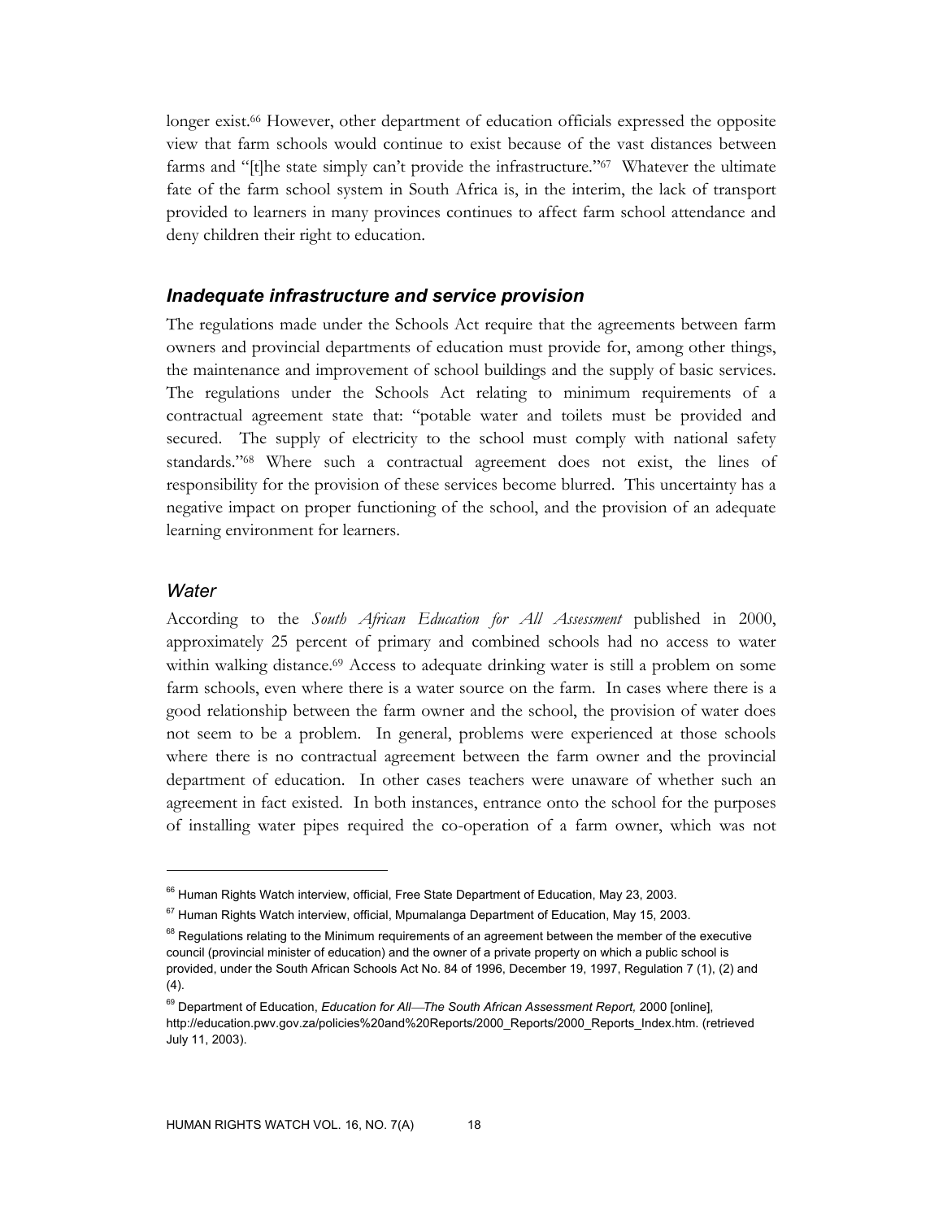longer exist.[66] However, other department of education officials expressed the opposite view that farm schools would continue to exist because of the vast distances between farms and "[t]he state simply can't provide the infrastructure."[67] Whatever the ultimate fate of the farm school system in South Africa is, in the interim, the lack of transport provided to learners in many provinces continues to affect farm school attendance and deny children their right to education.

### *Inadequate infrastructure and service provision*

The regulations made under the Schools Act require that the agreements between farm owners and provincial departments of education must provide for, among other things, the maintenance and improvement of school buildings and the supply of basic services. The regulations under the Schools Act relating to minimum requirements of a contractual agreement state that: "potable water and toilets must be provided and secured. The supply of electricity to the school must comply with national safety standards."[68] Where such a contractual agreement does not exist, the lines of responsibility for the provision of these services become blurred. This uncertainty has a negative impact on proper functioning of the school, and the provision of an adequate learning environment for learners.

#### *Water*

According to the *South African Education for All Assessment* published in 2000, approximately 25 percent of primary and combined schools had no access to water within walking distance.[69] Access to adequate drinking water is still a problem on some farm schools, even where there is a water source on the farm. In cases where there is a good relationship between the farm owner and the school, the provision of water does not seem to be a problem. In general, problems were experienced at those schools where there is no contractual agreement between the farm owner and the provincial department of education. In other cases teachers were unaware of whether such an agreement in fact existed. In both instances, entrance onto the school for the purposes of installing water pipes required the co-operation of a farm owner, which was not

---

[66] Human Rights Watch interview, official, Free State Department of Education, May 23, 2003.

[67] Human Rights Watch interview, official, Mpumalanga Department of Education, May 15, 2003.

[68] Regulations relating to the Minimum requirements of an agreement between the member of the executive council (provincial minister of education) and the owner of a private property on which a public school is provided, under the South African Schools Act No. 84 of 1996, December 19, 1997, Regulation 7 (1), (2) and (4).

[69] Department of Education, *Education for All—The South African Assessment Report,* 2000 [online], http://education.pwv.gov.za/policies%20and%20Reports/2000_Reports/2000_Reports_Index.htm. (retrieved July 11, 2003).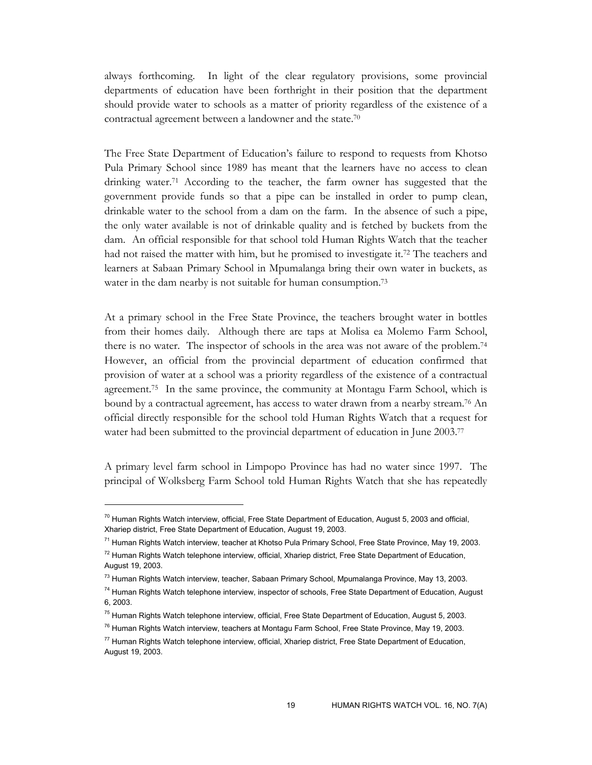always forthcoming. In light of the clear regulatory provisions, some provincial departments of education have been forthright in their position that the department should provide water to schools as a matter of priority regardless of the existence of a contractual agreement between a landowner and the state.[70]

The Free State Department of Education's failure to respond to requests from Khotso Pula Primary School since 1989 has meant that the learners have no access to clean drinking water.[71] According to the teacher, the farm owner has suggested that the government provide funds so that a pipe can be installed in order to pump clean, drinkable water to the school from a dam on the farm. In the absence of such a pipe, the only water available is not of drinkable quality and is fetched by buckets from the dam. An official responsible for that school told Human Rights Watch that the teacher had not raised the matter with him, but he promised to investigate it.[72] The teachers and learners at Sabaan Primary School in Mpumalanga bring their own water in buckets, as water in the dam nearby is not suitable for human consumption.[73]

At a primary school in the Free State Province, the teachers brought water in bottles from their homes daily. Although there are taps at Molisa ea Molemo Farm School, there is no water. The inspector of schools in the area was not aware of the problem.[74] However, an official from the provincial department of education confirmed that provision of water at a school was a priority regardless of the existence of a contractual agreement.[75] In the same province, the community at Montagu Farm School, which is bound by a contractual agreement, has access to water drawn from a nearby stream.[76] An official directly responsible for the school told Human Rights Watch that a request for water had been submitted to the provincial department of education in June 2003.[77]

A primary level farm school in Limpopo Province has had no water since 1997. The principal of Wolksberg Farm School told Human Rights Watch that she has repeatedly

---

[70] Human Rights Watch interview, official, Free State Department of Education, August 5, 2003 and official, Xhariep district, Free State Department of Education, August 19, 2003.

[71] Human Rights Watch interview, teacher at Khotso Pula Primary School, Free State Province, May 19, 2003.

[72] Human Rights Watch telephone interview, official, Xhariep district, Free State Department of Education, August 19, 2003.

[73] Human Rights Watch interview, teacher, Sabaan Primary School, Mpumalanga Province, May 13, 2003.

[74] Human Rights Watch telephone interview, inspector of schools, Free State Department of Education, August 6, 2003.

[75] Human Rights Watch telephone interview, official, Free State Department of Education, August 5, 2003.

[76] Human Rights Watch interview, teachers at Montagu Farm School, Free State Province, May 19, 2003.

[77] Human Rights Watch telephone interview, official, Xhariep district, Free State Department of Education, August 19, 2003.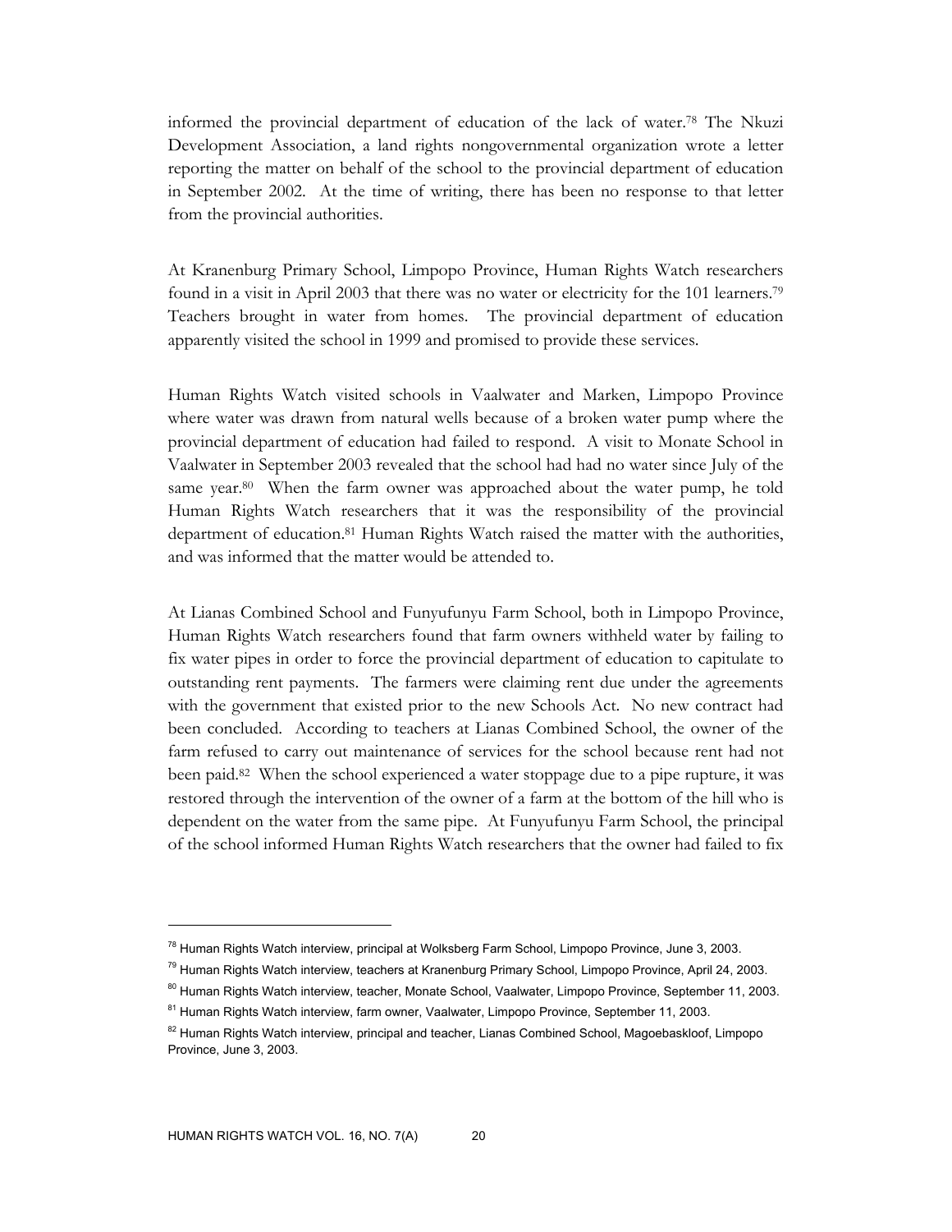informed the provincial department of education of the lack of water.[78] The Nkuzi Development Association, a land rights nongovernmental organization wrote a letter reporting the matter on behalf of the school to the provincial department of education in September 2002. At the time of writing, there has been no response to that letter from the provincial authorities.

At Kranenburg Primary School, Limpopo Province, Human Rights Watch researchers found in a visit in April 2003 that there was no water or electricity for the 101 learners.[79] Teachers brought in water from homes. The provincial department of education apparently visited the school in 1999 and promised to provide these services.

Human Rights Watch visited schools in Vaalwater and Marken, Limpopo Province where water was drawn from natural wells because of a broken water pump where the provincial department of education had failed to respond. A visit to Monate School in Vaalwater in September 2003 revealed that the school had had no water since July of the same year.[80] When the farm owner was approached about the water pump, he told Human Rights Watch researchers that it was the responsibility of the provincial department of education.[81] Human Rights Watch raised the matter with the authorities, and was informed that the matter would be attended to.

At Lianas Combined School and Funyufunyu Farm School, both in Limpopo Province, Human Rights Watch researchers found that farm owners withheld water by failing to fix water pipes in order to force the provincial department of education to capitulate to outstanding rent payments. The farmers were claiming rent due under the agreements with the government that existed prior to the new Schools Act. No new contract had been concluded. According to teachers at Lianas Combined School, the owner of the farm refused to carry out maintenance of services for the school because rent had not been paid.[82] When the school experienced a water stoppage due to a pipe rupture, it was restored through the intervention of the owner of a farm at the bottom of the hill who is dependent on the water from the same pipe. At Funyufunyu Farm School, the principal of the school informed Human Rights Watch researchers that the owner had failed to fix

---

[78] Human Rights Watch interview, principal at Wolksberg Farm School, Limpopo Province, June 3, 2003.

[79] Human Rights Watch interview, teachers at Kranenburg Primary School, Limpopo Province, April 24, 2003.

[80] Human Rights Watch interview, teacher, Monate School, Vaalwater, Limpopo Province, September 11, 2003.

[81] Human Rights Watch interview, farm owner, Vaalwater, Limpopo Province, September 11, 2003.

[82] Human Rights Watch interview, principal and teacher, Lianas Combined School, Magoebaskloof, Limpopo Province, June 3, 2003.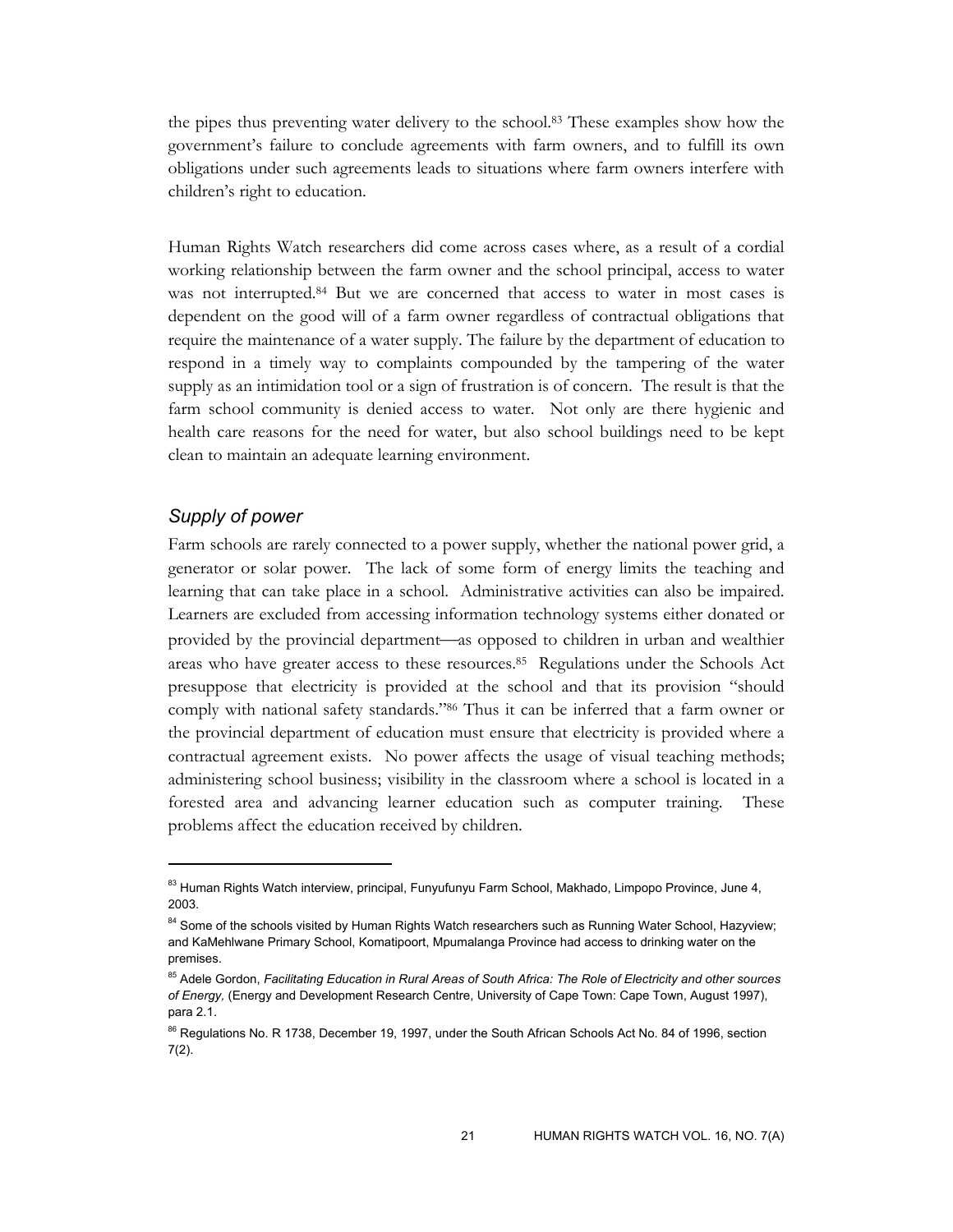the pipes thus preventing water delivery to the school.[83] These examples show how the government's failure to conclude agreements with farm owners, and to fulfill its own obligations under such agreements leads to situations where farm owners interfere with children's right to education.

Human Rights Watch researchers did come across cases where, as a result of a cordial working relationship between the farm owner and the school principal, access to water was not interrupted.[84] But we are concerned that access to water in most cases is dependent on the good will of a farm owner regardless of contractual obligations that require the maintenance of a water supply. The failure by the department of education to respond in a timely way to complaints compounded by the tampering of the water supply as an intimidation tool or a sign of frustration is of concern. The result is that the farm school community is denied access to water. Not only are there hygienic and health care reasons for the need for water, but also school buildings need to be kept clean to maintain an adequate learning environment.

### *Supply of power*

Farm schools are rarely connected to a power supply, whether the national power grid, a generator or solar power. The lack of some form of energy limits the teaching and learning that can take place in a school. Administrative activities can also be impaired. Learners are excluded from accessing information technology systems either donated or provided by the provincial department—as opposed to children in urban and wealthier areas who have greater access to these resources.[85] Regulations under the Schools Act presuppose that electricity is provided at the school and that its provision "should comply with national safety standards."[86] Thus it can be inferred that a farm owner or the provincial department of education must ensure that electricity is provided where a contractual agreement exists. No power affects the usage of visual teaching methods; administering school business; visibility in the classroom where a school is located in a forested area and advancing learner education such as computer training. These problems affect the education received by children.

---

[83] Human Rights Watch interview, principal, Funyufunyu Farm School, Makhado, Limpopo Province, June 4, 2003.

[84] Some of the schools visited by Human Rights Watch researchers such as Running Water School, Hazyview; and KaMehlwane Primary School, Komatipoort, Mpumalanga Province had access to drinking water on the premises.

[85] Adele Gordon, *Facilitating Education in Rural Areas of South Africa: The Role of Electricity and other sources of Energy,* (Energy and Development Research Centre, University of Cape Town: Cape Town, August 1997), para 2.1.

[86] Regulations No. R 1738, December 19, 1997, under the South African Schools Act No. 84 of 1996, section 7(2).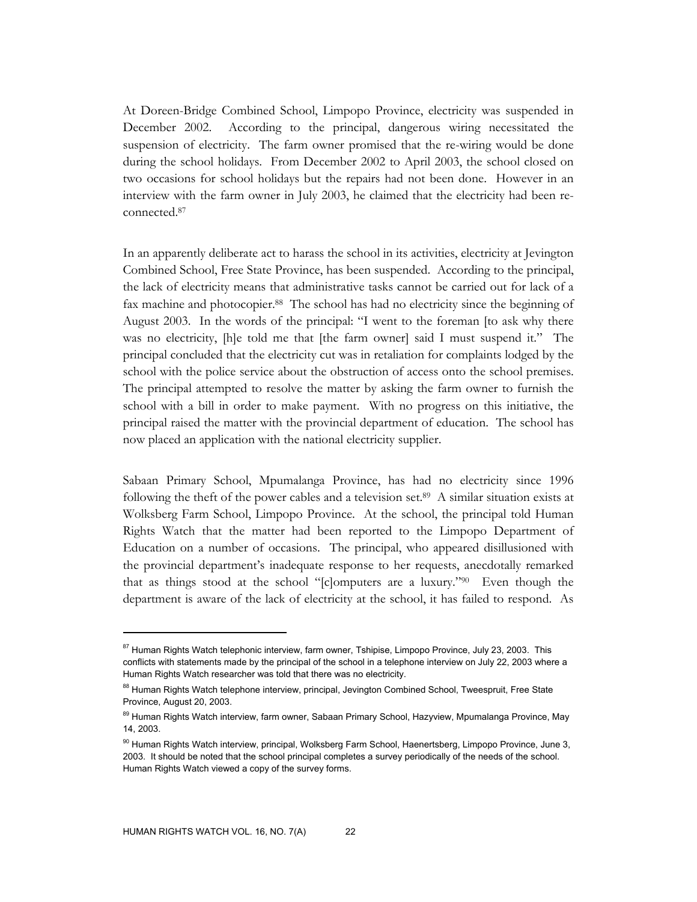At Doreen-Bridge Combined School, Limpopo Province, electricity was suspended in December 2002. According to the principal, dangerous wiring necessitated the suspension of electricity. The farm owner promised that the re-wiring would be done during the school holidays. From December 2002 to April 2003, the school closed on two occasions for school holidays but the repairs had not been done. However in an interview with the farm owner in July 2003, he claimed that the electricity had been re-connected.[87]

In an apparently deliberate act to harass the school in its activities, electricity at Jevington Combined School, Free State Province, has been suspended. According to the principal, the lack of electricity means that administrative tasks cannot be carried out for lack of a fax machine and photocopier.[88] The school has had no electricity since the beginning of August 2003. In the words of the principal: "I went to the foreman [to ask why there was no electricity, [h]e told me that [the farm owner] said I must suspend it." The principal concluded that the electricity cut was in retaliation for complaints lodged by the school with the police service about the obstruction of access onto the school premises. The principal attempted to resolve the matter by asking the farm owner to furnish the school with a bill in order to make payment. With no progress on this initiative, the principal raised the matter with the provincial department of education. The school has now placed an application with the national electricity supplier.

Sabaan Primary School, Mpumalanga Province, has had no electricity since 1996 following the theft of the power cables and a television set.[89] A similar situation exists at Wolksberg Farm School, Limpopo Province. At the school, the principal told Human Rights Watch that the matter had been reported to the Limpopo Department of Education on a number of occasions. The principal, who appeared disillusioned with the provincial department's inadequate response to her requests, anecdotally remarked that as things stood at the school "[c]omputers are a luxury."[90] Even though the department is aware of the lack of electricity at the school, it has failed to respond. As

---

[87] Human Rights Watch telephonic interview, farm owner, Tshipise, Limpopo Province, July 23, 2003. This conflicts with statements made by the principal of the school in a telephone interview on July 22, 2003 where a Human Rights Watch researcher was told that there was no electricity.

[88] Human Rights Watch telephone interview, principal, Jevington Combined School, Tweespruit, Free State Province, August 20, 2003.

[89] Human Rights Watch interview, farm owner, Sabaan Primary School, Hazyview, Mpumalanga Province, May 14, 2003.

[90] Human Rights Watch interview, principal, Wolksberg Farm School, Haenertsberg, Limpopo Province, June 3, 2003. It should be noted that the school principal completes a survey periodically of the needs of the school. Human Rights Watch viewed a copy of the survey forms.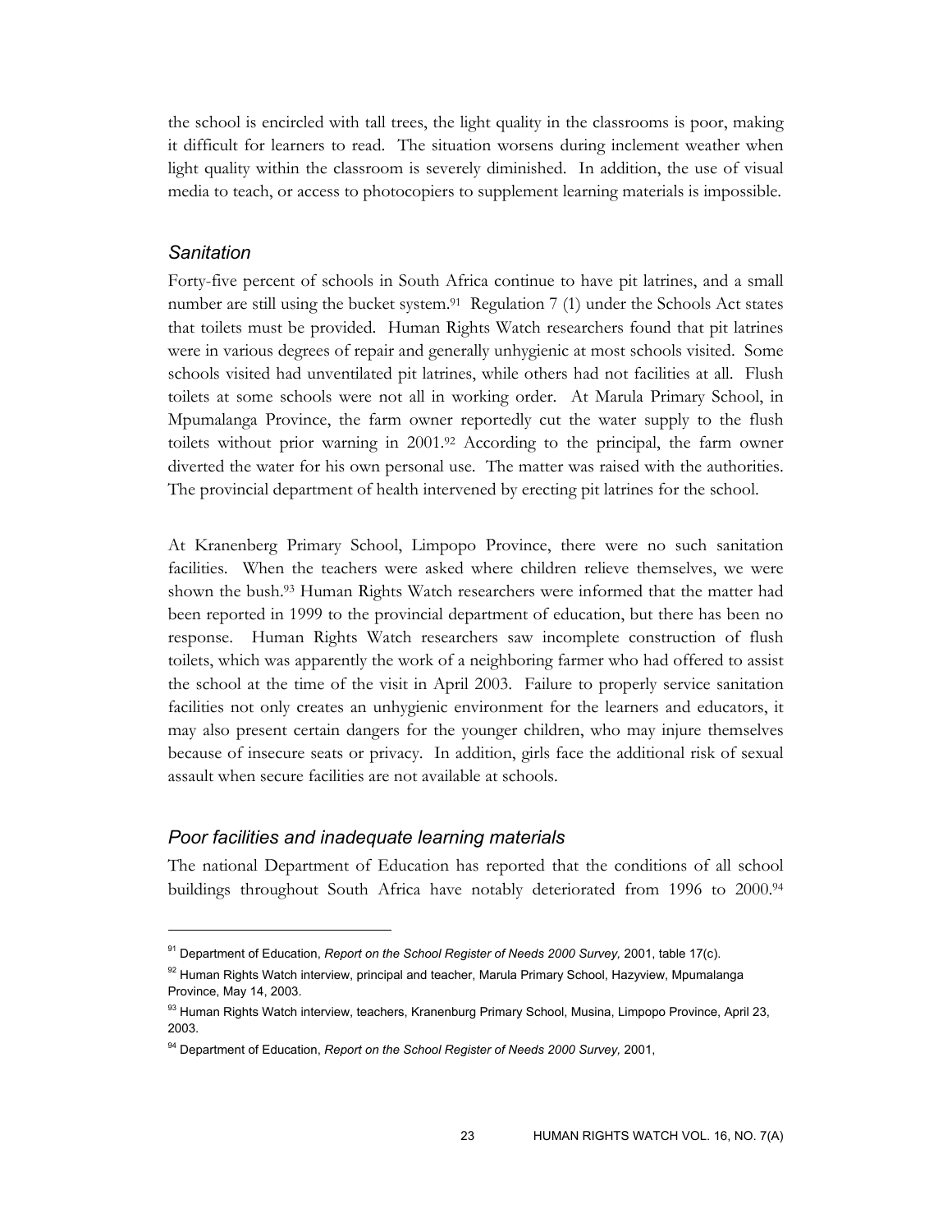the school is encircled with tall trees, the light quality in the classrooms is poor, making it difficult for learners to read. The situation worsens during inclement weather when light quality within the classroom is severely diminished. In addition, the use of visual media to teach, or access to photocopiers to supplement learning materials is impossible.

### *Sanitation*

Forty-five percent of schools in South Africa continue to have pit latrines, and a small number are still using the bucket system.[91] Regulation 7 (1) under the Schools Act states that toilets must be provided. Human Rights Watch researchers found that pit latrines were in various degrees of repair and generally unhygienic at most schools visited. Some schools visited had unventilated pit latrines, while others had not facilities at all. Flush toilets at some schools were not all in working order. At Marula Primary School, in Mpumalanga Province, the farm owner reportedly cut the water supply to the flush toilets without prior warning in 2001.[92] According to the principal, the farm owner diverted the water for his own personal use. The matter was raised with the authorities. The provincial department of health intervened by erecting pit latrines for the school.

At Kranenberg Primary School, Limpopo Province, there were no such sanitation facilities. When the teachers were asked where children relieve themselves, we were shown the bush.[93] Human Rights Watch researchers were informed that the matter had been reported in 1999 to the provincial department of education, but there has been no response. Human Rights Watch researchers saw incomplete construction of flush toilets, which was apparently the work of a neighboring farmer who had offered to assist the school at the time of the visit in April 2003. Failure to properly service sanitation facilities not only creates an unhygienic environment for the learners and educators, it may also present certain dangers for the younger children, who may injure themselves because of insecure seats or privacy. In addition, girls face the additional risk of sexual assault when secure facilities are not available at schools.

### *Poor facilities and inadequate learning materials*

The national Department of Education has reported that the conditions of all school buildings throughout South Africa have notably deteriorated from 1996 to 2000.[94]

---

[91] Department of Education, *Report on the School Register of Needs 2000 Survey,* 2001, table 17(c).

[92] Human Rights Watch interview, principal and teacher, Marula Primary School, Hazyview, Mpumalanga Province, May 14, 2003.

[93] Human Rights Watch interview, teachers, Kranenburg Primary School, Musina, Limpopo Province, April 23, 2003.

[94] Department of Education, *Report on the School Register of Needs 2000 Survey,* 2001,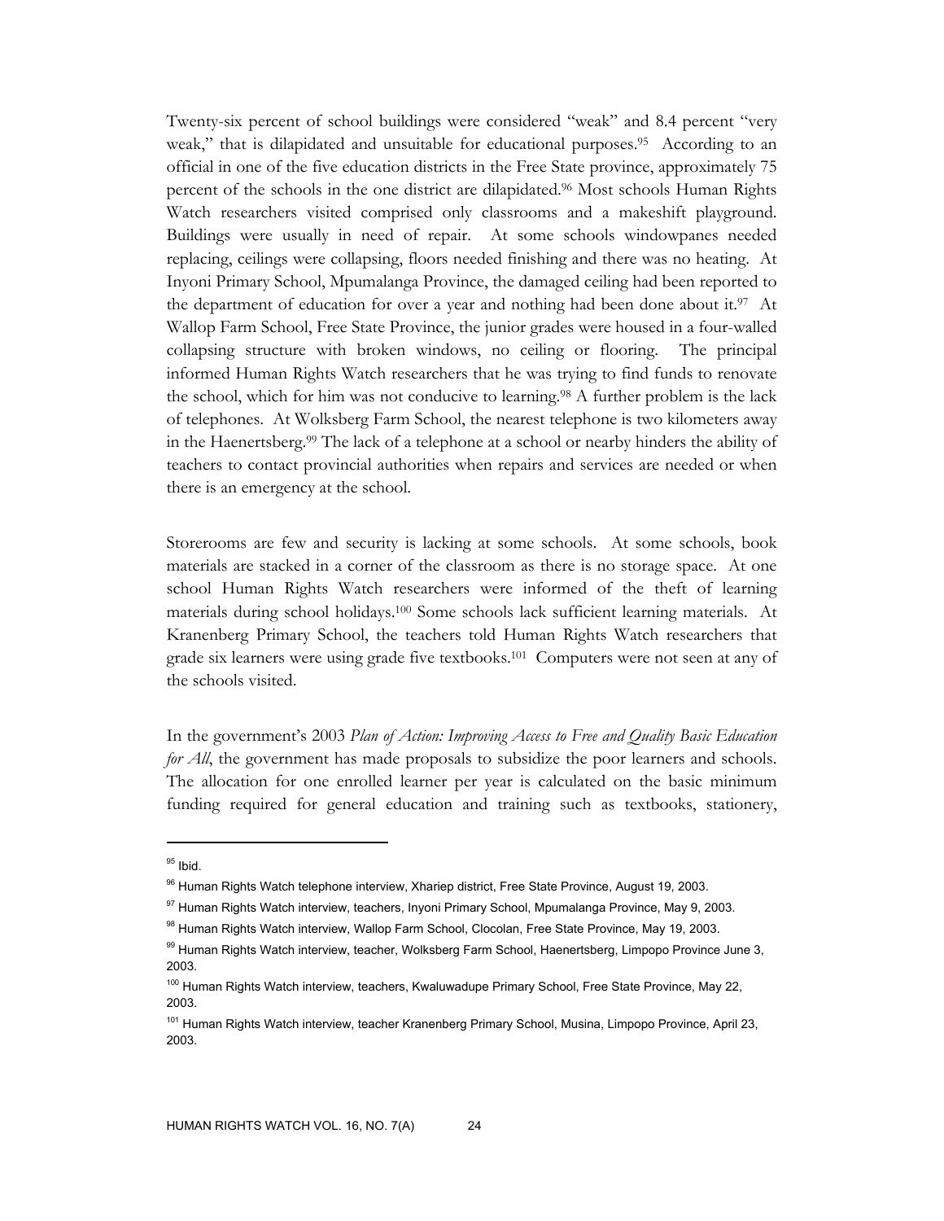Twenty-six percent of school buildings were considered "weak" and 8.4 percent "very weak," that is dilapidated and unsuitable for educational purposes.[95] According to an official in one of the five education districts in the Free State province, approximately 75 percent of the schools in the one district are dilapidated.[96] Most schools Human Rights Watch researchers visited comprised only classrooms and a makeshift playground. Buildings were usually in need of repair. At some schools windowpanes needed replacing, ceilings were collapsing, floors needed finishing and there was no heating. At Inyoni Primary School, Mpumalanga Province, the damaged ceiling had been reported to the department of education for over a year and nothing had been done about it.[97] At Wallop Farm School, Free State Province, the junior grades were housed in a four-walled collapsing structure with broken windows, no ceiling or flooring. The principal informed Human Rights Watch researchers that he was trying to find funds to renovate the school, which for him was not conducive to learning.[98] A further problem is the lack of telephones. At Wolksberg Farm School, the nearest telephone is two kilometers away in the Haenertsberg.[99] The lack of a telephone at a school or nearby hinders the ability of teachers to contact provincial authorities when repairs and services are needed or when there is an emergency at the school.

Storerooms are few and security is lacking at some schools. At some schools, book materials are stacked in a corner of the classroom as there is no storage space. At one school Human Rights Watch researchers were informed of the theft of learning materials during school holidays.[100] Some schools lack sufficient learning materials. At Kranenberg Primary School, the teachers told Human Rights Watch researchers that grade six learners were using grade five textbooks.[101] Computers were not seen at any of the schools visited.

In the government's 2003 *Plan of Action: Improving Access to Free and Quality Basic Education for All*, the government has made proposals to subsidize the poor learners and schools. The allocation for one enrolled learner per year is calculated on the basic minimum funding required for general education and training such as textbooks, stationery,

---

[95] Ibid.

[96] Human Rights Watch telephone interview, Xhariep district, Free State Province, August 19, 2003.

[97] Human Rights Watch interview, teachers, Inyoni Primary School, Mpumalanga Province, May 9, 2003.

[98] Human Rights Watch interview, Wallop Farm School, Clocolan, Free State Province, May 19, 2003.

[99] Human Rights Watch interview, teacher, Wolksberg Farm School, Haenertsberg, Limpopo Province June 3, 2003.

[100] Human Rights Watch interview, teachers, Kwaluwadupe Primary School, Free State Province, May 22, 2003.

[101] Human Rights Watch interview, teacher Kranenberg Primary School, Musina, Limpopo Province, April 23, 2003.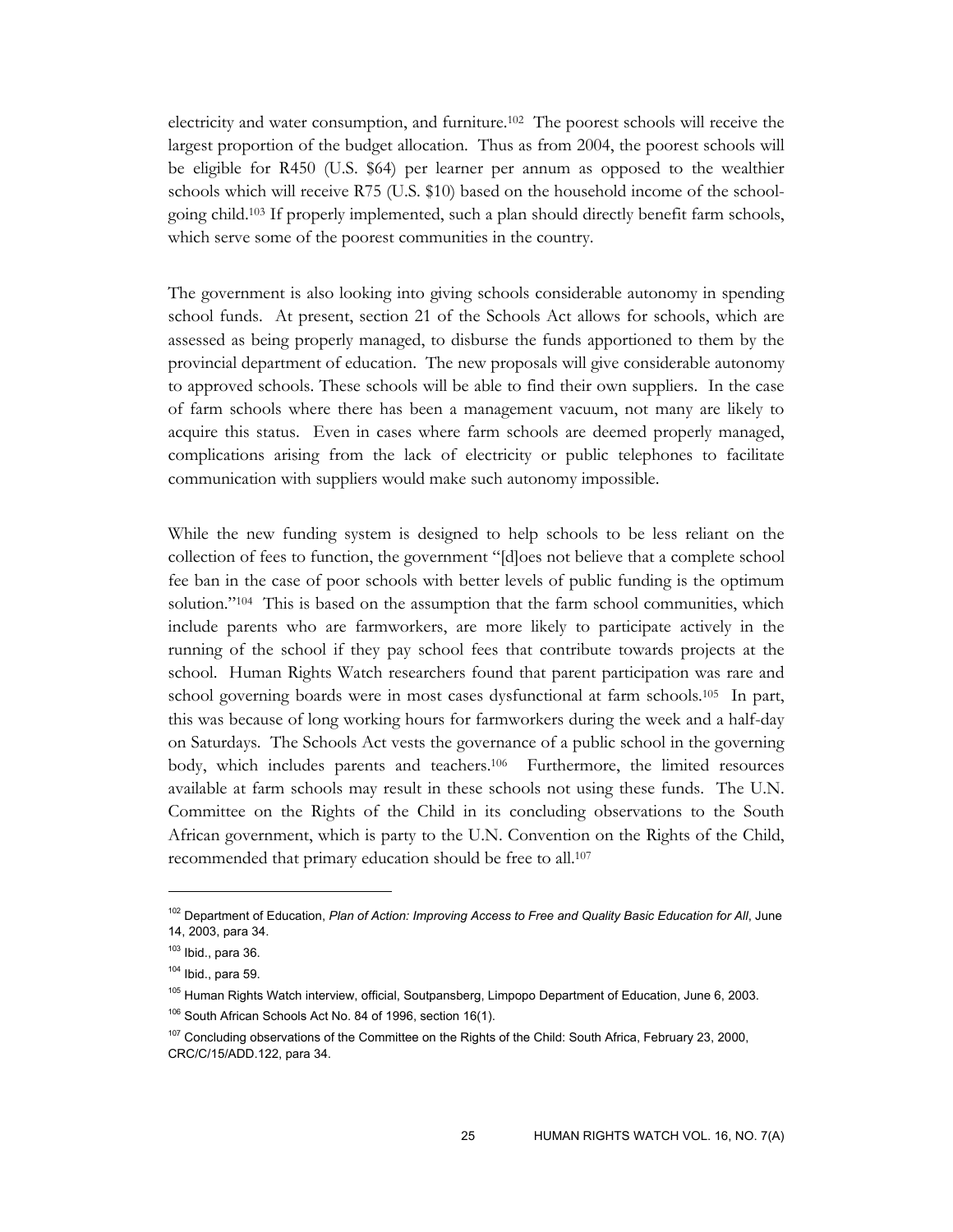electricity and water consumption, and furniture.[102] The poorest schools will receive the largest proportion of the budget allocation. Thus as from 2004, the poorest schools will be eligible for R450 (U.S. $64) per learner per annum as opposed to the wealthier schools which will receive R75 (U.S. $10) based on the household income of the school-going child.[103] If properly implemented, such a plan should directly benefit farm schools, which serve some of the poorest communities in the country.

The government is also looking into giving schools considerable autonomy in spending school funds. At present, section 21 of the Schools Act allows for schools, which are assessed as being properly managed, to disburse the funds apportioned to them by the provincial department of education. The new proposals will give considerable autonomy to approved schools. These schools will be able to find their own suppliers. In the case of farm schools where there has been a management vacuum, not many are likely to acquire this status. Even in cases where farm schools are deemed properly managed, complications arising from the lack of electricity or public telephones to facilitate communication with suppliers would make such autonomy impossible.

While the new funding system is designed to help schools to be less reliant on the collection of fees to function, the government "[d]oes not believe that a complete school fee ban in the case of poor schools with better levels of public funding is the optimum solution."[104] This is based on the assumption that the farm school communities, which include parents who are farmworkers, are more likely to participate actively in the running of the school if they pay school fees that contribute towards projects at the school. Human Rights Watch researchers found that parent participation was rare and school governing boards were in most cases dysfunctional at farm schools.[105] In part, this was because of long working hours for farmworkers during the week and a half-day on Saturdays. The Schools Act vests the governance of a public school in the governing body, which includes parents and teachers.[106] Furthermore, the limited resources available at farm schools may result in these schools not using these funds. The U.N. Committee on the Rights of the Child in its concluding observations to the South African government, which is party to the U.N. Convention on the Rights of the Child, recommended that primary education should be free to all.[107]

---

[102] Department of Education, *Plan of Action: Improving Access to Free and Quality Basic Education for All*, June 14, 2003, para 34.

[103] Ibid., para 36.

[104] Ibid., para 59.

[105] Human Rights Watch interview, official, Soutpansberg, Limpopo Department of Education, June 6, 2003.

[106] South African Schools Act No. 84 of 1996, section 16(1).

[107] Concluding observations of the Committee on the Rights of the Child: South Africa, February 23, 2000, CRC/C/15/ADD.122, para 34.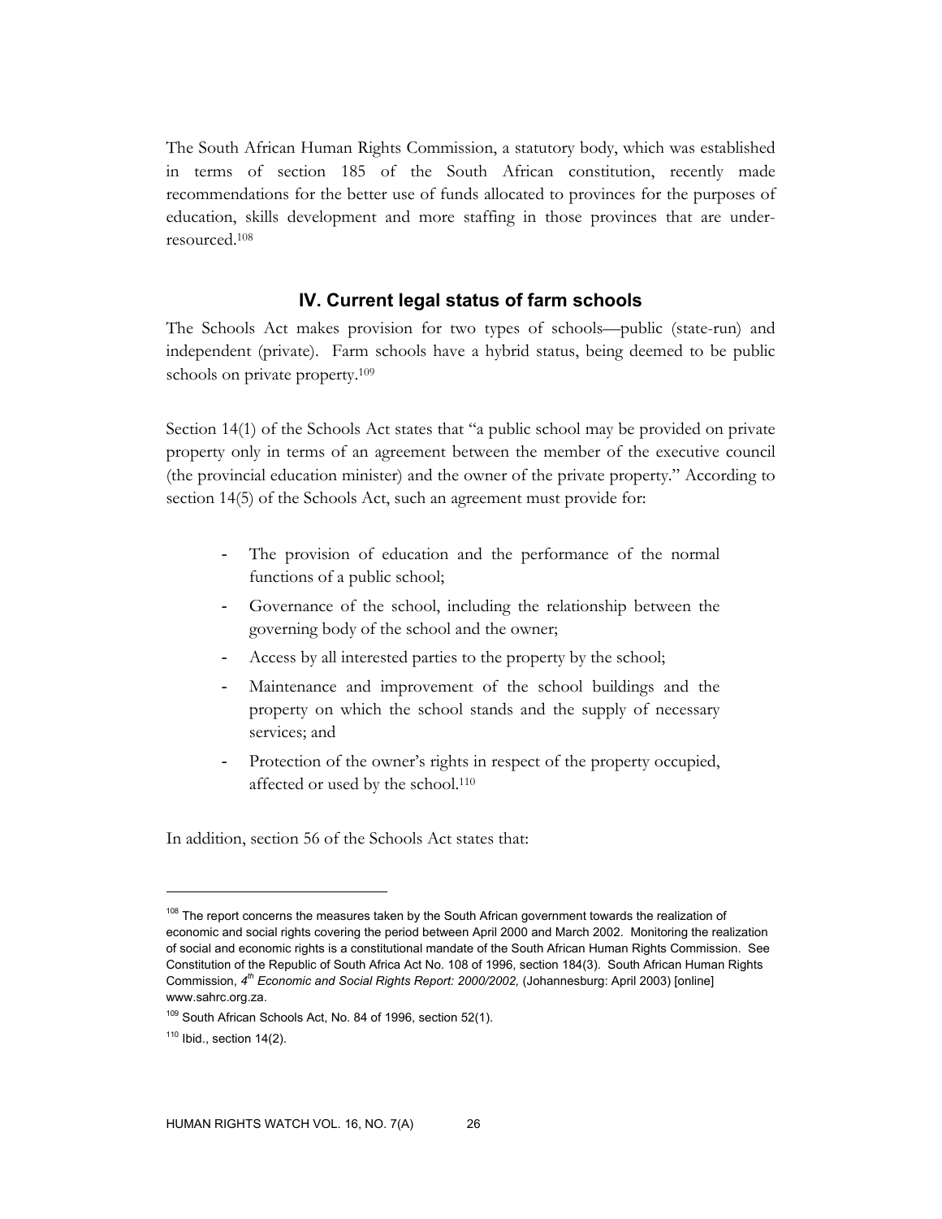The South African Human Rights Commission, a statutory body, which was established in terms of section 185 of the South African constitution, recently made recommendations for the better use of funds allocated to provinces for the purposes of education, skills development and more staffing in those provinces that are under-resourced.[108]

## IV. Current legal status of farm schools

The Schools Act makes provision for two types of schools—public (state-run) and independent (private). Farm schools have a hybrid status, being deemed to be public schools on private property.[109]

Section 14(1) of the Schools Act states that "a public school may be provided on private property only in terms of an agreement between the member of the executive council (the provincial education minister) and the owner of the private property." According to section 14(5) of the Schools Act, such an agreement must provide for:

- The provision of education and the performance of the normal functions of a public school;
- Governance of the school, including the relationship between the governing body of the school and the owner;
- Access by all interested parties to the property by the school;
- Maintenance and improvement of the school buildings and the property on which the school stands and the supply of necessary services; and
- Protection of the owner's rights in respect of the property occupied, affected or used by the school.[110]

In addition, section 56 of the Schools Act states that:

---

[108] The report concerns the measures taken by the South African government towards the realization of economic and social rights covering the period between April 2000 and March 2002. Monitoring the realization of social and economic rights is a constitutional mandate of the South African Human Rights Commission. See Constitution of the Republic of South Africa Act No. 108 of 1996, section 184(3). South African Human Rights Commission, *4th Economic and Social Rights Report: 2000/2002,* (Johannesburg: April 2003) [online] www.sahrc.org.za.

[109] South African Schools Act, No. 84 of 1996, section 52(1).

[110] Ibid., section 14(2).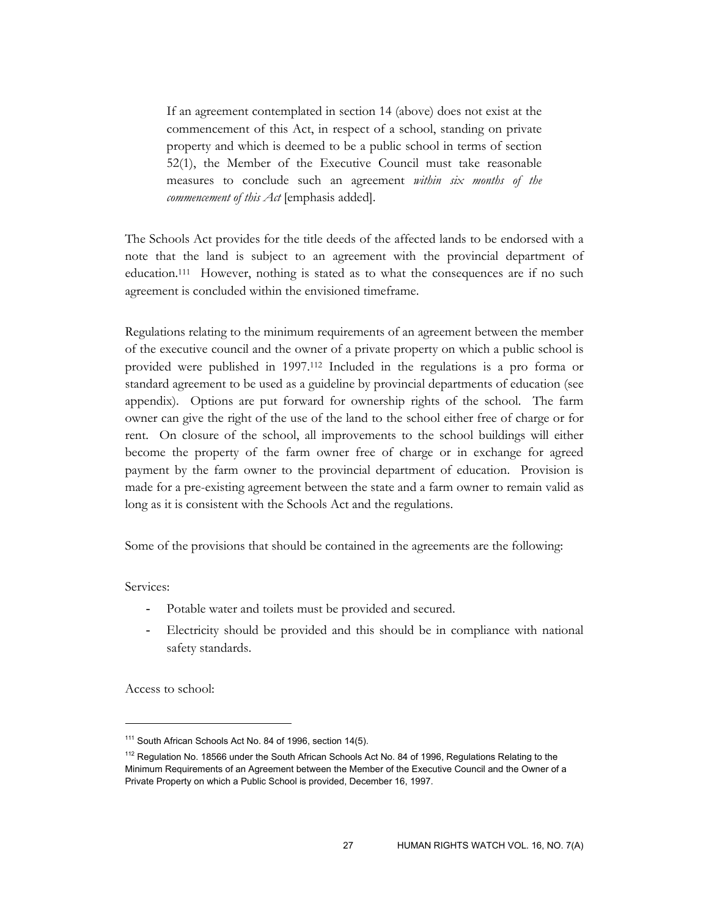> If an agreement contemplated in section 14 (above) does not exist at the commencement of this Act, in respect of a school, standing on private property and which is deemed to be a public school in terms of section 52(1), the Member of the Executive Council must take reasonable measures to conclude such an agreement *within six months of the commencement of this Act* [emphasis added].

The Schools Act provides for the title deeds of the affected lands to be endorsed with a note that the land is subject to an agreement with the provincial department of education.[111] However, nothing is stated as to what the consequences are if no such agreement is concluded within the envisioned timeframe.

Regulations relating to the minimum requirements of an agreement between the member of the executive council and the owner of a private property on which a public school is provided were published in 1997.[112] Included in the regulations is a pro forma or standard agreement to be used as a guideline by provincial departments of education (see appendix). Options are put forward for ownership rights of the school. The farm owner can give the right of the use of the land to the school either free of charge or for rent. On closure of the school, all improvements to the school buildings will either become the property of the farm owner free of charge or in exchange for agreed payment by the farm owner to the provincial department of education. Provision is made for a pre-existing agreement between the state and a farm owner to remain valid as long as it is consistent with the Schools Act and the regulations.

Some of the provisions that should be contained in the agreements are the following:

Services:

- Potable water and toilets must be provided and secured.
- Electricity should be provided and this should be in compliance with national safety standards.

Access to school:

---

[111] South African Schools Act No. 84 of 1996, section 14(5).

[112] Regulation No. 18566 under the South African Schools Act No. 84 of 1996, Regulations Relating to the Minimum Requirements of an Agreement between the Member of the Executive Council and the Owner of a Private Property on which a Public School is provided, December 16, 1997.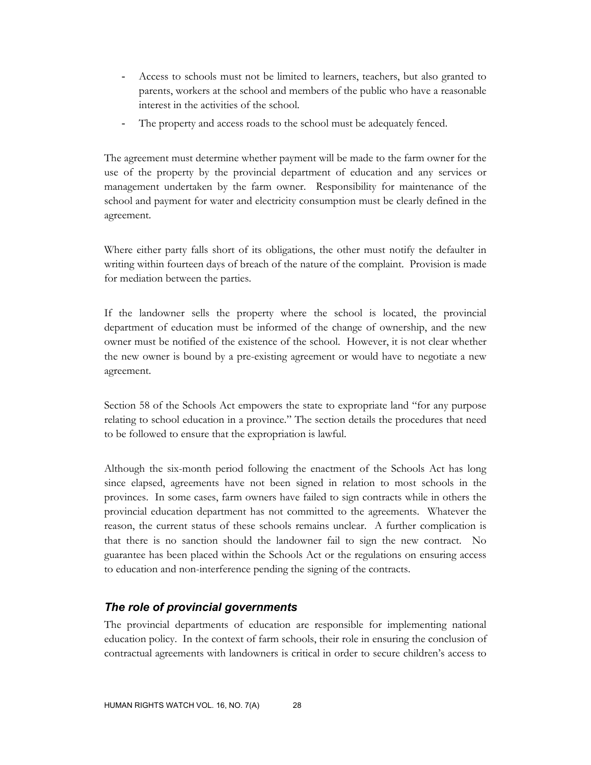- Access to schools must not be limited to learners, teachers, but also granted to parents, workers at the school and members of the public who have a reasonable interest in the activities of the school.
- The property and access roads to the school must be adequately fenced.

The agreement must determine whether payment will be made to the farm owner for the use of the property by the provincial department of education and any services or management undertaken by the farm owner. Responsibility for maintenance of the school and payment for water and electricity consumption must be clearly defined in the agreement.

Where either party falls short of its obligations, the other must notify the defaulter in writing within fourteen days of breach of the nature of the complaint. Provision is made for mediation between the parties.

If the landowner sells the property where the school is located, the provincial department of education must be informed of the change of ownership, and the new owner must be notified of the existence of the school. However, it is not clear whether the new owner is bound by a pre-existing agreement or would have to negotiate a new agreement.

Section 58 of the Schools Act empowers the state to expropriate land "for any purpose relating to school education in a province." The section details the procedures that need to be followed to ensure that the expropriation is lawful.

Although the six-month period following the enactment of the Schools Act has long since elapsed, agreements have not been signed in relation to most schools in the provinces. In some cases, farm owners have failed to sign contracts while in others the provincial education department has not committed to the agreements. Whatever the reason, the current status of these schools remains unclear. A further complication is that there is no sanction should the landowner fail to sign the new contract. No guarantee has been placed within the Schools Act or the regulations on ensuring access to education and non-interference pending the signing of the contracts.

### *The role of provincial governments*

The provincial departments of education are responsible for implementing national education policy. In the context of farm schools, their role in ensuring the conclusion of contractual agreements with landowners is critical in order to secure children's access to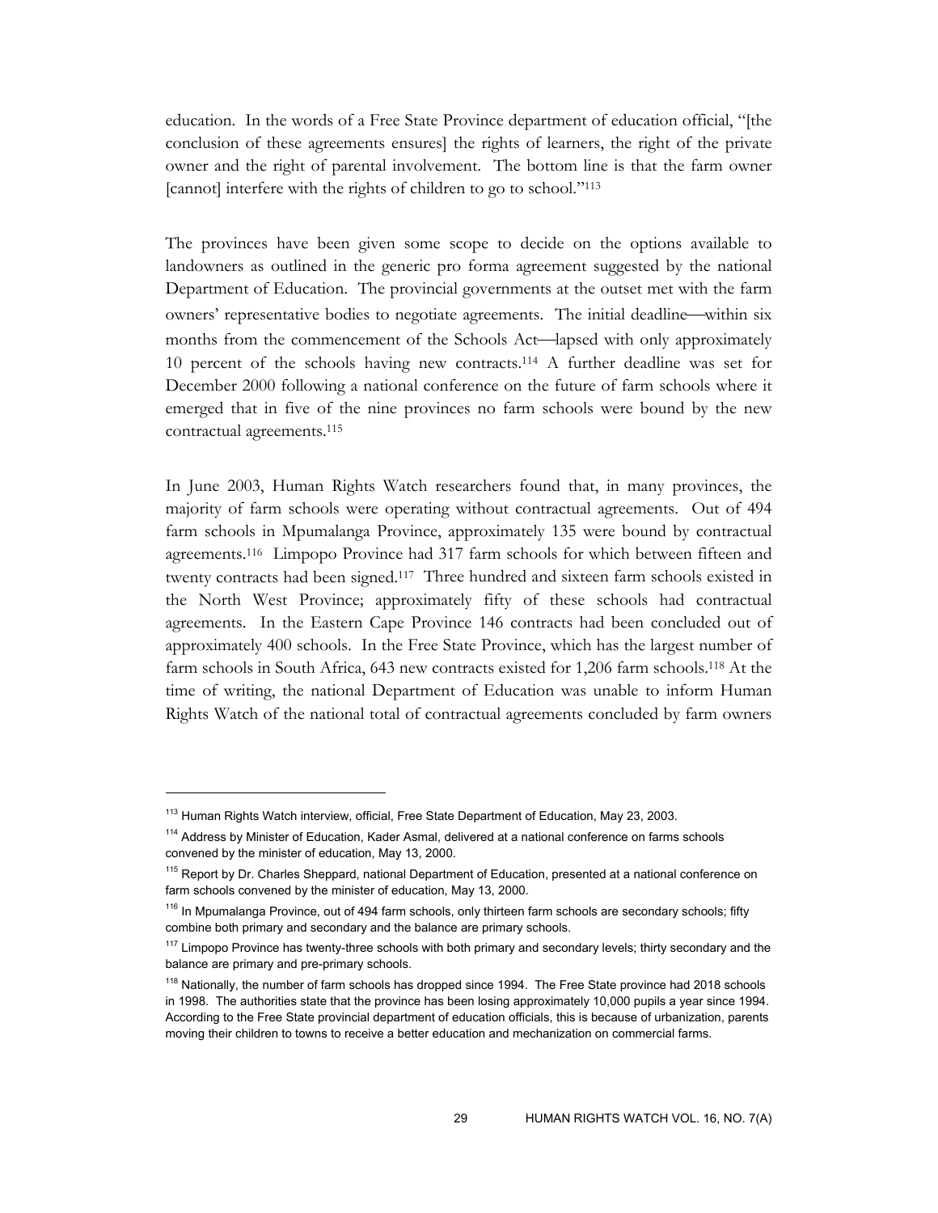education. In the words of a Free State Province department of education official, "[the conclusion of these agreements ensures] the rights of learners, the right of the private owner and the right of parental involvement. The bottom line is that the farm owner [cannot] interfere with the rights of children to go to school."[113]

The provinces have been given some scope to decide on the options available to landowners as outlined in the generic pro forma agreement suggested by the national Department of Education. The provincial governments at the outset met with the farm owners' representative bodies to negotiate agreements. The initial deadline—within six months from the commencement of the Schools Act—lapsed with only approximately 10 percent of the schools having new contracts.[114] A further deadline was set for December 2000 following a national conference on the future of farm schools where it emerged that in five of the nine provinces no farm schools were bound by the new contractual agreements.[115]

In June 2003, Human Rights Watch researchers found that, in many provinces, the majority of farm schools were operating without contractual agreements. Out of 494 farm schools in Mpumalanga Province, approximately 135 were bound by contractual agreements.[116] Limpopo Province had 317 farm schools for which between fifteen and twenty contracts had been signed.[117] Three hundred and sixteen farm schools existed in the North West Province; approximately fifty of these schools had contractual agreements. In the Eastern Cape Province 146 contracts had been concluded out of approximately 400 schools. In the Free State Province, which has the largest number of farm schools in South Africa, 643 new contracts existed for 1,206 farm schools.[118] At the time of writing, the national Department of Education was unable to inform Human Rights Watch of the national total of contractual agreements concluded by farm owners

---

[113] Human Rights Watch interview, official, Free State Department of Education, May 23, 2003.

[114] Address by Minister of Education, Kader Asmal, delivered at a national conference on farms schools convened by the minister of education, May 13, 2000.

[115] Report by Dr. Charles Sheppard, national Department of Education, presented at a national conference on farm schools convened by the minister of education, May 13, 2000.

[116] In Mpumalanga Province, out of 494 farm schools, only thirteen farm schools are secondary schools; fifty combine both primary and secondary and the balance are primary schools.

[117] Limpopo Province has twenty-three schools with both primary and secondary levels; thirty secondary and the balance are primary and pre-primary schools.

[118] Nationally, the number of farm schools has dropped since 1994. The Free State province had 2018 schools in 1998. The authorities state that the province has been losing approximately 10,000 pupils a year since 1994. According to the Free State provincial department of education officials, this is because of urbanization, parents moving their children to towns to receive a better education and mechanization on commercial farms.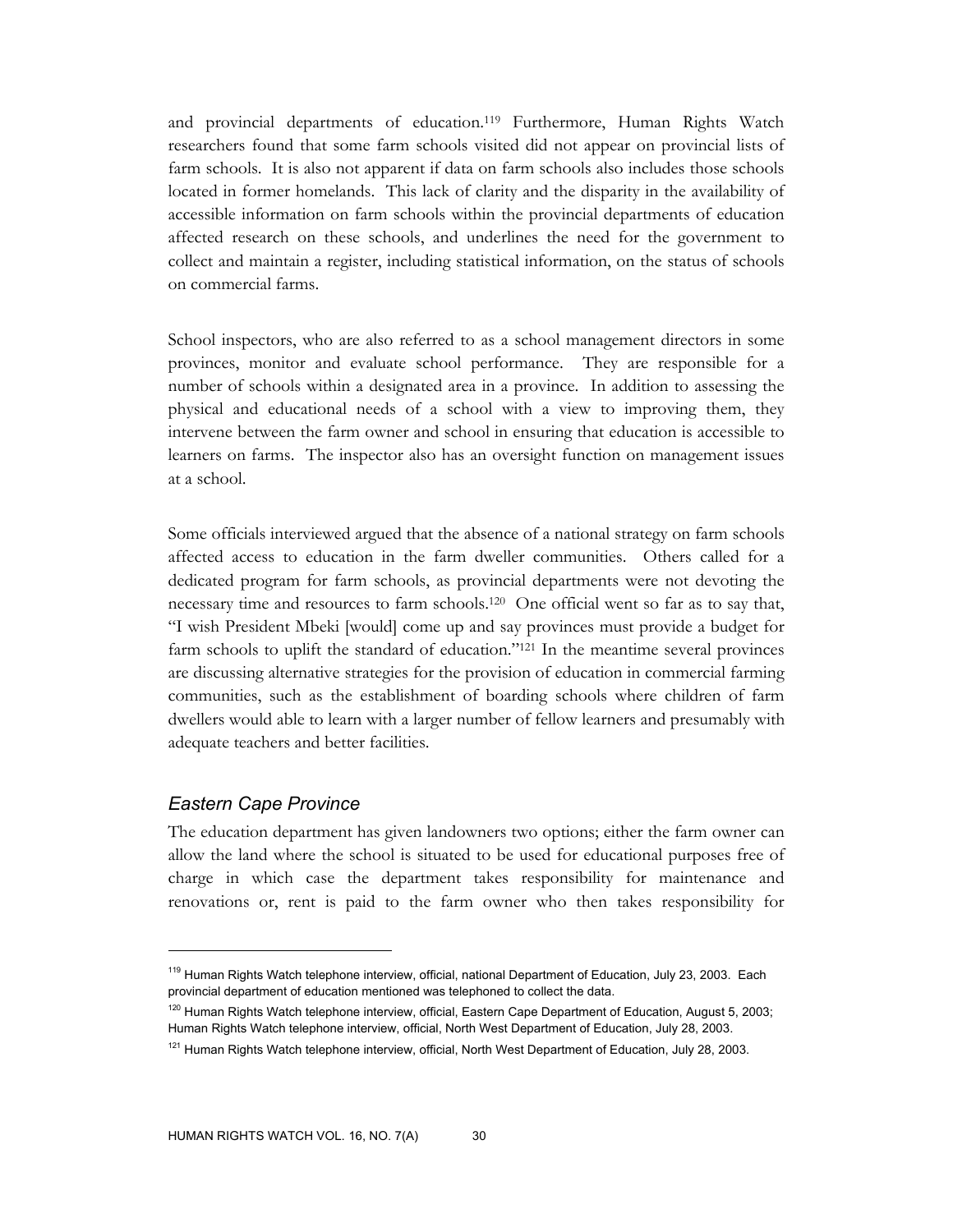and provincial departments of education.[119] Furthermore, Human Rights Watch researchers found that some farm schools visited did not appear on provincial lists of farm schools. It is also not apparent if data on farm schools also includes those schools located in former homelands. This lack of clarity and the disparity in the availability of accessible information on farm schools within the provincial departments of education affected research on these schools, and underlines the need for the government to collect and maintain a register, including statistical information, on the status of schools on commercial farms.

School inspectors, who are also referred to as a school management directors in some provinces, monitor and evaluate school performance. They are responsible for a number of schools within a designated area in a province. In addition to assessing the physical and educational needs of a school with a view to improving them, they intervene between the farm owner and school in ensuring that education is accessible to learners on farms. The inspector also has an oversight function on management issues at a school.

Some officials interviewed argued that the absence of a national strategy on farm schools affected access to education in the farm dweller communities. Others called for a dedicated program for farm schools, as provincial departments were not devoting the necessary time and resources to farm schools.[120] One official went so far as to say that, "I wish President Mbeki [would] come up and say provinces must provide a budget for farm schools to uplift the standard of education."[121] In the meantime several provinces are discussing alternative strategies for the provision of education in commercial farming communities, such as the establishment of boarding schools where children of farm dwellers would able to learn with a larger number of fellow learners and presumably with adequate teachers and better facilities.

### *Eastern Cape Province*

The education department has given landowners two options; either the farm owner can allow the land where the school is situated to be used for educational purposes free of charge in which case the department takes responsibility for maintenance and renovations or, rent is paid to the farm owner who then takes responsibility for

---

[119] Human Rights Watch telephone interview, official, national Department of Education, July 23, 2003. Each provincial department of education mentioned was telephoned to collect the data.

[120] Human Rights Watch telephone interview, official, Eastern Cape Department of Education, August 5, 2003; Human Rights Watch telephone interview, official, North West Department of Education, July 28, 2003.

[121] Human Rights Watch telephone interview, official, North West Department of Education, July 28, 2003.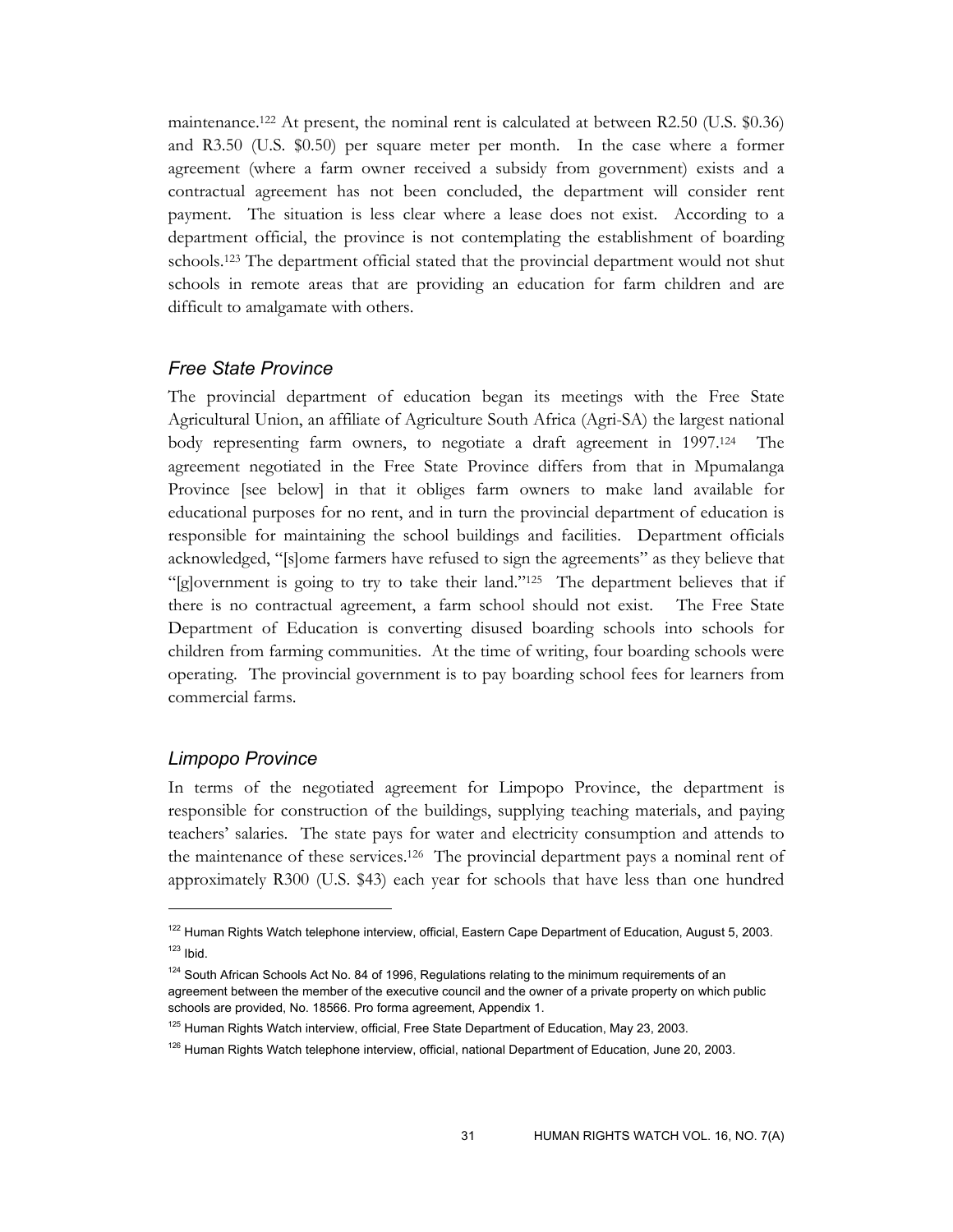maintenance.[122] At present, the nominal rent is calculated at between R2.50 (U.S. $0.36) and R3.50 (U.S. $0.50) per square meter per month. In the case where a former agreement (where a farm owner received a subsidy from government) exists and a contractual agreement has not been concluded, the department will consider rent payment. The situation is less clear where a lease does not exist. According to a department official, the province is not contemplating the establishment of boarding schools.[123] The department official stated that the provincial department would not shut schools in remote areas that are providing an education for farm children and are difficult to amalgamate with others.

### *Free State Province*

The provincial department of education began its meetings with the Free State Agricultural Union, an affiliate of Agriculture South Africa (Agri-SA) the largest national body representing farm owners, to negotiate a draft agreement in 1997.[124] The agreement negotiated in the Free State Province differs from that in Mpumalanga Province [see below] in that it obliges farm owners to make land available for educational purposes for no rent, and in turn the provincial department of education is responsible for maintaining the school buildings and facilities. Department officials acknowledged, "[s]ome farmers have refused to sign the agreements" as they believe that "[g]overnment is going to try to take their land."[125] The department believes that if there is no contractual agreement, a farm school should not exist. The Free State Department of Education is converting disused boarding schools into schools for children from farming communities. At the time of writing, four boarding schools were operating. The provincial government is to pay boarding school fees for learners from commercial farms.

### *Limpopo Province*

In terms of the negotiated agreement for Limpopo Province, the department is responsible for construction of the buildings, supplying teaching materials, and paying teachers' salaries. The state pays for water and electricity consumption and attends to the maintenance of these services.[126] The provincial department pays a nominal rent of approximately R300 (U.S. $43) each year for schools that have less than one hundred

---

[122] Human Rights Watch telephone interview, official, Eastern Cape Department of Education, August 5, 2003.

[123] Ibid.

[124] South African Schools Act No. 84 of 1996, Regulations relating to the minimum requirements of an agreement between the member of the executive council and the owner of a private property on which public schools are provided, No. 18566. Pro forma agreement, Appendix 1.

[125] Human Rights Watch interview, official, Free State Department of Education, May 23, 2003.

[126] Human Rights Watch telephone interview, official, national Department of Education, June 20, 2003.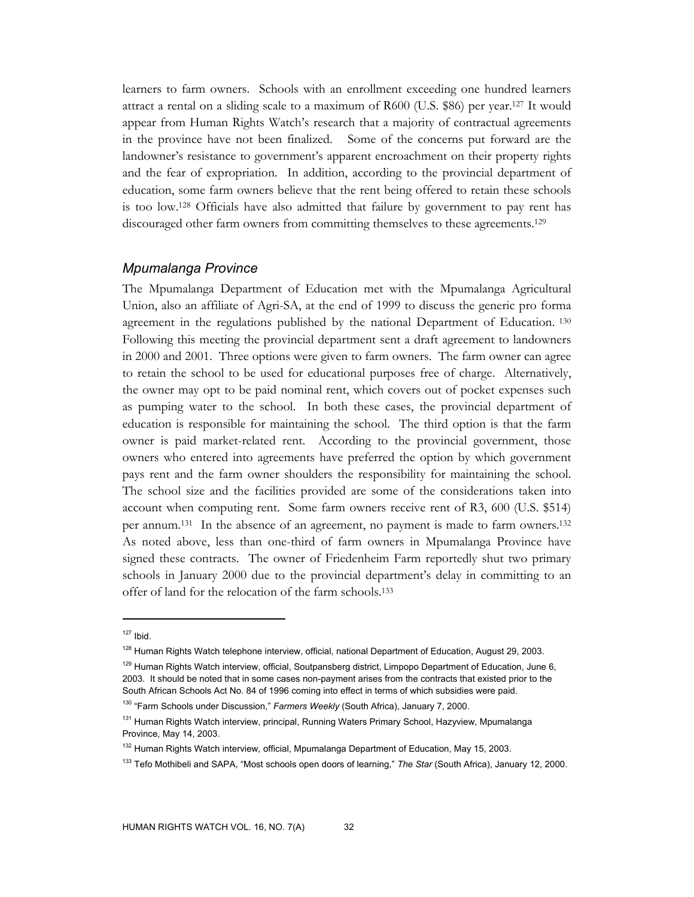learners to farm owners. Schools with an enrollment exceeding one hundred learners attract a rental on a sliding scale to a maximum of R600 (U.S. $86) per year.[127] It would appear from Human Rights Watch's research that a majority of contractual agreements in the province have not been finalized. Some of the concerns put forward are the landowner's resistance to government's apparent encroachment on their property rights and the fear of expropriation. In addition, according to the provincial department of education, some farm owners believe that the rent being offered to retain these schools is too low.[128] Officials have also admitted that failure by government to pay rent has discouraged other farm owners from committing themselves to these agreements.[129]

### *Mpumalanga Province*

The Mpumalanga Department of Education met with the Mpumalanga Agricultural Union, also an affiliate of Agri-SA, at the end of 1999 to discuss the generic pro forma agreement in the regulations published by the national Department of Education. [130] Following this meeting the provincial department sent a draft agreement to landowners in 2000 and 2001. Three options were given to farm owners. The farm owner can agree to retain the school to be used for educational purposes free of charge. Alternatively, the owner may opt to be paid nominal rent, which covers out of pocket expenses such as pumping water to the school. In both these cases, the provincial department of education is responsible for maintaining the school. The third option is that the farm owner is paid market-related rent. According to the provincial government, those owners who entered into agreements have preferred the option by which government pays rent and the farm owner shoulders the responsibility for maintaining the school. The school size and the facilities provided are some of the considerations taken into account when computing rent. Some farm owners receive rent of R3, 600 (U.S. $514) per annum.[131] In the absence of an agreement, no payment is made to farm owners.[132] As noted above, less than one-third of farm owners in Mpumalanga Province have signed these contracts. The owner of Friedenheim Farm reportedly shut two primary schools in January 2000 due to the provincial department's delay in committing to an offer of land for the relocation of the farm schools.[133]

---

[127] Ibid.

[128] Human Rights Watch telephone interview, official, national Department of Education, August 29, 2003.

[129] Human Rights Watch interview, official, Soutpansberg district, Limpopo Department of Education, June 6, 2003. It should be noted that in some cases non-payment arises from the contracts that existed prior to the South African Schools Act No. 84 of 1996 coming into effect in terms of which subsidies were paid.

[130] "Farm Schools under Discussion," *Farmers Weekly* (South Africa), January 7, 2000.

[131] Human Rights Watch interview, principal, Running Waters Primary School, Hazyview, Mpumalanga Province, May 14, 2003.

[132] Human Rights Watch interview, official, Mpumalanga Department of Education, May 15, 2003.

[133] Tefo Mothibeli and SAPA, "Most schools open doors of learning," *The Star* (South Africa), January 12, 2000.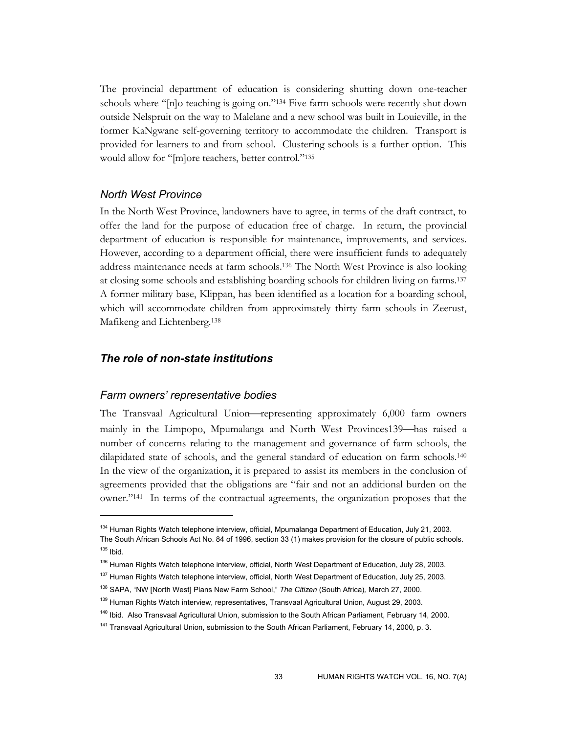The provincial department of education is considering shutting down one-teacher schools where "[n]o teaching is going on."[134] Five farm schools were recently shut down outside Nelspruit on the way to Malelane and a new school was built in Louieville, in the former KaNgwane self-governing territory to accommodate the children. Transport is provided for learners to and from school. Clustering schools is a further option. This would allow for "[m]ore teachers, better control."[135]

### *North West Province*

In the North West Province, landowners have to agree, in terms of the draft contract, to offer the land for the purpose of education free of charge. In return, the provincial department of education is responsible for maintenance, improvements, and services. However, according to a department official, there were insufficient funds to adequately address maintenance needs at farm schools.[136] The North West Province is also looking at closing some schools and establishing boarding schools for children living on farms.[137] A former military base, Klippan, has been identified as a location for a boarding school, which will accommodate children from approximately thirty farm schools in Zeerust, Mafikeng and Lichtenberg.[138]

## ***The role of non-state institutions***

### *Farm owners' representative bodies*

The Transvaal Agricultural Union—representing approximately 6,000 farm owners mainly in the Limpopo, Mpumalanga and North West Provinces139—has raised a number of concerns relating to the management and governance of farm schools, the dilapidated state of schools, and the general standard of education on farm schools.[140] In the view of the organization, it is prepared to assist its members in the conclusion of agreements provided that the obligations are "fair and not an additional burden on the owner."[141] In terms of the contractual agreements, the organization proposes that the

---

[134] Human Rights Watch telephone interview, official, Mpumalanga Department of Education, July 21, 2003. The South African Schools Act No. 84 of 1996, section 33 (1) makes provision for the closure of public schools.

[135] Ibid.

[136] Human Rights Watch telephone interview, official, North West Department of Education, July 28, 2003.

[137] Human Rights Watch telephone interview, official, North West Department of Education, July 25, 2003.

[138] SAPA, "NW [North West] Plans New Farm School," *The Citizen* (South Africa), March 27, 2000.

[139] Human Rights Watch interview, representatives, Transvaal Agricultural Union, August 29, 2003.

[140] Ibid. Also Transvaal Agricultural Union, submission to the South African Parliament, February 14, 2000.

[141] Transvaal Agricultural Union, submission to the South African Parliament, February 14, 2000, p. 3.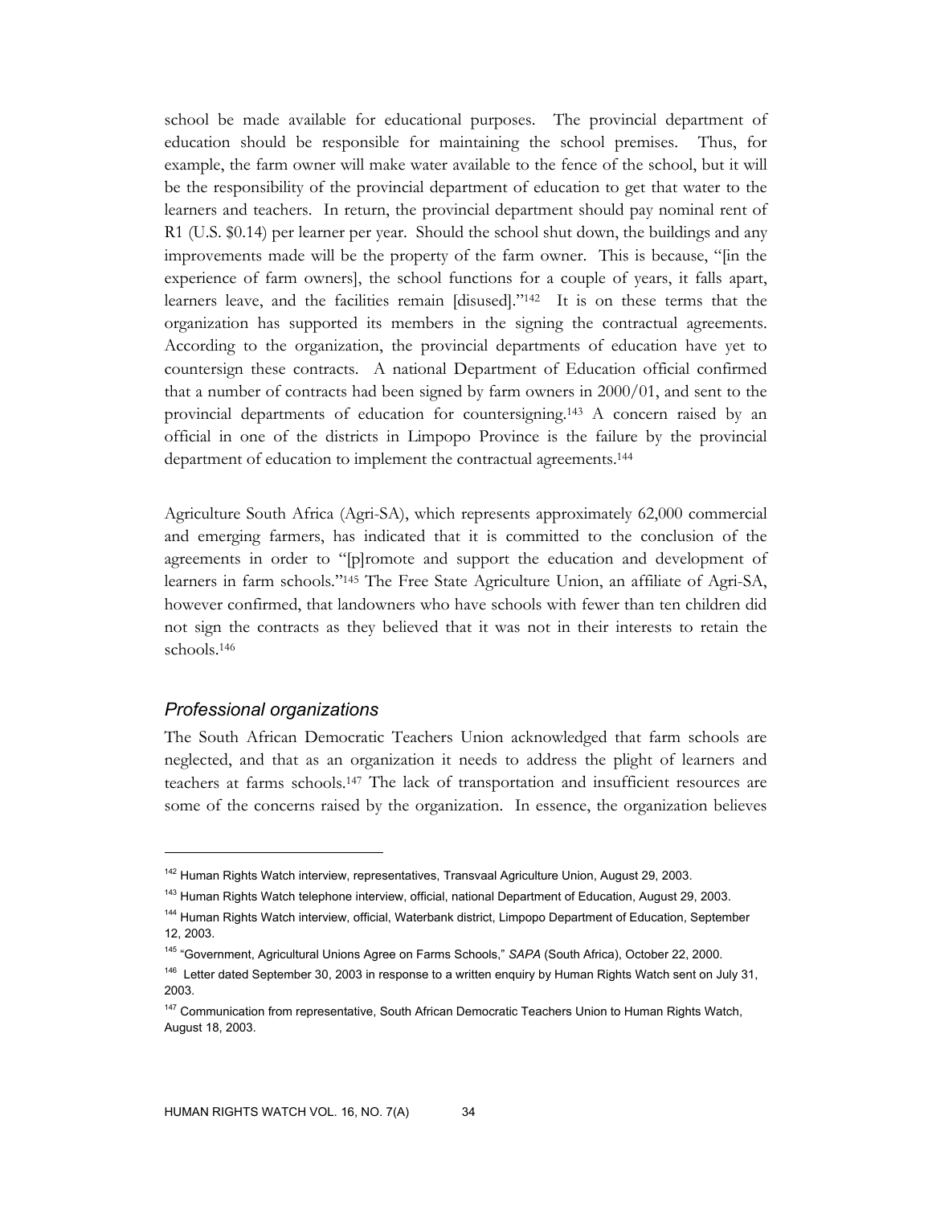school be made available for educational purposes. The provincial department of education should be responsible for maintaining the school premises. Thus, for example, the farm owner will make water available to the fence of the school, but it will be the responsibility of the provincial department of education to get that water to the learners and teachers. In return, the provincial department should pay nominal rent of R1 (U.S. $0.14) per learner per year. Should the school shut down, the buildings and any improvements made will be the property of the farm owner. This is because, "[in the experience of farm owners], the school functions for a couple of years, it falls apart, learners leave, and the facilities remain [disused]."[142] It is on these terms that the organization has supported its members in the signing the contractual agreements. According to the organization, the provincial departments of education have yet to countersign these contracts. A national Department of Education official confirmed that a number of contracts had been signed by farm owners in 2000/01, and sent to the provincial departments of education for countersigning.[143] A concern raised by an official in one of the districts in Limpopo Province is the failure by the provincial department of education to implement the contractual agreements.[144]

Agriculture South Africa (Agri-SA), which represents approximately 62,000 commercial and emerging farmers, has indicated that it is committed to the conclusion of the agreements in order to "[p]romote and support the education and development of learners in farm schools."[145] The Free State Agriculture Union, an affiliate of Agri-SA, however confirmed, that landowners who have schools with fewer than ten children did not sign the contracts as they believed that it was not in their interests to retain the schools.[146]

### *Professional organizations*

The South African Democratic Teachers Union acknowledged that farm schools are neglected, and that as an organization it needs to address the plight of learners and teachers at farms schools.[147] The lack of transportation and insufficient resources are some of the concerns raised by the organization. In essence, the organization believes

---

[142] Human Rights Watch interview, representatives, Transvaal Agriculture Union, August 29, 2003.

[143] Human Rights Watch telephone interview, official, national Department of Education, August 29, 2003.

[144] Human Rights Watch interview, official, Waterbank district, Limpopo Department of Education, September 12, 2003.

[145] "Government, Agricultural Unions Agree on Farms Schools," *SAPA* (South Africa), October 22, 2000.

[146] Letter dated September 30, 2003 in response to a written enquiry by Human Rights Watch sent on July 31, 2003.

[147] Communication from representative, South African Democratic Teachers Union to Human Rights Watch, August 18, 2003.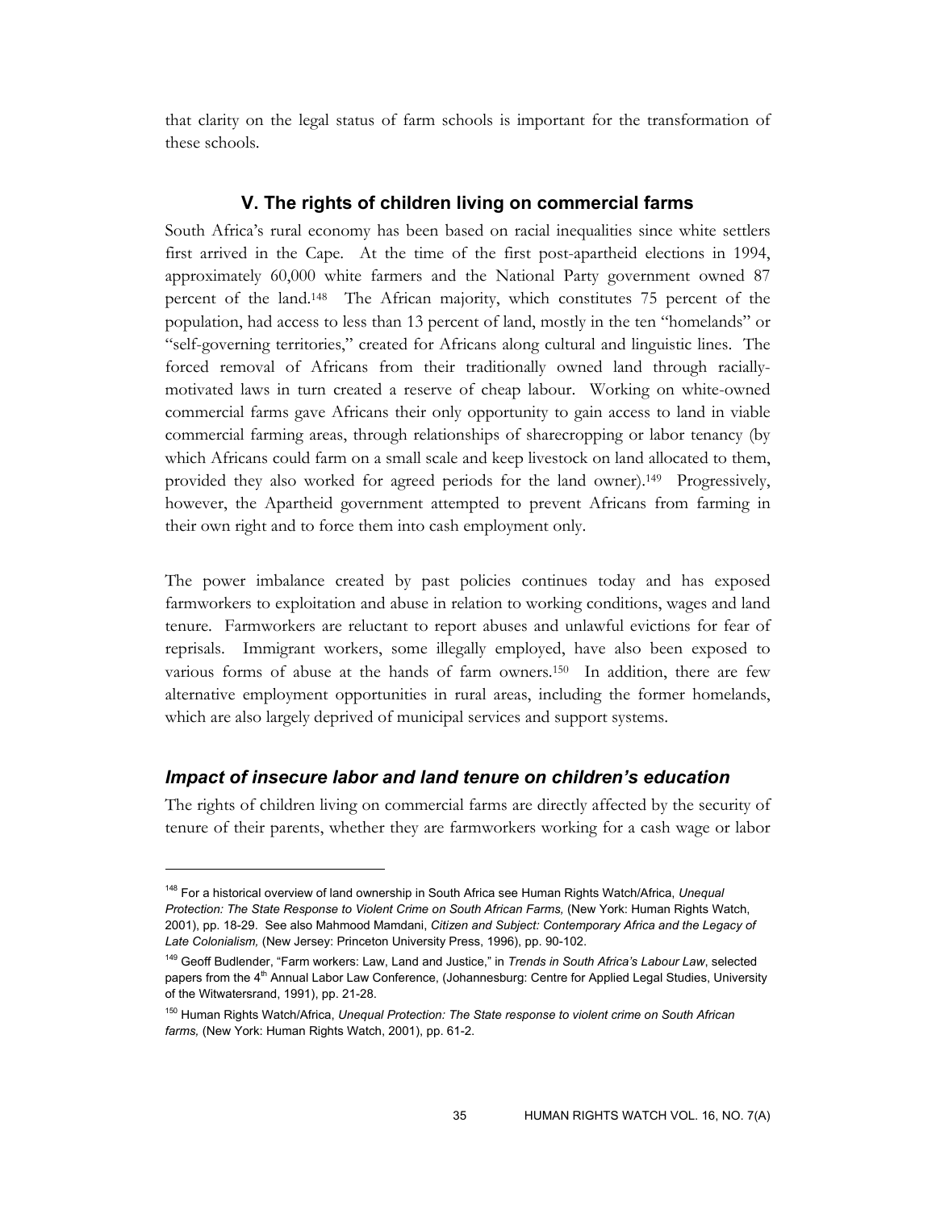that clarity on the legal status of farm schools is important for the transformation of these schools.

## V. The rights of children living on commercial farms

South Africa's rural economy has been based on racial inequalities since white settlers first arrived in the Cape. At the time of the first post-apartheid elections in 1994, approximately 60,000 white farmers and the National Party government owned 87 percent of the land.[148] The African majority, which constitutes 75 percent of the population, had access to less than 13 percent of land, mostly in the ten "homelands" or "self-governing territories," created for Africans along cultural and linguistic lines. The forced removal of Africans from their traditionally owned land through racially-motivated laws in turn created a reserve of cheap labour. Working on white-owned commercial farms gave Africans their only opportunity to gain access to land in viable commercial farming areas, through relationships of sharecropping or labor tenancy (by which Africans could farm on a small scale and keep livestock on land allocated to them, provided they also worked for agreed periods for the land owner).[149] Progressively, however, the Apartheid government attempted to prevent Africans from farming in their own right and to force them into cash employment only.

The power imbalance created by past policies continues today and has exposed farmworkers to exploitation and abuse in relation to working conditions, wages and land tenure. Farmworkers are reluctant to report abuses and unlawful evictions for fear of reprisals. Immigrant workers, some illegally employed, have also been exposed to various forms of abuse at the hands of farm owners.[150] In addition, there are few alternative employment opportunities in rural areas, including the former homelands, which are also largely deprived of municipal services and support systems.

### *Impact of insecure labor and land tenure on children's education*

The rights of children living on commercial farms are directly affected by the security of tenure of their parents, whether they are farmworkers working for a cash wage or labor

---

[148] For a historical overview of land ownership in South Africa see Human Rights Watch/Africa, *Unequal Protection: The State Response to Violent Crime on South African Farms,* (New York: Human Rights Watch, 2001), pp. 18-29. See also Mahmood Mamdani, *Citizen and Subject: Contemporary Africa and the Legacy of Late Colonialism,* (New Jersey: Princeton University Press, 1996), pp. 90-102.

[149] Geoff Budlender, "Farm workers: Law, Land and Justice," in *Trends in South Africa's Labour Law*, selected papers from the 4th Annual Labor Law Conference, (Johannesburg: Centre for Applied Legal Studies, University of the Witwatersrand, 1991), pp. 21-28.

[150] Human Rights Watch/Africa, *Unequal Protection: The State response to violent crime on South African farms,* (New York: Human Rights Watch, 2001), pp. 61-2.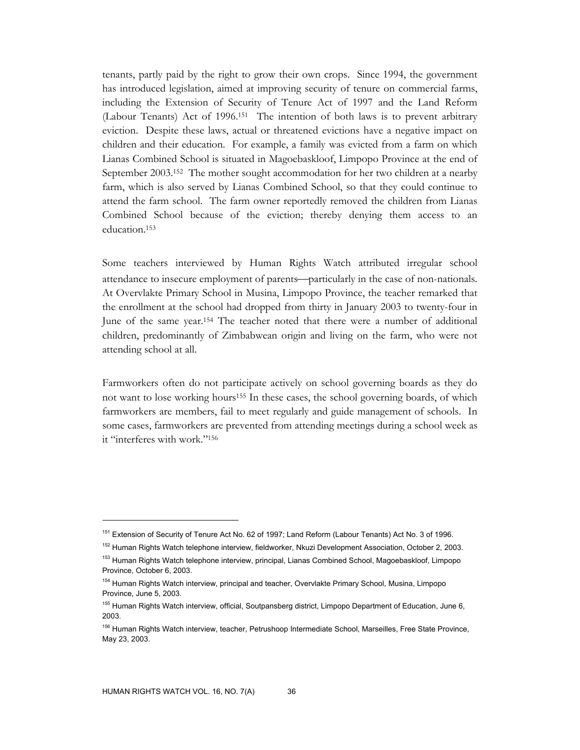tenants, partly paid by the right to grow their own crops. Since 1994, the government has introduced legislation, aimed at improving security of tenure on commercial farms, including the Extension of Security of Tenure Act of 1997 and the Land Reform (Labour Tenants) Act of 1996.[151] The intention of both laws is to prevent arbitrary eviction. Despite these laws, actual or threatened evictions have a negative impact on children and their education. For example, a family was evicted from a farm on which Lianas Combined School is situated in Magoebaskloof, Limpopo Province at the end of September 2003.[152] The mother sought accommodation for her two children at a nearby farm, which is also served by Lianas Combined School, so that they could continue to attend the farm school. The farm owner reportedly removed the children from Lianas Combined School because of the eviction; thereby denying them access to an education.[153]

Some teachers interviewed by Human Rights Watch attributed irregular school attendance to insecure employment of parents—particularly in the case of non-nationals. At Overvlakte Primary School in Musina, Limpopo Province, the teacher remarked that the enrollment at the school had dropped from thirty in January 2003 to twenty-four in June of the same year.[154] The teacher noted that there were a number of additional children, predominantly of Zimbabwean origin and living on the farm, who were not attending school at all.

Farmworkers often do not participate actively on school governing boards as they do not want to lose working hours[155] In these cases, the school governing boards, of which farmworkers are members, fail to meet regularly and guide management of schools. In some cases, farmworkers are prevented from attending meetings during a school week as it "interferes with work."[156]

---

[151] Extension of Security of Tenure Act No. 62 of 1997; Land Reform (Labour Tenants) Act No. 3 of 1996.

[152] Human Rights Watch telephone interview, fieldworker, Nkuzi Development Association, October 2, 2003.

[153] Human Rights Watch telephone interview, principal, Lianas Combined School, Magoebaskloof, Limpopo Province, October 6, 2003.

[154] Human Rights Watch interview, principal and teacher, Overvlakte Primary School, Musina, Limpopo Province, June 5, 2003.

[155] Human Rights Watch interview, official, Soutpansberg district, Limpopo Department of Education, June 6, 2003.

[156] Human Rights Watch interview, teacher, Petrushoop Intermediate School, Marseilles, Free State Province, May 23, 2003.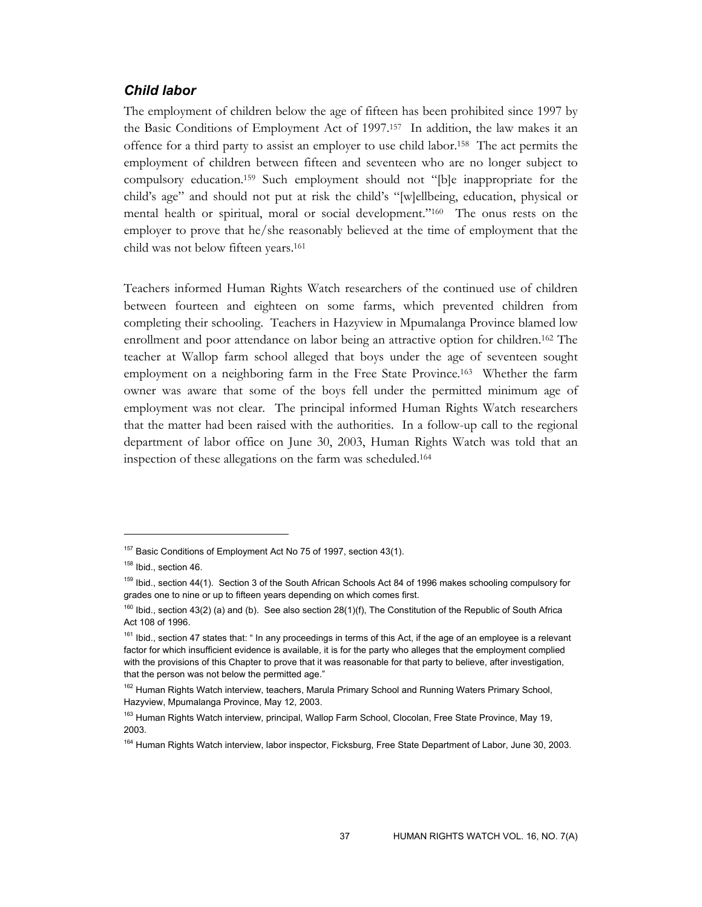### *Child labor*

The employment of children below the age of fifteen has been prohibited since 1997 by the Basic Conditions of Employment Act of 1997.[157] In addition, the law makes it an offence for a third party to assist an employer to use child labor.[158] The act permits the employment of children between fifteen and seventeen who are no longer subject to compulsory education.[159] Such employment should not "[b]e inappropriate for the child's age" and should not put at risk the child's "[w]ellbeing, education, physical or mental health or spiritual, moral or social development."[160] The onus rests on the employer to prove that he/she reasonably believed at the time of employment that the child was not below fifteen years.[161]

Teachers informed Human Rights Watch researchers of the continued use of children between fourteen and eighteen on some farms, which prevented children from completing their schooling. Teachers in Hazyview in Mpumalanga Province blamed low enrollment and poor attendance on labor being an attractive option for children.[162] The teacher at Wallop farm school alleged that boys under the age of seventeen sought employment on a neighboring farm in the Free State Province.[163] Whether the farm owner was aware that some of the boys fell under the permitted minimum age of employment was not clear. The principal informed Human Rights Watch researchers that the matter had been raised with the authorities. In a follow-up call to the regional department of labor office on June 30, 2003, Human Rights Watch was told that an inspection of these allegations on the farm was scheduled.[164]

---

[157] Basic Conditions of Employment Act No 75 of 1997, section 43(1).

[158] Ibid., section 46.

[159] Ibid., section 44(1). Section 3 of the South African Schools Act 84 of 1996 makes schooling compulsory for grades one to nine or up to fifteen years depending on which comes first.

[160] Ibid., section 43(2) (a) and (b). See also section 28(1)(f), The Constitution of the Republic of South Africa Act 108 of 1996.

[161] Ibid., section 47 states that: " In any proceedings in terms of this Act, if the age of an employee is a relevant factor for which insufficient evidence is available, it is for the party who alleges that the employment complied with the provisions of this Chapter to prove that it was reasonable for that party to believe, after investigation, that the person was not below the permitted age."

[162] Human Rights Watch interview, teachers, Marula Primary School and Running Waters Primary School, Hazyview, Mpumalanga Province, May 12, 2003.

[163] Human Rights Watch interview, principal, Wallop Farm School, Clocolan, Free State Province, May 19, 2003.

[164] Human Rights Watch interview, labor inspector, Ficksburg, Free State Department of Labor, June 30, 2003.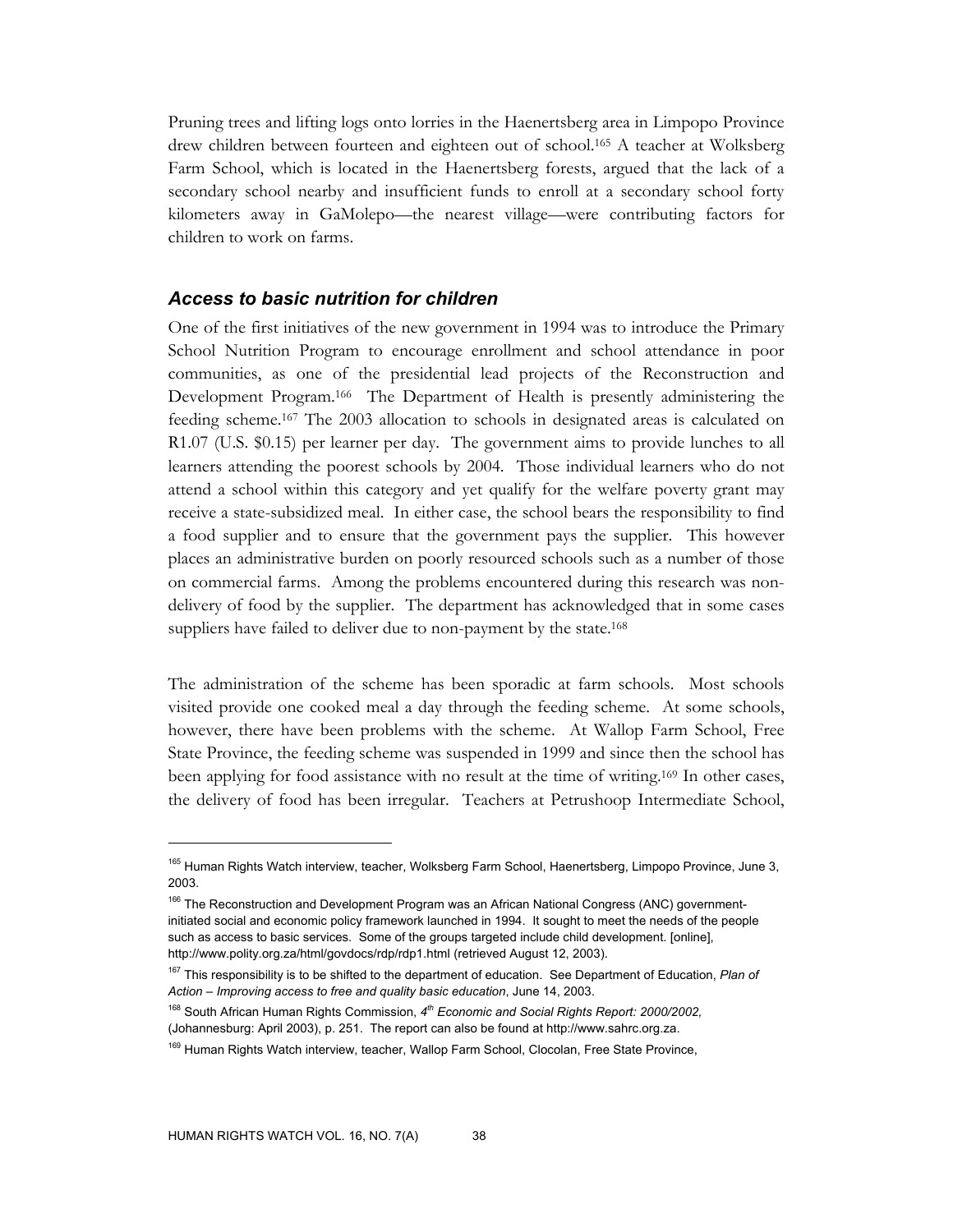Pruning trees and lifting logs onto lorries in the Haenertsberg area in Limpopo Province drew children between fourteen and eighteen out of school.[165] A teacher at Wolksberg Farm School, which is located in the Haenertsberg forests, argued that the lack of a secondary school nearby and insufficient funds to enroll at a secondary school forty kilometers away in GaMolepo—the nearest village—were contributing factors for children to work on farms.

### *Access to basic nutrition for children*

One of the first initiatives of the new government in 1994 was to introduce the Primary School Nutrition Program to encourage enrollment and school attendance in poor communities, as one of the presidential lead projects of the Reconstruction and Development Program.[166] The Department of Health is presently administering the feeding scheme.[167] The 2003 allocation to schools in designated areas is calculated on R1.07 (U.S. $0.15) per learner per day. The government aims to provide lunches to all learners attending the poorest schools by 2004. Those individual learners who do not attend a school within this category and yet qualify for the welfare poverty grant may receive a state-subsidized meal. In either case, the school bears the responsibility to find a food supplier and to ensure that the government pays the supplier. This however places an administrative burden on poorly resourced schools such as a number of those on commercial farms. Among the problems encountered during this research was non-delivery of food by the supplier. The department has acknowledged that in some cases suppliers have failed to deliver due to non-payment by the state.[168]

The administration of the scheme has been sporadic at farm schools. Most schools visited provide one cooked meal a day through the feeding scheme. At some schools, however, there have been problems with the scheme. At Wallop Farm School, Free State Province, the feeding scheme was suspended in 1999 and since then the school has been applying for food assistance with no result at the time of writing.[169] In other cases, the delivery of food has been irregular. Teachers at Petrushoop Intermediate School,

---

[165] Human Rights Watch interview, teacher, Wolksberg Farm School, Haenertsberg, Limpopo Province, June 3, 2003.

[166] The Reconstruction and Development Program was an African National Congress (ANC) government-initiated social and economic policy framework launched in 1994. It sought to meet the needs of the people such as access to basic services. Some of the groups targeted include child development. [online], http://www.polity.org.za/html/govdocs/rdp/rdp1.html (retrieved August 12, 2003).

[167] This responsibility is to be shifted to the department of education. See Department of Education, *Plan of Action – Improving access to free and quality basic education*, June 14, 2003.

[168] South African Human Rights Commission, *4th Economic and Social Rights Report: 2000/2002,* (Johannesburg: April 2003), p. 251. The report can also be found at http://www.sahrc.org.za.

[169] Human Rights Watch interview, teacher, Wallop Farm School, Clocolan, Free State Province,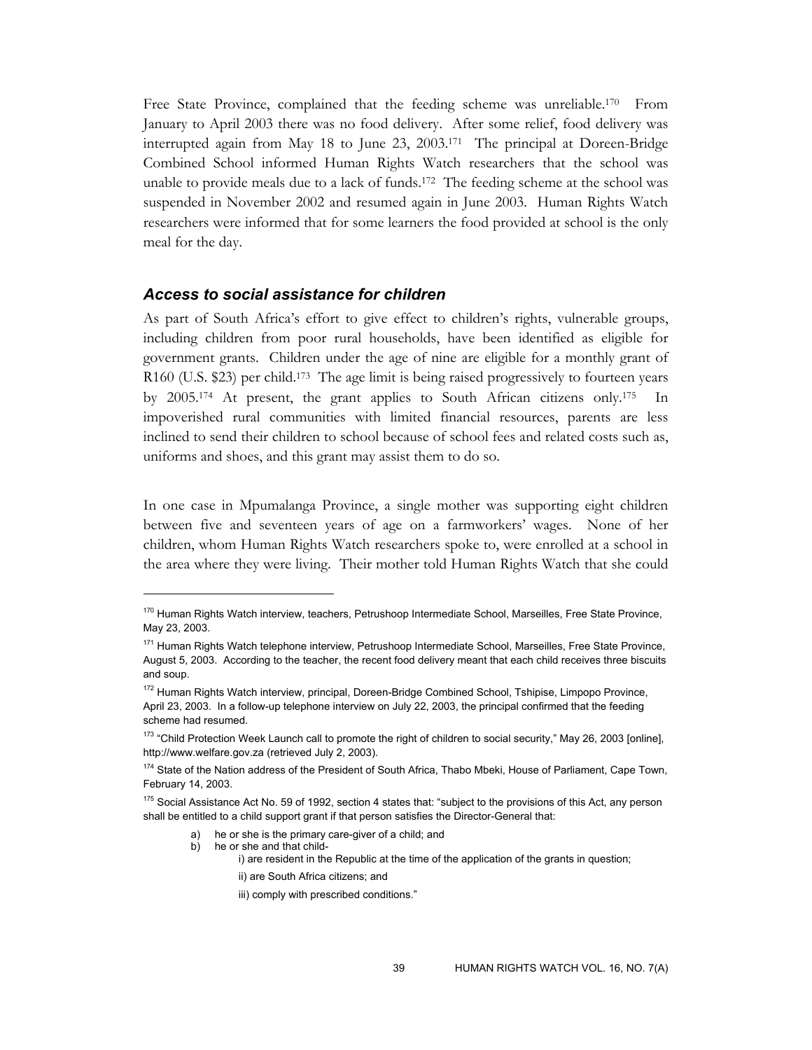Free State Province, complained that the feeding scheme was unreliable.[170] From January to April 2003 there was no food delivery. After some relief, food delivery was interrupted again from May 18 to June 23, 2003.[171] The principal at Doreen-Bridge Combined School informed Human Rights Watch researchers that the school was unable to provide meals due to a lack of funds.[172] The feeding scheme at the school was suspended in November 2002 and resumed again in June 2003. Human Rights Watch researchers were informed that for some learners the food provided at school is the only meal for the day.

### *Access to social assistance for children*

As part of South Africa's effort to give effect to children's rights, vulnerable groups, including children from poor rural households, have been identified as eligible for government grants. Children under the age of nine are eligible for a monthly grant of R160 (U.S. $23) per child.[173] The age limit is being raised progressively to fourteen years by 2005.[174] At present, the grant applies to South African citizens only.[175] In impoverished rural communities with limited financial resources, parents are less inclined to send their children to school because of school fees and related costs such as, uniforms and shoes, and this grant may assist them to do so.

In one case in Mpumalanga Province, a single mother was supporting eight children between five and seventeen years of age on a farmworkers' wages. None of her children, whom Human Rights Watch researchers spoke to, were enrolled at a school in the area where they were living. Their mother told Human Rights Watch that she could

---

[170] Human Rights Watch interview, teachers, Petrushoop Intermediate School, Marseilles, Free State Province, May 23, 2003.

[171] Human Rights Watch telephone interview, Petrushoop Intermediate School, Marseilles, Free State Province, August 5, 2003. According to the teacher, the recent food delivery meant that each child receives three biscuits and soup.

[172] Human Rights Watch interview, principal, Doreen-Bridge Combined School, Tshipise, Limpopo Province, April 23, 2003. In a follow-up telephone interview on July 22, 2003, the principal confirmed that the feeding scheme had resumed.

[173] "Child Protection Week Launch call to promote the right of children to social security," May 26, 2003 [online], http://www.welfare.gov.za (retrieved July 2, 2003).

[174] State of the Nation address of the President of South Africa, Thabo Mbeki, House of Parliament, Cape Town, February 14, 2003.

[175] Social Assistance Act No. 59 of 1992, section 4 states that: "subject to the provisions of this Act, any person shall be entitled to a child support grant if that person satisfies the Director-General that:

a) he or she is the primary care-giver of a child; and
b) he or she and that child-
    i) are resident in the Republic at the time of the application of the grants in question;
    ii) are South Africa citizens; and
    iii) comply with prescribed conditions."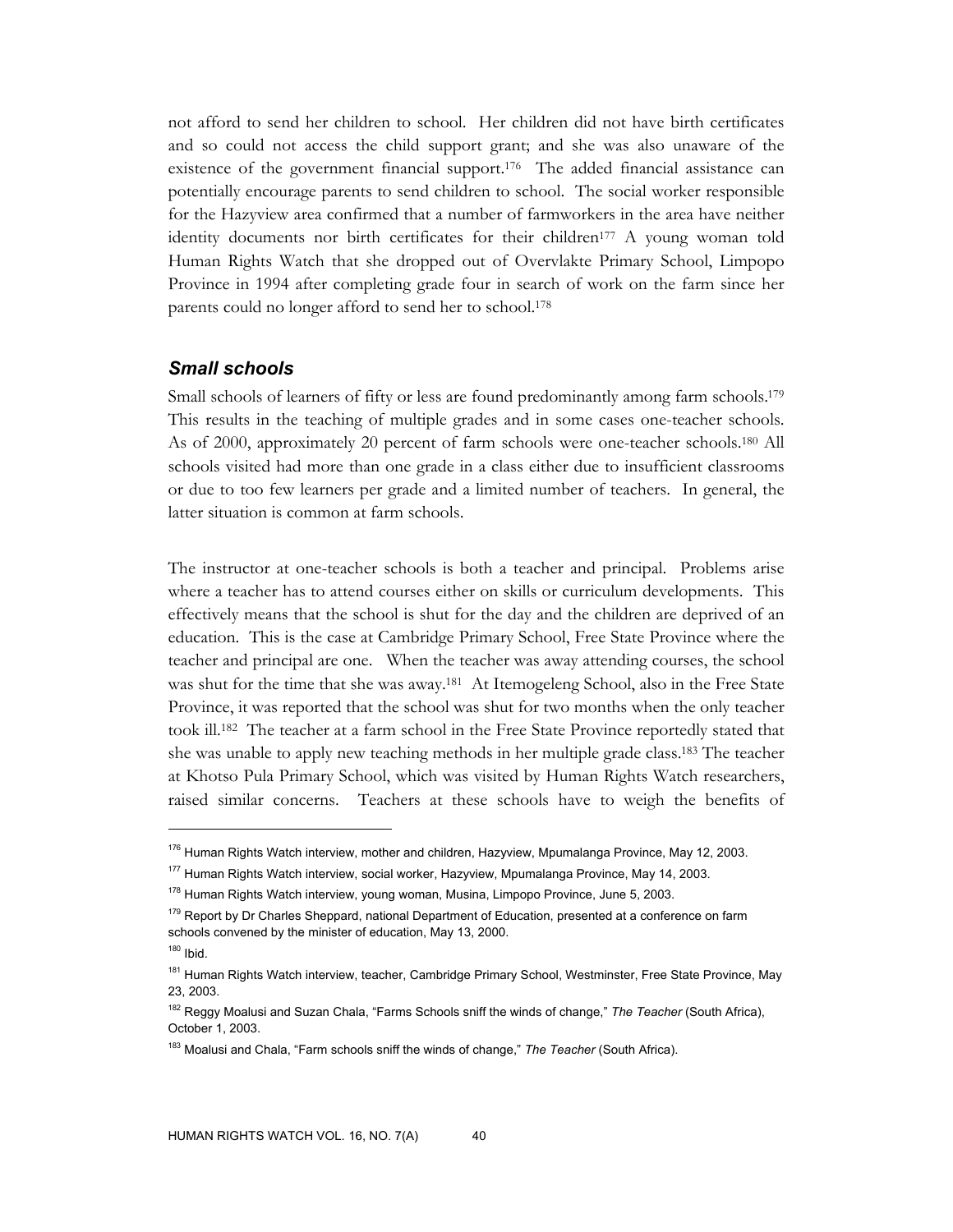not afford to send her children to school. Her children did not have birth certificates and so could not access the child support grant; and she was also unaware of the existence of the government financial support.[176] The added financial assistance can potentially encourage parents to send children to school. The social worker responsible for the Hazyview area confirmed that a number of farmworkers in the area have neither identity documents nor birth certificates for their children[177] A young woman told Human Rights Watch that she dropped out of Overvlakte Primary School, Limpopo Province in 1994 after completing grade four in search of work on the farm since her parents could no longer afford to send her to school.[178]

### *Small schools*

Small schools of learners of fifty or less are found predominantly among farm schools.[179] This results in the teaching of multiple grades and in some cases one-teacher schools. As of 2000, approximately 20 percent of farm schools were one-teacher schools.[180] All schools visited had more than one grade in a class either due to insufficient classrooms or due to too few learners per grade and a limited number of teachers. In general, the latter situation is common at farm schools.

The instructor at one-teacher schools is both a teacher and principal. Problems arise where a teacher has to attend courses either on skills or curriculum developments. This effectively means that the school is shut for the day and the children are deprived of an education. This is the case at Cambridge Primary School, Free State Province where the teacher and principal are one. When the teacher was away attending courses, the school was shut for the time that she was away.[181] At Itemogeleng School, also in the Free State Province, it was reported that the school was shut for two months when the only teacher took ill.[182] The teacher at a farm school in the Free State Province reportedly stated that she was unable to apply new teaching methods in her multiple grade class.[183] The teacher at Khotso Pula Primary School, which was visited by Human Rights Watch researchers, raised similar concerns. Teachers at these schools have to weigh the benefits of

---

[176] Human Rights Watch interview, mother and children, Hazyview, Mpumalanga Province, May 12, 2003.

[177] Human Rights Watch interview, social worker, Hazyview, Mpumalanga Province, May 14, 2003.

[178] Human Rights Watch interview, young woman, Musina, Limpopo Province, June 5, 2003.

[179] Report by Dr Charles Sheppard, national Department of Education, presented at a conference on farm schools convened by the minister of education, May 13, 2000.

[180] Ibid.

[181] Human Rights Watch interview, teacher, Cambridge Primary School, Westminster, Free State Province, May 23, 2003.

[182] Reggy Moalusi and Suzan Chala, "Farms Schools sniff the winds of change," *The Teacher* (South Africa), October 1, 2003.

[183] Moalusi and Chala, "Farm schools sniff the winds of change," *The Teacher* (South Africa).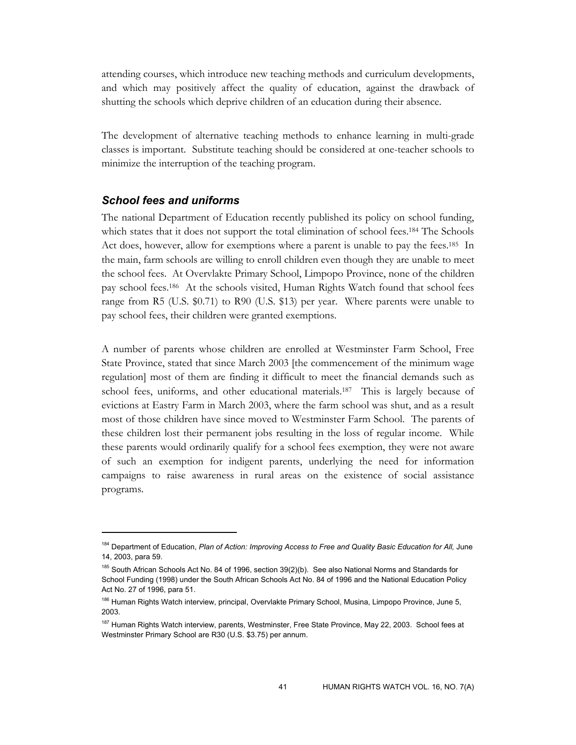attending courses, which introduce new teaching methods and curriculum developments, and which may positively affect the quality of education, against the drawback of shutting the schools which deprive children of an education during their absence.

The development of alternative teaching methods to enhance learning in multi-grade classes is important. Substitute teaching should be considered at one-teacher schools to minimize the interruption of the teaching program.

### *School fees and uniforms*

The national Department of Education recently published its policy on school funding, which states that it does not support the total elimination of school fees.[184] The Schools Act does, however, allow for exemptions where a parent is unable to pay the fees.[185] In the main, farm schools are willing to enroll children even though they are unable to meet the school fees. At Overvlakte Primary School, Limpopo Province, none of the children pay school fees.[186] At the schools visited, Human Rights Watch found that school fees range from R5 (U.S. $0.71) to R90 (U.S. $13) per year. Where parents were unable to pay school fees, their children were granted exemptions.

A number of parents whose children are enrolled at Westminster Farm School, Free State Province, stated that since March 2003 [the commencement of the minimum wage regulation] most of them are finding it difficult to meet the financial demands such as school fees, uniforms, and other educational materials.[187] This is largely because of evictions at Eastry Farm in March 2003, where the farm school was shut, and as a result most of those children have since moved to Westminster Farm School. The parents of these children lost their permanent jobs resulting in the loss of regular income. While these parents would ordinarily qualify for a school fees exemption, they were not aware of such an exemption for indigent parents, underlying the need for information campaigns to raise awareness in rural areas on the existence of social assistance programs.

---

[184] Department of Education, *Plan of Action: Improving Access to Free and Quality Basic Education for All,* June 14, 2003, para 59.

[185] South African Schools Act No. 84 of 1996, section 39(2)(b). See also National Norms and Standards for School Funding (1998) under the South African Schools Act No. 84 of 1996 and the National Education Policy Act No. 27 of 1996, para 51.

[186] Human Rights Watch interview, principal, Overvlakte Primary School, Musina, Limpopo Province, June 5, 2003.

[187] Human Rights Watch interview, parents, Westminster, Free State Province, May 22, 2003. School fees at Westminster Primary School are R30 (U.S. $3.75) per annum.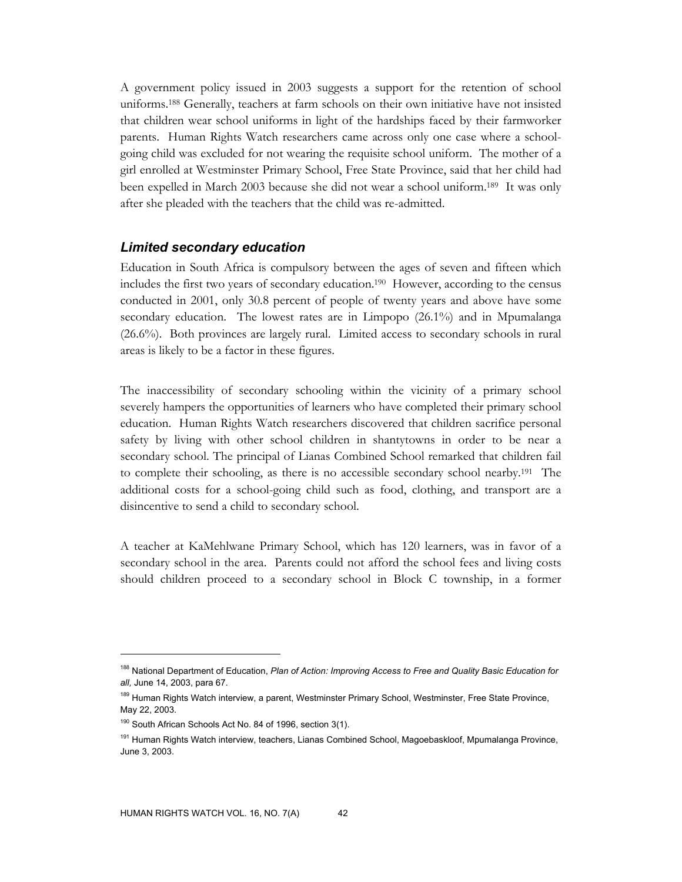A government policy issued in 2003 suggests a support for the retention of school uniforms.[188] Generally, teachers at farm schools on their own initiative have not insisted that children wear school uniforms in light of the hardships faced by their farmworker parents. Human Rights Watch researchers came across only one case where a school-going child was excluded for not wearing the requisite school uniform. The mother of a girl enrolled at Westminster Primary School, Free State Province, said that her child had been expelled in March 2003 because she did not wear a school uniform.[189] It was only after she pleaded with the teachers that the child was re-admitted.

### *Limited secondary education*

Education in South Africa is compulsory between the ages of seven and fifteen which includes the first two years of secondary education.[190] However, according to the census conducted in 2001, only 30.8 percent of people of twenty years and above have some secondary education. The lowest rates are in Limpopo (26.1%) and in Mpumalanga (26.6%). Both provinces are largely rural. Limited access to secondary schools in rural areas is likely to be a factor in these figures.

The inaccessibility of secondary schooling within the vicinity of a primary school severely hampers the opportunities of learners who have completed their primary school education. Human Rights Watch researchers discovered that children sacrifice personal safety by living with other school children in shantytowns in order to be near a secondary school. The principal of Lianas Combined School remarked that children fail to complete their schooling, as there is no accessible secondary school nearby.[191] The additional costs for a school-going child such as food, clothing, and transport are a disincentive to send a child to secondary school.

A teacher at KaMehlwane Primary School, which has 120 learners, was in favor of a secondary school in the area. Parents could not afford the school fees and living costs should children proceed to a secondary school in Block C township, in a former

---

[188] National Department of Education, *Plan of Action: Improving Access to Free and Quality Basic Education for all,* June 14, 2003, para 67.

[189] Human Rights Watch interview, a parent, Westminster Primary School, Westminster, Free State Province, May 22, 2003.

[190] South African Schools Act No. 84 of 1996, section 3(1).

[191] Human Rights Watch interview, teachers, Lianas Combined School, Magoebaskloof, Mpumalanga Province, June 3, 2003.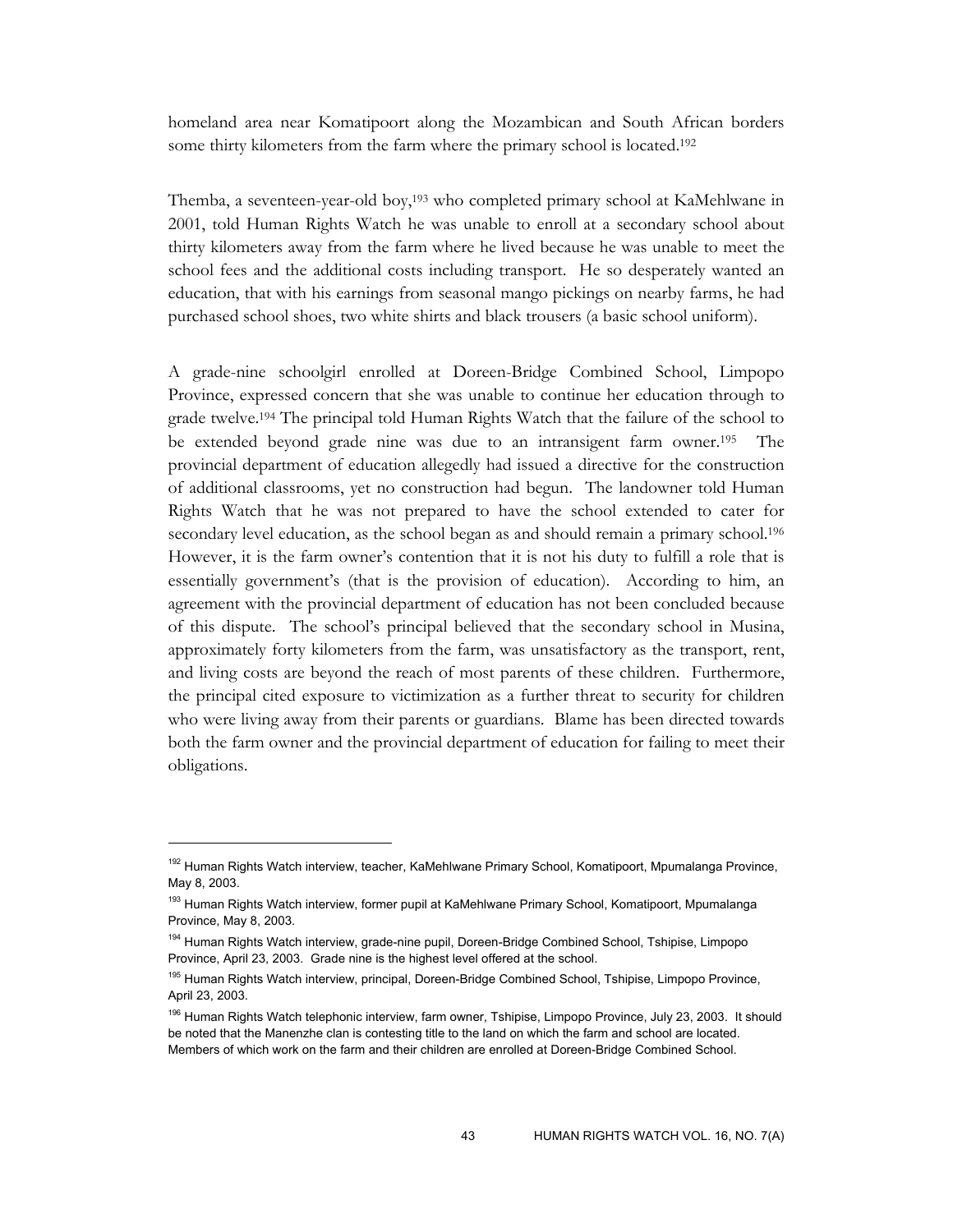homeland area near Komatipoort along the Mozambican and South African borders some thirty kilometers from the farm where the primary school is located.[192]

Themba, a seventeen-year-old boy,[193] who completed primary school at KaMehlwane in 2001, told Human Rights Watch he was unable to enroll at a secondary school about thirty kilometers away from the farm where he lived because he was unable to meet the school fees and the additional costs including transport. He so desperately wanted an education, that with his earnings from seasonal mango pickings on nearby farms, he had purchased school shoes, two white shirts and black trousers (a basic school uniform).

A grade-nine schoolgirl enrolled at Doreen-Bridge Combined School, Limpopo Province, expressed concern that she was unable to continue her education through to grade twelve.[194] The principal told Human Rights Watch that the failure of the school to be extended beyond grade nine was due to an intransigent farm owner.[195] The provincial department of education allegedly had issued a directive for the construction of additional classrooms, yet no construction had begun. The landowner told Human Rights Watch that he was not prepared to have the school extended to cater for secondary level education, as the school began as and should remain a primary school.[196] However, it is the farm owner's contention that it is not his duty to fulfill a role that is essentially government's (that is the provision of education). According to him, an agreement with the provincial department of education has not been concluded because of this dispute. The school's principal believed that the secondary school in Musina, approximately forty kilometers from the farm, was unsatisfactory as the transport, rent, and living costs are beyond the reach of most parents of these children. Furthermore, the principal cited exposure to victimization as a further threat to security for children who were living away from their parents or guardians. Blame has been directed towards both the farm owner and the provincial department of education for failing to meet their obligations.

---

[192] Human Rights Watch interview, teacher, KaMehlwane Primary School, Komatipoort, Mpumalanga Province, May 8, 2003.

[193] Human Rights Watch interview, former pupil at KaMehlwane Primary School, Komatipoort, Mpumalanga Province, May 8, 2003.

[194] Human Rights Watch interview, grade-nine pupil, Doreen-Bridge Combined School, Tshipise, Limpopo Province, April 23, 2003. Grade nine is the highest level offered at the school.

[195] Human Rights Watch interview, principal, Doreen-Bridge Combined School, Tshipise, Limpopo Province, April 23, 2003.

[196] Human Rights Watch telephonic interview, farm owner, Tshipise, Limpopo Province, July 23, 2003. It should be noted that the Manenzhe clan is contesting title to the land on which the farm and school are located. Members of which work on the farm and their children are enrolled at Doreen-Bridge Combined School.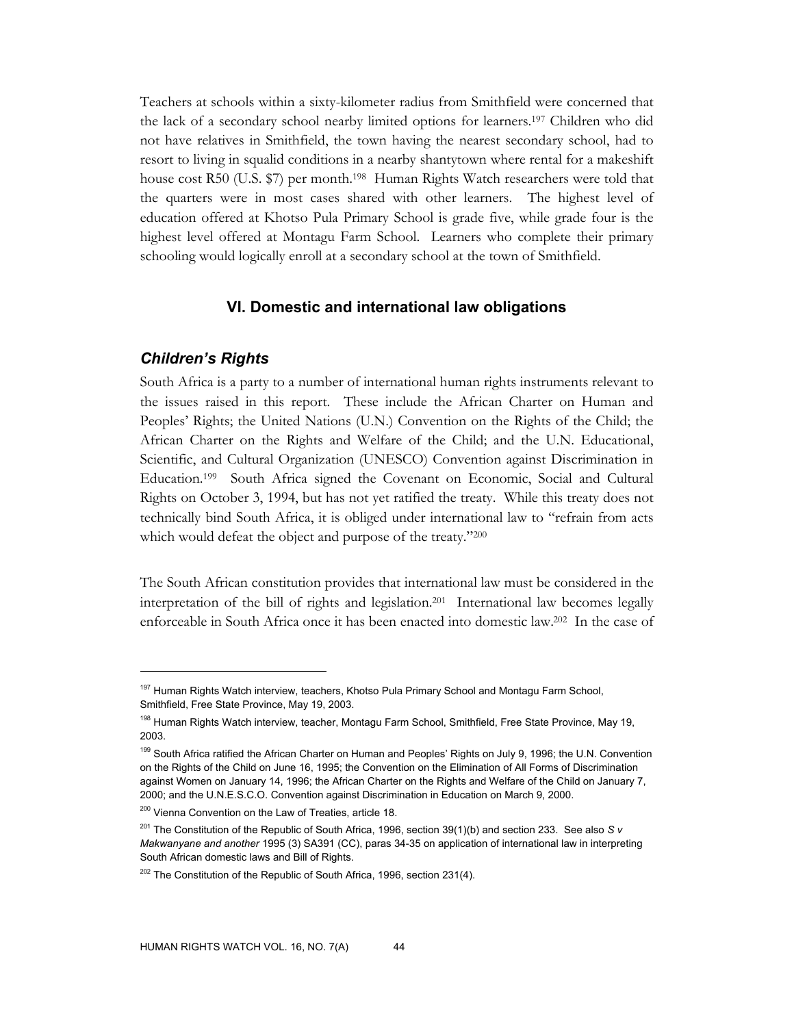Teachers at schools within a sixty-kilometer radius from Smithfield were concerned that the lack of a secondary school nearby limited options for learners.[197] Children who did not have relatives in Smithfield, the town having the nearest secondary school, had to resort to living in squalid conditions in a nearby shantytown where rental for a makeshift house cost R50 (U.S. $7) per month.[198] Human Rights Watch researchers were told that the quarters were in most cases shared with other learners. The highest level of education offered at Khotso Pula Primary School is grade five, while grade four is the highest level offered at Montagu Farm School. Learners who complete their primary schooling would logically enroll at a secondary school at the town of Smithfield.

## VI. Domestic and international law obligations

### *Children's Rights*

South Africa is a party to a number of international human rights instruments relevant to the issues raised in this report. These include the African Charter on Human and Peoples' Rights; the United Nations (U.N.) Convention on the Rights of the Child; the African Charter on the Rights and Welfare of the Child; and the U.N. Educational, Scientific, and Cultural Organization (UNESCO) Convention against Discrimination in Education.[199] South Africa signed the Covenant on Economic, Social and Cultural Rights on October 3, 1994, but has not yet ratified the treaty. While this treaty does not technically bind South Africa, it is obliged under international law to "refrain from acts which would defeat the object and purpose of the treaty."[200]

The South African constitution provides that international law must be considered in the interpretation of the bill of rights and legislation.[201] International law becomes legally enforceable in South Africa once it has been enacted into domestic law.[202] In the case of

---

[197] Human Rights Watch interview, teachers, Khotso Pula Primary School and Montagu Farm School, Smithfield, Free State Province, May 19, 2003.

[198] Human Rights Watch interview, teacher, Montagu Farm School, Smithfield, Free State Province, May 19, 2003.

[199] South Africa ratified the African Charter on Human and Peoples' Rights on July 9, 1996; the U.N. Convention on the Rights of the Child on June 16, 1995; the Convention on the Elimination of All Forms of Discrimination against Women on January 14, 1996; the African Charter on the Rights and Welfare of the Child on January 7, 2000; and the U.N.E.S.C.O. Convention against Discrimination in Education on March 9, 2000.

[200] Vienna Convention on the Law of Treaties, article 18.

[201] The Constitution of the Republic of South Africa, 1996, section 39(1)(b) and section 233. See also *S v Makwanyane and another* 1995 (3) SA391 (CC), paras 34-35 on application of international law in interpreting South African domestic laws and Bill of Rights.

[202] The Constitution of the Republic of South Africa, 1996, section 231(4).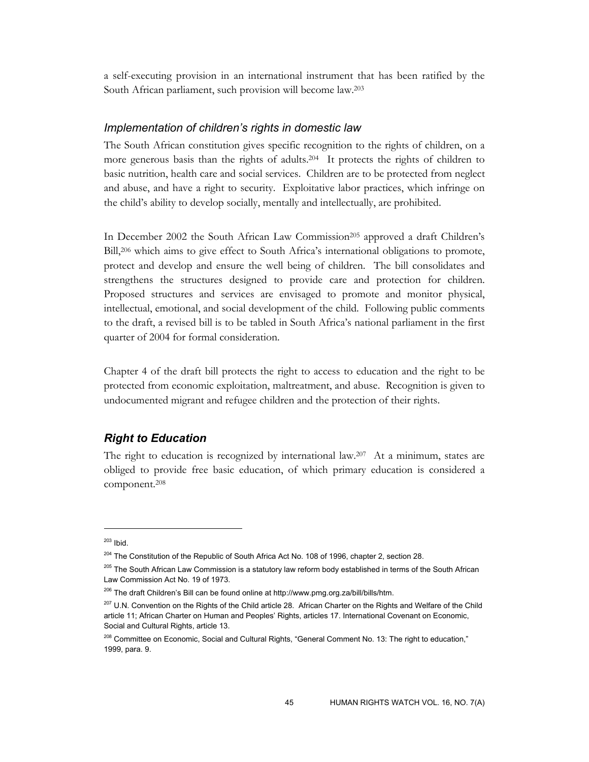a self-executing provision in an international instrument that has been ratified by the South African parliament, such provision will become law.[203]

### *Implementation of children's rights in domestic law*

The South African constitution gives specific recognition to the rights of children, on a more generous basis than the rights of adults.[204] It protects the rights of children to basic nutrition, health care and social services. Children are to be protected from neglect and abuse, and have a right to security. Exploitative labor practices, which infringe on the child's ability to develop socially, mentally and intellectually, are prohibited.

In December 2002 the South African Law Commission[205] approved a draft Children's Bill,[206] which aims to give effect to South Africa's international obligations to promote, protect and develop and ensure the well being of children. The bill consolidates and strengthens the structures designed to provide care and protection for children. Proposed structures and services are envisaged to promote and monitor physical, intellectual, emotional, and social development of the child. Following public comments to the draft, a revised bill is to be tabled in South Africa's national parliament in the first quarter of 2004 for formal consideration.

Chapter 4 of the draft bill protects the right to access to education and the right to be protected from economic exploitation, maltreatment, and abuse. Recognition is given to undocumented migrant and refugee children and the protection of their rights.

## *Right to Education*

The right to education is recognized by international law.[207] At a minimum, states are obliged to provide free basic education, of which primary education is considered a component.[208]

---

[203] Ibid.

[204] The Constitution of the Republic of South Africa Act No. 108 of 1996, chapter 2, section 28.

[205] The South African Law Commission is a statutory law reform body established in terms of the South African Law Commission Act No. 19 of 1973.

[206] The draft Children's Bill can be found online at http://www.pmg.org.za/bill/bills/htm.

[207] U.N. Convention on the Rights of the Child article 28. African Charter on the Rights and Welfare of the Child article 11; African Charter on Human and Peoples' Rights, articles 17. International Covenant on Economic, Social and Cultural Rights, article 13.

[208] Committee on Economic, Social and Cultural Rights, "General Comment No. 13: The right to education," 1999, para. 9.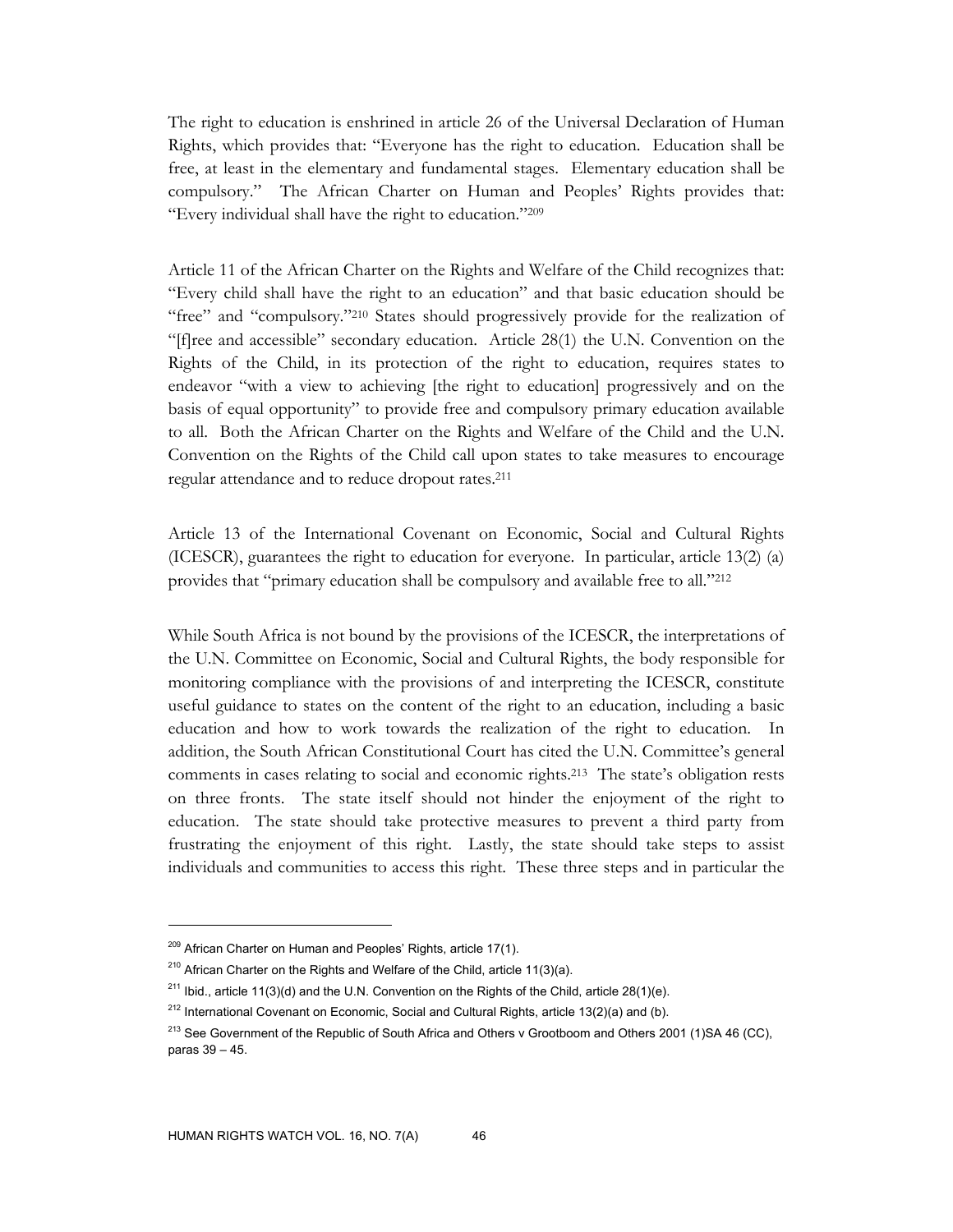The right to education is enshrined in article 26 of the Universal Declaration of Human Rights, which provides that: "Everyone has the right to education. Education shall be free, at least in the elementary and fundamental stages. Elementary education shall be compulsory." The African Charter on Human and Peoples' Rights provides that: "Every individual shall have the right to education."[209]

Article 11 of the African Charter on the Rights and Welfare of the Child recognizes that: "Every child shall have the right to an education" and that basic education should be "free" and "compulsory."[210] States should progressively provide for the realization of "[f]ree and accessible" secondary education. Article 28(1) the U.N. Convention on the Rights of the Child, in its protection of the right to education, requires states to endeavor "with a view to achieving [the right to education] progressively and on the basis of equal opportunity" to provide free and compulsory primary education available to all. Both the African Charter on the Rights and Welfare of the Child and the U.N. Convention on the Rights of the Child call upon states to take measures to encourage regular attendance and to reduce dropout rates.[211]

Article 13 of the International Covenant on Economic, Social and Cultural Rights (ICESCR), guarantees the right to education for everyone. In particular, article 13(2) (a) provides that "primary education shall be compulsory and available free to all."[212]

While South Africa is not bound by the provisions of the ICESCR, the interpretations of the U.N. Committee on Economic, Social and Cultural Rights, the body responsible for monitoring compliance with the provisions of and interpreting the ICESCR, constitute useful guidance to states on the content of the right to an education, including a basic education and how to work towards the realization of the right to education. In addition, the South African Constitutional Court has cited the U.N. Committee's general comments in cases relating to social and economic rights.[213] The state's obligation rests on three fronts. The state itself should not hinder the enjoyment of the right to education. The state should take protective measures to prevent a third party from frustrating the enjoyment of this right. Lastly, the state should take steps to assist individuals and communities to access this right. These three steps and in particular the

---

[209] African Charter on Human and Peoples' Rights, article 17(1).

[210] African Charter on the Rights and Welfare of the Child, article 11(3)(a).

[211] Ibid., article 11(3)(d) and the U.N. Convention on the Rights of the Child, article 28(1)(e).

[212] International Covenant on Economic, Social and Cultural Rights, article 13(2)(a) and (b).

[213] See Government of the Republic of South Africa and Others v Grootboom and Others 2001 (1)SA 46 (CC), paras 39 – 45.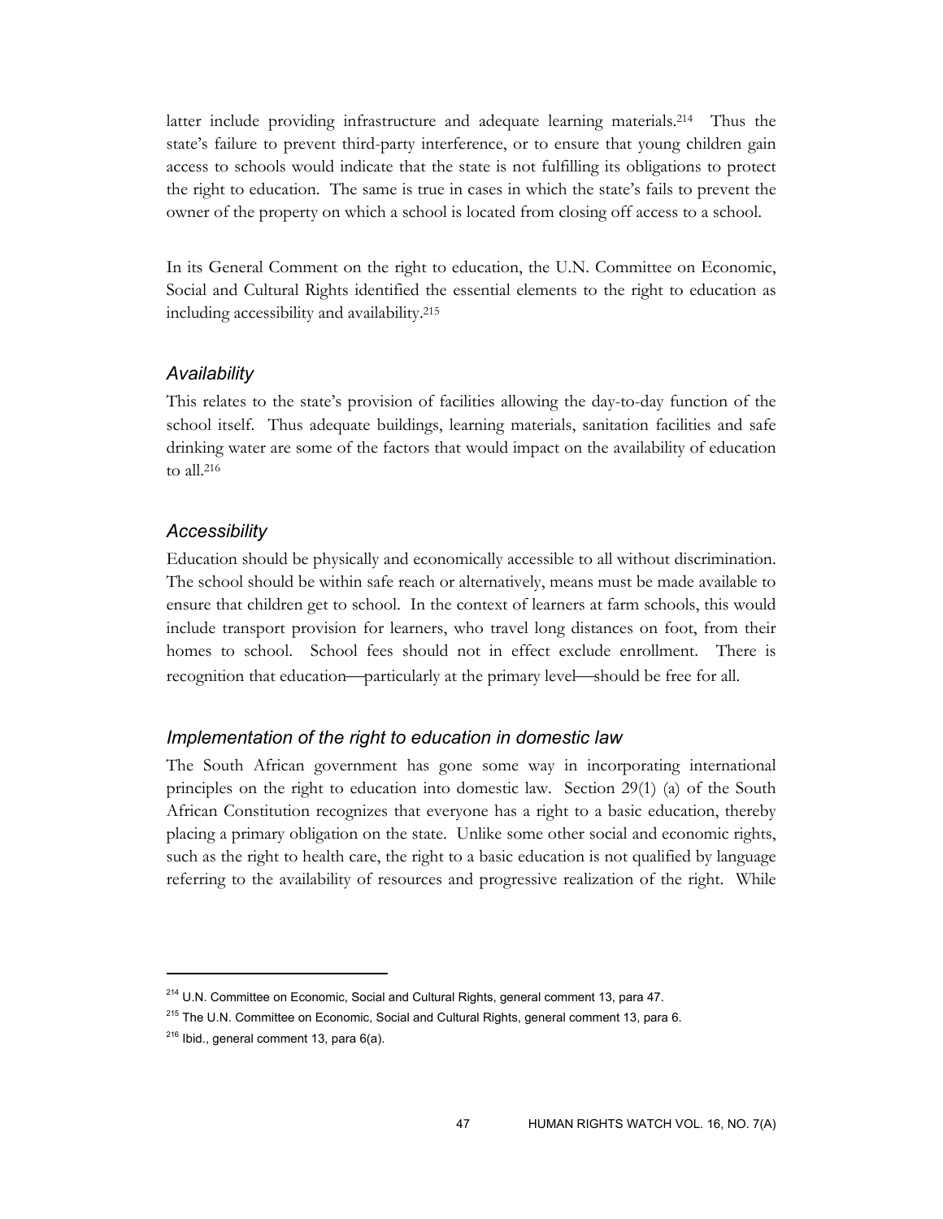latter include providing infrastructure and adequate learning materials.[214] Thus the state's failure to prevent third-party interference, or to ensure that young children gain access to schools would indicate that the state is not fulfilling its obligations to protect the right to education. The same is true in cases in which the state's fails to prevent the owner of the property on which a school is located from closing off access to a school.

In its General Comment on the right to education, the U.N. Committee on Economic, Social and Cultural Rights identified the essential elements to the right to education as including accessibility and availability.[215]

### *Availability*

This relates to the state's provision of facilities allowing the day-to-day function of the school itself. Thus adequate buildings, learning materials, sanitation facilities and safe drinking water are some of the factors that would impact on the availability of education to all.[216]

### *Accessibility*

Education should be physically and economically accessible to all without discrimination. The school should be within safe reach or alternatively, means must be made available to ensure that children get to school. In the context of learners at farm schools, this would include transport provision for learners, who travel long distances on foot, from their homes to school. School fees should not in effect exclude enrollment. There is recognition that education—particularly at the primary level—should be free for all.

### *Implementation of the right to education in domestic law*

The South African government has gone some way in incorporating international principles on the right to education into domestic law. Section 29(1) (a) of the South African Constitution recognizes that everyone has a right to a basic education, thereby placing a primary obligation on the state. Unlike some other social and economic rights, such as the right to health care, the right to a basic education is not qualified by language referring to the availability of resources and progressive realization of the right. While

---

[214] U.N. Committee on Economic, Social and Cultural Rights, general comment 13, para 47.

[215] The U.N. Committee on Economic, Social and Cultural Rights, general comment 13, para 6.

[216] Ibid., general comment 13, para 6(a).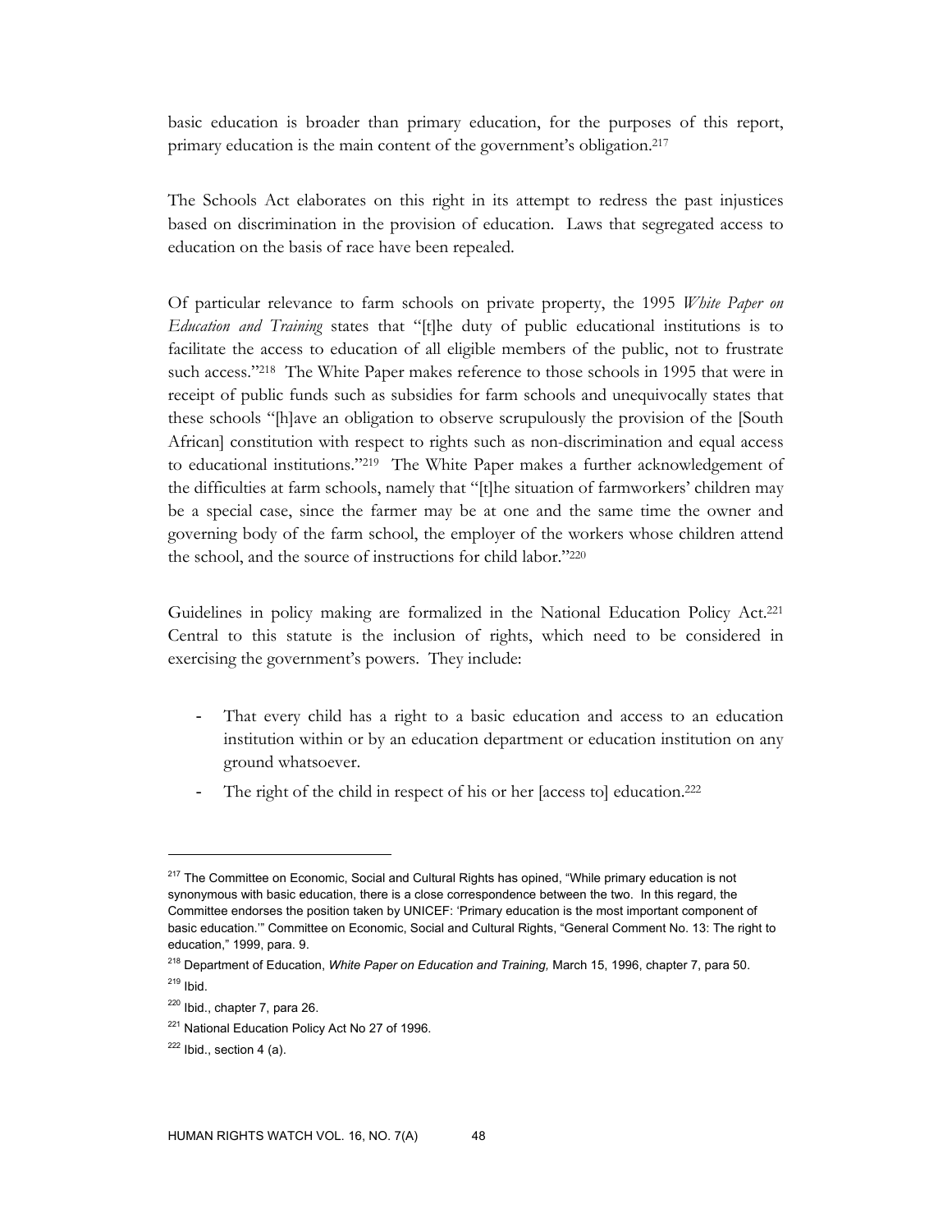basic education is broader than primary education, for the purposes of this report, primary education is the main content of the government's obligation.[217]

The Schools Act elaborates on this right in its attempt to redress the past injustices based on discrimination in the provision of education. Laws that segregated access to education on the basis of race have been repealed.

Of particular relevance to farm schools on private property, the 1995 *White Paper on Education and Training* states that "[t]he duty of public educational institutions is to facilitate the access to education of all eligible members of the public, not to frustrate such access."[218] The White Paper makes reference to those schools in 1995 that were in receipt of public funds such as subsidies for farm schools and unequivocally states that these schools "[h]ave an obligation to observe scrupulously the provision of the [South African] constitution with respect to rights such as non-discrimination and equal access to educational institutions."[219] The White Paper makes a further acknowledgement of the difficulties at farm schools, namely that "[t]he situation of farmworkers' children may be a special case, since the farmer may be at one and the same time the owner and governing body of the farm school, the employer of the workers whose children attend the school, and the source of instructions for child labor."[220]

Guidelines in policy making are formalized in the National Education Policy Act.[221] Central to this statute is the inclusion of rights, which need to be considered in exercising the government's powers. They include:

- That every child has a right to a basic education and access to an education institution within or by an education department or education institution on any ground whatsoever.
- The right of the child in respect of his or her [access to] education.[222]

---

[217] The Committee on Economic, Social and Cultural Rights has opined, "While primary education is not synonymous with basic education, there is a close correspondence between the two. In this regard, the Committee endorses the position taken by UNICEF: 'Primary education is the most important component of basic education.'" Committee on Economic, Social and Cultural Rights, "General Comment No. 13: The right to education," 1999, para. 9.

[218] Department of Education, *White Paper on Education and Training,* March 15, 1996, chapter 7, para 50.

[219] Ibid.

[220] Ibid., chapter 7, para 26.

[221] National Education Policy Act No 27 of 1996.

[222] Ibid., section 4 (a).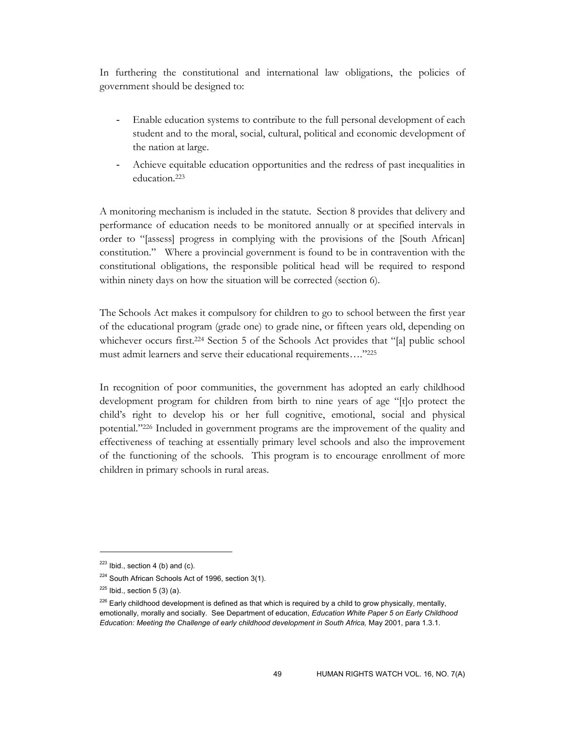In furthering the constitutional and international law obligations, the policies of government should be designed to:

- Enable education systems to contribute to the full personal development of each student and to the moral, social, cultural, political and economic development of the nation at large.
- Achieve equitable education opportunities and the redress of past inequalities in education.[223]

A monitoring mechanism is included in the statute. Section 8 provides that delivery and performance of education needs to be monitored annually or at specified intervals in order to "[assess] progress in complying with the provisions of the [South African] constitution." Where a provincial government is found to be in contravention with the constitutional obligations, the responsible political head will be required to respond within ninety days on how the situation will be corrected (section 6).

The Schools Act makes it compulsory for children to go to school between the first year of the educational program (grade one) to grade nine, or fifteen years old, depending on whichever occurs first.[224] Section 5 of the Schools Act provides that "[a] public school must admit learners and serve their educational requirements…."[225]

In recognition of poor communities, the government has adopted an early childhood development program for children from birth to nine years of age "[t]o protect the child's right to develop his or her full cognitive, emotional, social and physical potential."[226] Included in government programs are the improvement of the quality and effectiveness of teaching at essentially primary level schools and also the improvement of the functioning of the schools. This program is to encourage enrollment of more children in primary schools in rural areas.

---

[223] Ibid., section 4 (b) and (c).

[224] South African Schools Act of 1996, section 3(1).

[225] Ibid., section 5 (3) (a).

[226] Early childhood development is defined as that which is required by a child to grow physically, mentally, emotionally, morally and socially. See Department of education, *Education White Paper 5 on Early Childhood Education: Meeting the Challenge of early childhood development in South Africa,* May 2001, para 1.3.1.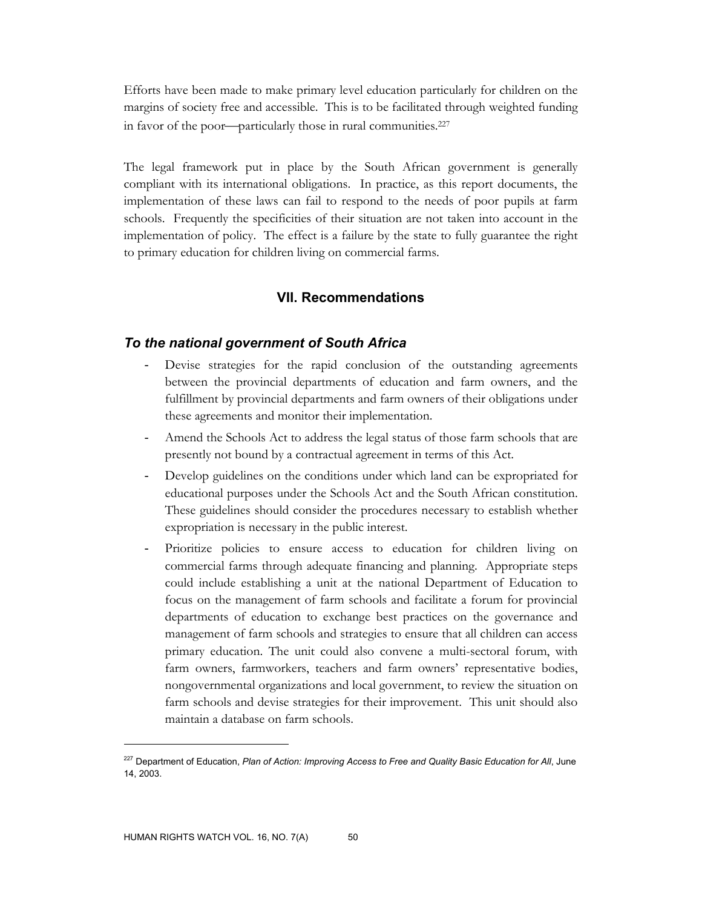Efforts have been made to make primary level education particularly for children on the margins of society free and accessible. This is to be facilitated through weighted funding in favor of the poor—particularly those in rural communities.[227]

The legal framework put in place by the South African government is generally compliant with its international obligations. In practice, as this report documents, the implementation of these laws can fail to respond to the needs of poor pupils at farm schools. Frequently the specificities of their situation are not taken into account in the implementation of policy. The effect is a failure by the state to fully guarantee the right to primary education for children living on commercial farms.

## VII. Recommendations

### *To the national government of South Africa*

- Devise strategies for the rapid conclusion of the outstanding agreements between the provincial departments of education and farm owners, and the fulfillment by provincial departments and farm owners of their obligations under these agreements and monitor their implementation.
- Amend the Schools Act to address the legal status of those farm schools that are presently not bound by a contractual agreement in terms of this Act.
- Develop guidelines on the conditions under which land can be expropriated for educational purposes under the Schools Act and the South African constitution. These guidelines should consider the procedures necessary to establish whether expropriation is necessary in the public interest.
- Prioritize policies to ensure access to education for children living on commercial farms through adequate financing and planning. Appropriate steps could include establishing a unit at the national Department of Education to focus on the management of farm schools and facilitate a forum for provincial departments of education to exchange best practices on the governance and management of farm schools and strategies to ensure that all children can access primary education. The unit could also convene a multi-sectoral forum, with farm owners, farmworkers, teachers and farm owners' representative bodies, nongovernmental organizations and local government, to review the situation on farm schools and devise strategies for their improvement. This unit should also maintain a database on farm schools.

---

[227] Department of Education, *Plan of Action: Improving Access to Free and Quality Basic Education for All*, June 14, 2003.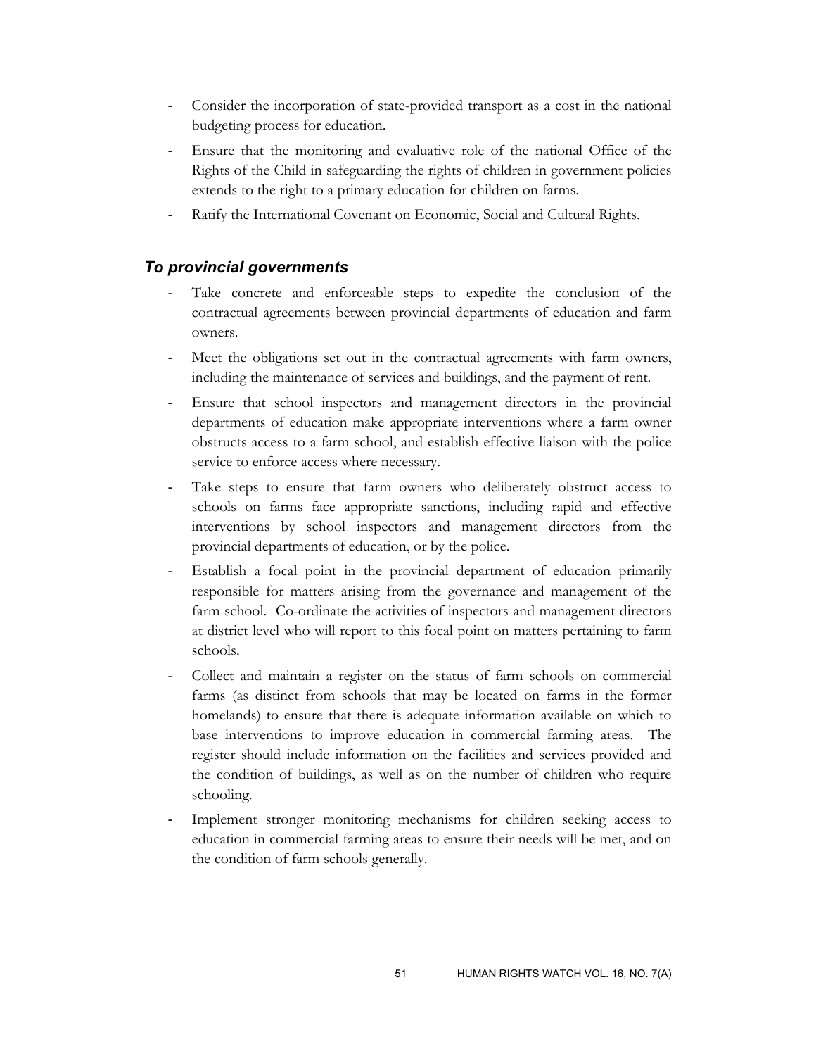- Consider the incorporation of state-provided transport as a cost in the national budgeting process for education.
- Ensure that the monitoring and evaluative role of the national Office of the Rights of the Child in safeguarding the rights of children in government policies extends to the right to a primary education for children on farms.
- Ratify the International Covenant on Economic, Social and Cultural Rights.

### *To provincial governments*

- Take concrete and enforceable steps to expedite the conclusion of the contractual agreements between provincial departments of education and farm owners.
- Meet the obligations set out in the contractual agreements with farm owners, including the maintenance of services and buildings, and the payment of rent.
- Ensure that school inspectors and management directors in the provincial departments of education make appropriate interventions where a farm owner obstructs access to a farm school, and establish effective liaison with the police service to enforce access where necessary.
- Take steps to ensure that farm owners who deliberately obstruct access to schools on farms face appropriate sanctions, including rapid and effective interventions by school inspectors and management directors from the provincial departments of education, or by the police.
- Establish a focal point in the provincial department of education primarily responsible for matters arising from the governance and management of the farm school. Co-ordinate the activities of inspectors and management directors at district level who will report to this focal point on matters pertaining to farm schools.
- Collect and maintain a register on the status of farm schools on commercial farms (as distinct from schools that may be located on farms in the former homelands) to ensure that there is adequate information available on which to base interventions to improve education in commercial farming areas. The register should include information on the facilities and services provided and the condition of buildings, as well as on the number of children who require schooling.
- Implement stronger monitoring mechanisms for children seeking access to education in commercial farming areas to ensure their needs will be met, and on the condition of farm schools generally.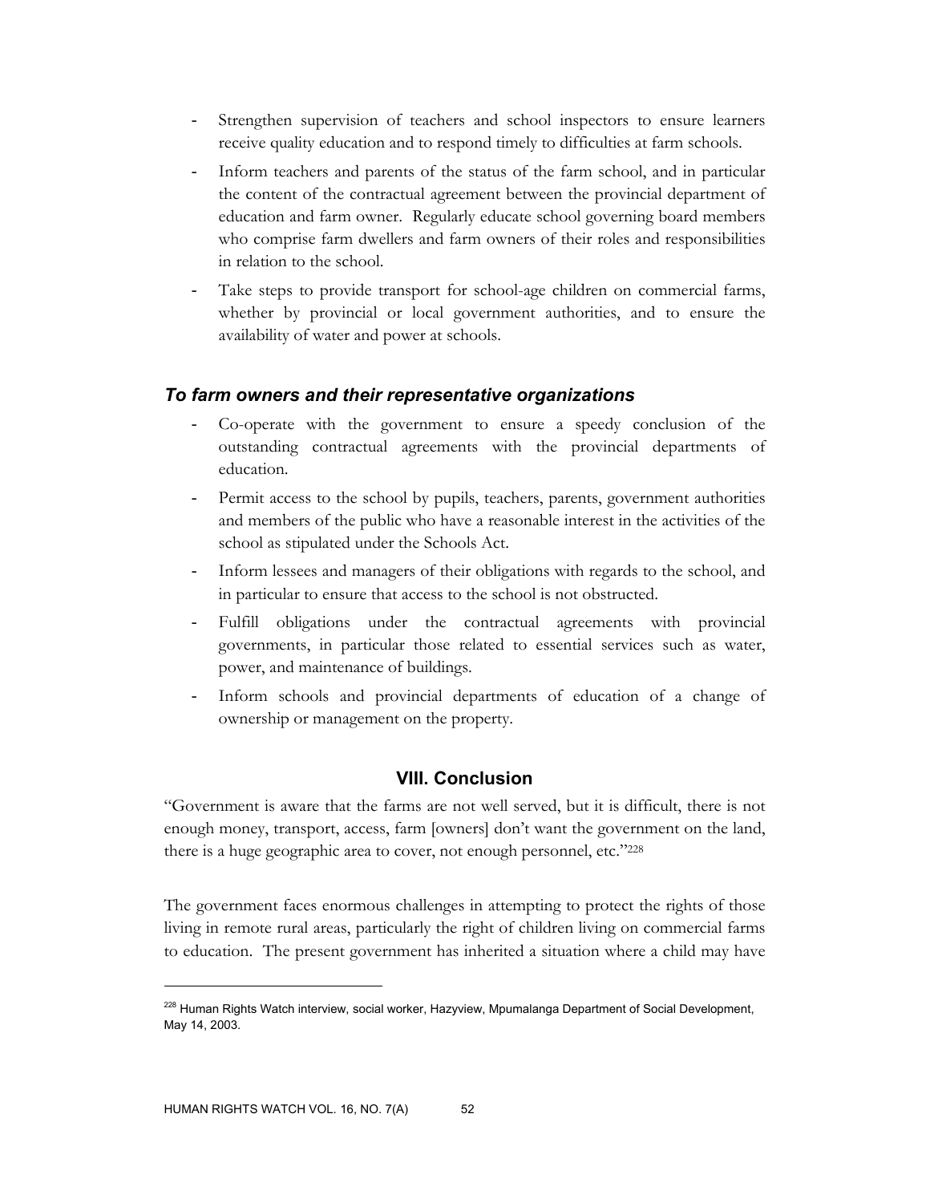- Strengthen supervision of teachers and school inspectors to ensure learners receive quality education and to respond timely to difficulties at farm schools.
- Inform teachers and parents of the status of the farm school, and in particular the content of the contractual agreement between the provincial department of education and farm owner. Regularly educate school governing board members who comprise farm dwellers and farm owners of their roles and responsibilities in relation to the school.
- Take steps to provide transport for school-age children on commercial farms, whether by provincial or local government authorities, and to ensure the availability of water and power at schools.

### *To farm owners and their representative organizations*

- Co-operate with the government to ensure a speedy conclusion of the outstanding contractual agreements with the provincial departments of education.
- Permit access to the school by pupils, teachers, parents, government authorities and members of the public who have a reasonable interest in the activities of the school as stipulated under the Schools Act.
- Inform lessees and managers of their obligations with regards to the school, and in particular to ensure that access to the school is not obstructed.
- Fulfill obligations under the contractual agreements with provincial governments, in particular those related to essential services such as water, power, and maintenance of buildings.
- Inform schools and provincial departments of education of a change of ownership or management on the property.

## VIII. Conclusion

"Government is aware that the farms are not well served, but it is difficult, there is not enough money, transport, access, farm [owners] don't want the government on the land, there is a huge geographic area to cover, not enough personnel, etc."[228]

The government faces enormous challenges in attempting to protect the rights of those living in remote rural areas, particularly the right of children living on commercial farms to education. The present government has inherited a situation where a child may have

[228] Human Rights Watch interview, social worker, Hazyview, Mpumalanga Department of Social Development, May 14, 2003.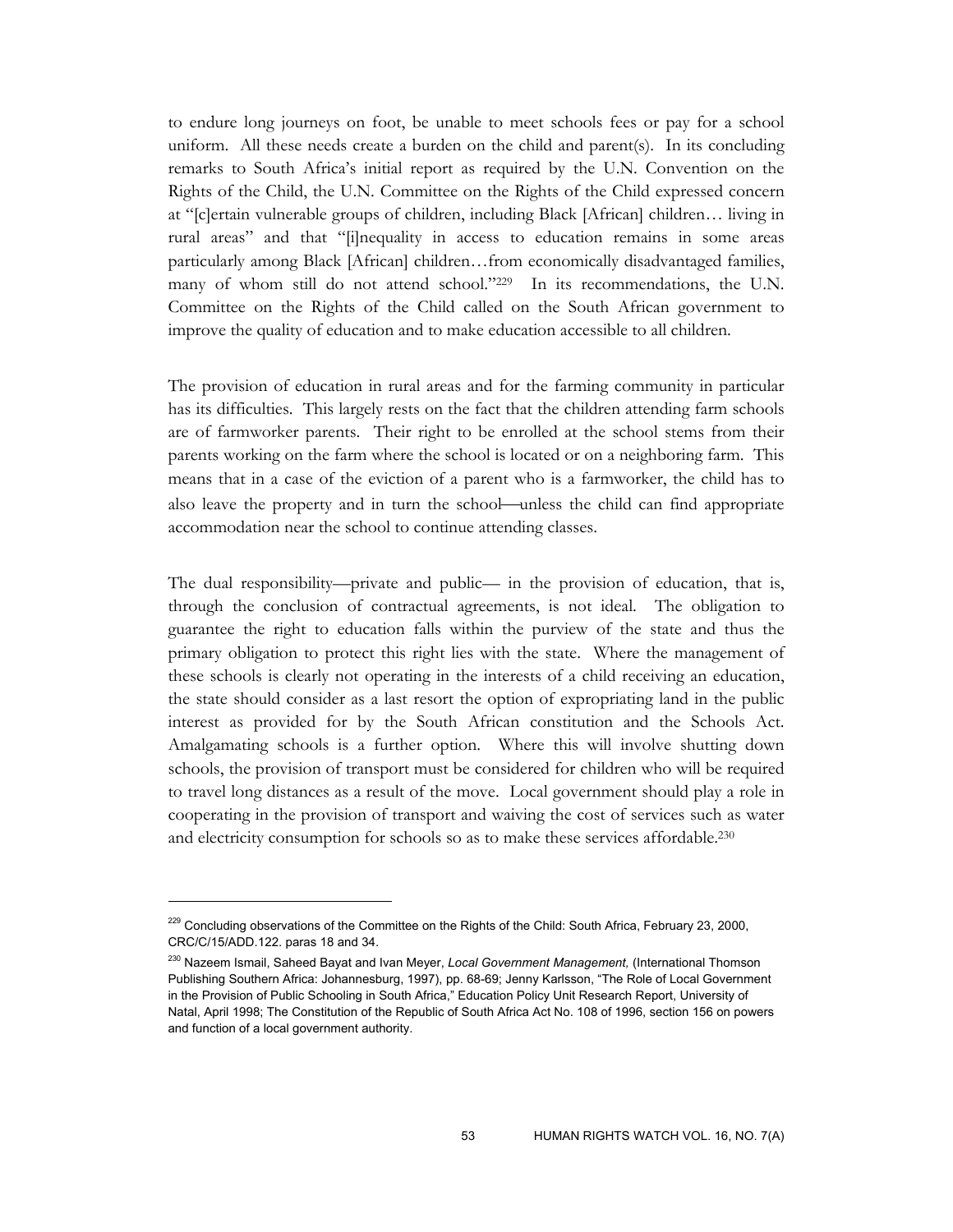to endure long journeys on foot, be unable to meet schools fees or pay for a school uniform. All these needs create a burden on the child and parent(s). In its concluding remarks to South Africa's initial report as required by the U.N. Convention on the Rights of the Child, the U.N. Committee on the Rights of the Child expressed concern at "[c]ertain vulnerable groups of children, including Black [African] children… living in rural areas" and that "[i]nequality in access to education remains in some areas particularly among Black [African] children…from economically disadvantaged families, many of whom still do not attend school."[229] In its recommendations, the U.N. Committee on the Rights of the Child called on the South African government to improve the quality of education and to make education accessible to all children.

The provision of education in rural areas and for the farming community in particular has its difficulties. This largely rests on the fact that the children attending farm schools are of farmworker parents. Their right to be enrolled at the school stems from their parents working on the farm where the school is located or on a neighboring farm. This means that in a case of the eviction of a parent who is a farmworker, the child has to also leave the property and in turn the school—unless the child can find appropriate accommodation near the school to continue attending classes.

The dual responsibility—private and public— in the provision of education, that is, through the conclusion of contractual agreements, is not ideal. The obligation to guarantee the right to education falls within the purview of the state and thus the primary obligation to protect this right lies with the state. Where the management of these schools is clearly not operating in the interests of a child receiving an education, the state should consider as a last resort the option of expropriating land in the public interest as provided for by the South African constitution and the Schools Act. Amalgamating schools is a further option. Where this will involve shutting down schools, the provision of transport must be considered for children who will be required to travel long distances as a result of the move. Local government should play a role in cooperating in the provision of transport and waiving the cost of services such as water and electricity consumption for schools so as to make these services affordable.[230]

---

[229] Concluding observations of the Committee on the Rights of the Child: South Africa, February 23, 2000, CRC/C/15/ADD.122. paras 18 and 34.

[230] Nazeem Ismail, Saheed Bayat and Ivan Meyer, *Local Government Management,* (International Thomson Publishing Southern Africa: Johannesburg, 1997), pp. 68-69; Jenny Karlsson, "The Role of Local Government in the Provision of Public Schooling in South Africa," Education Policy Unit Research Report, University of Natal, April 1998; The Constitution of the Republic of South Africa Act No. 108 of 1996, section 156 on powers and function of a local government authority.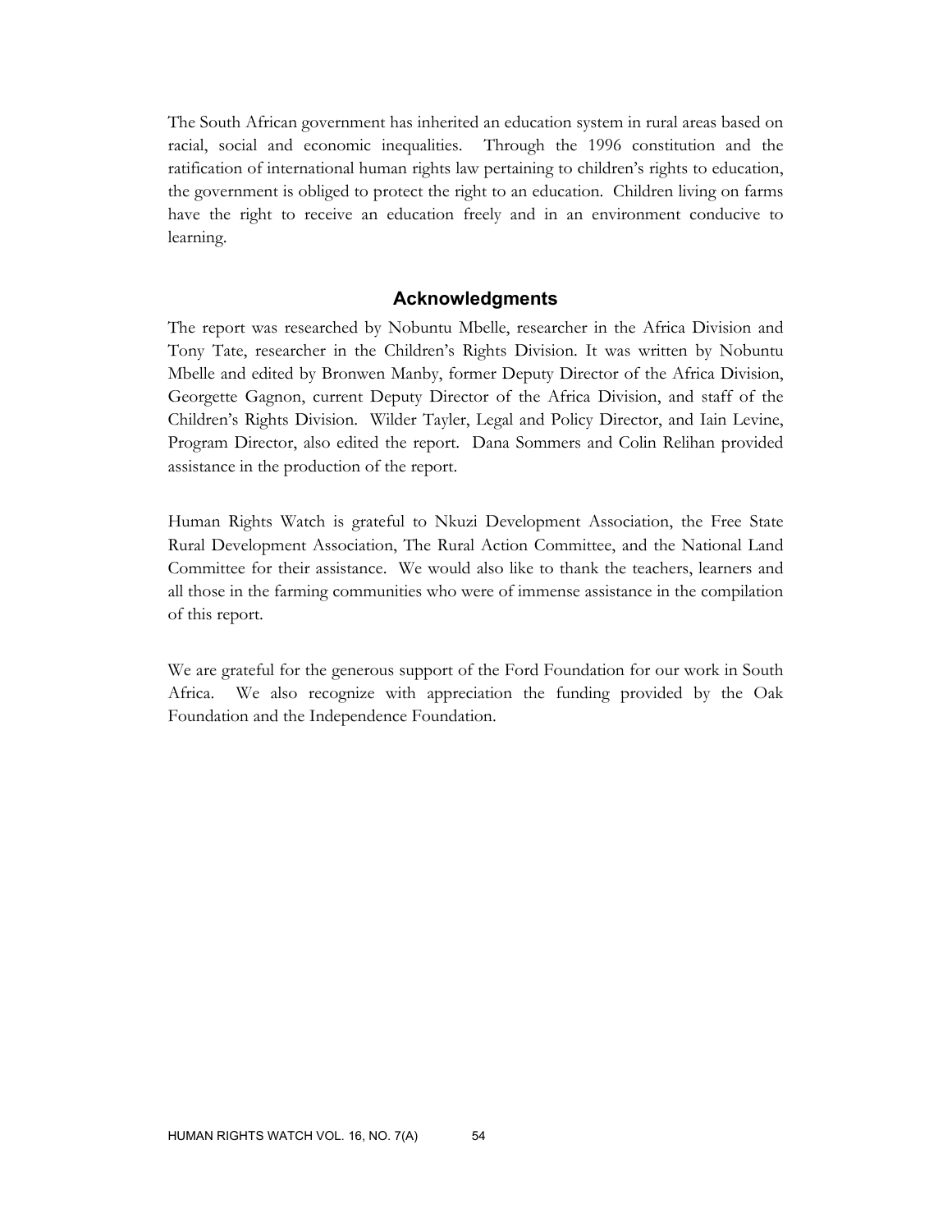The South African government has inherited an education system in rural areas based on racial, social and economic inequalities. Through the 1996 constitution and the ratification of international human rights law pertaining to children's rights to education, the government is obliged to protect the right to an education. Children living on farms have the right to receive an education freely and in an environment conducive to learning.

## Acknowledgments

The report was researched by Nobuntu Mbelle, researcher in the Africa Division and Tony Tate, researcher in the Children's Rights Division. It was written by Nobuntu Mbelle and edited by Bronwen Manby, former Deputy Director of the Africa Division, Georgette Gagnon, current Deputy Director of the Africa Division, and staff of the Children's Rights Division. Wilder Tayler, Legal and Policy Director, and Iain Levine, Program Director, also edited the report. Dana Sommers and Colin Relihan provided assistance in the production of the report.

Human Rights Watch is grateful to Nkuzi Development Association, the Free State Rural Development Association, The Rural Action Committee, and the National Land Committee for their assistance. We would also like to thank the teachers, learners and all those in the farming communities who were of immense assistance in the compilation of this report.

We are grateful for the generous support of the Ford Foundation for our work in South Africa. We also recognize with appreciation the funding provided by the Oak Foundation and the Independence Foundation.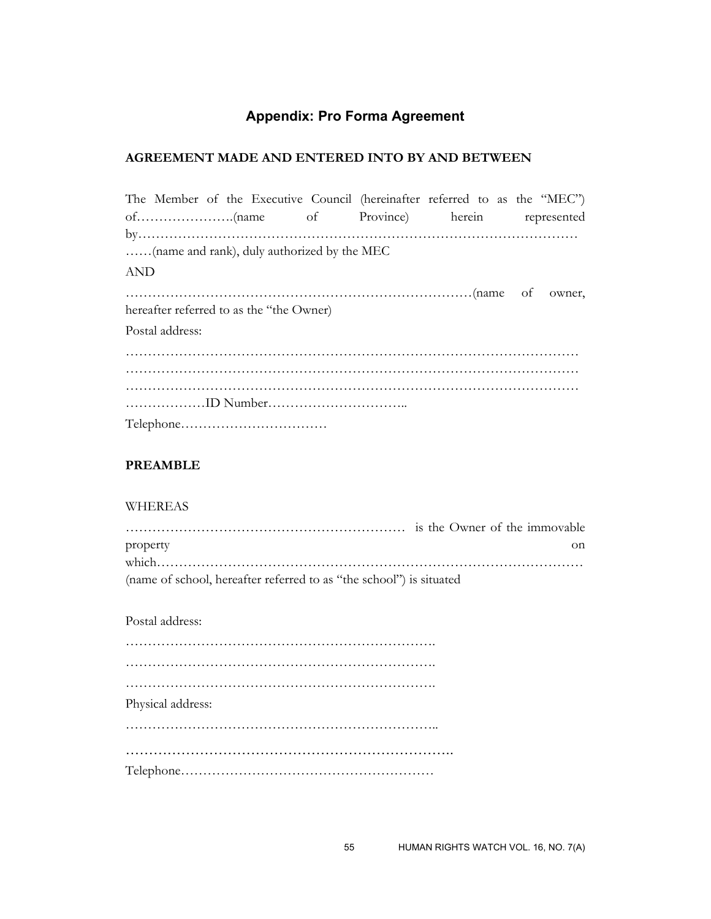## Appendix: Pro Forma Agreement

**AGREEMENT MADE AND ENTERED INTO BY AND BETWEEN**

The Member of the Executive Council (hereinafter referred to as the "MEC") of………………….(name of Province) herein represented by……………………………………………………………………………………
……(name and rank), duly authorized by the MEC

AND

…………………………………………………………………(name of owner, hereafter referred to as the "the Owner)

Postal address:

………………………………………………………………………………………
………………………………………………………………………………………
………………………………………………………………………………………
………………ID Number…………………………..

Telephone……………………………

**PREAMBLE**

WHEREAS

……………………………………………………… is the Owner of the immovable property on which……………………………………………………………………………………
(name of school, hereafter referred to as "the school") is situated

Postal address:

…………………………………………………………….
…………………………………………………………….
…………………………………………………………….

Physical address:

……………………………………………………………..
…………………………………………………………….

Telephone…………………………………………………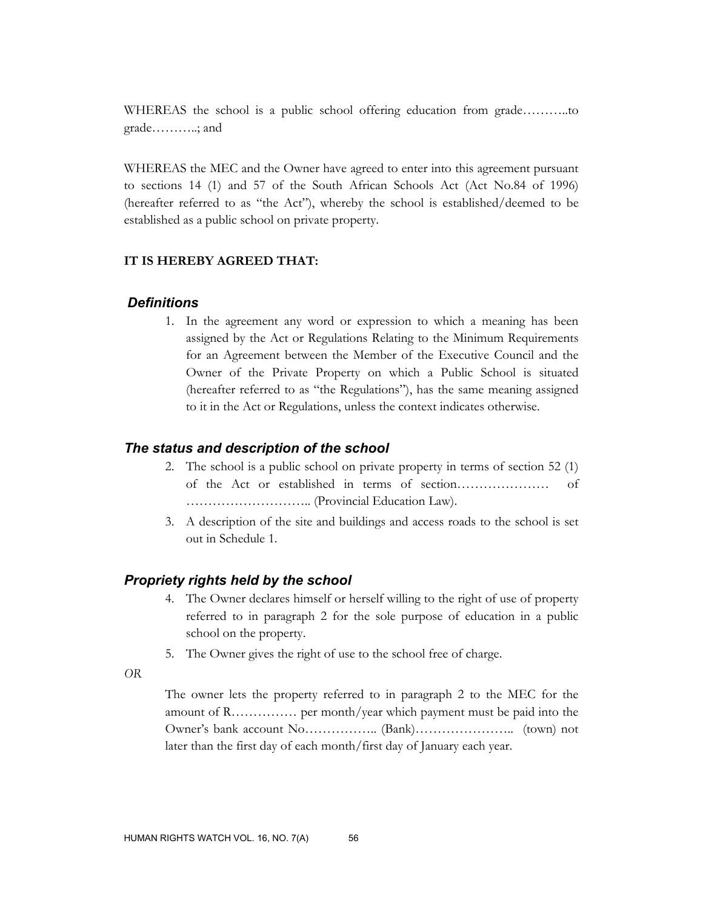WHEREAS the school is a public school offering education from grade………..to grade………..; and

WHEREAS the MEC and the Owner have agreed to enter into this agreement pursuant to sections 14 (1) and 57 of the South African Schools Act (Act No.84 of 1996) (hereafter referred to as "the Act"), whereby the school is established/deemed to be established as a public school on private property.

**IT IS HEREBY AGREED THAT:**

### *Definitions*

1. In the agreement any word or expression to which a meaning has been assigned by the Act or Regulations Relating to the Minimum Requirements for an Agreement between the Member of the Executive Council and the Owner of the Private Property on which a Public School is situated (hereafter referred to as "the Regulations"), has the same meaning assigned to it in the Act or Regulations, unless the context indicates otherwise.

### *The status and description of the school*

2. The school is a public school on private property in terms of section 52 (1) of the Act or established in terms of section………………… of ……………………….. (Provincial Education Law).
3. A description of the site and buildings and access roads to the school is set out in Schedule 1.

### *Propriety rights held by the school*

4. The Owner declares himself or herself willing to the right of use of property referred to in paragraph 2 for the sole purpose of education in a public school on the property.
5. The Owner gives the right of use to the school free of charge.

*OR*

The owner lets the property referred to in paragraph 2 to the MEC for the amount of R…………… per month/year which payment must be paid into the Owner's bank account No…………….. (Bank)………………….. (town) not later than the first day of each month/first day of January each year.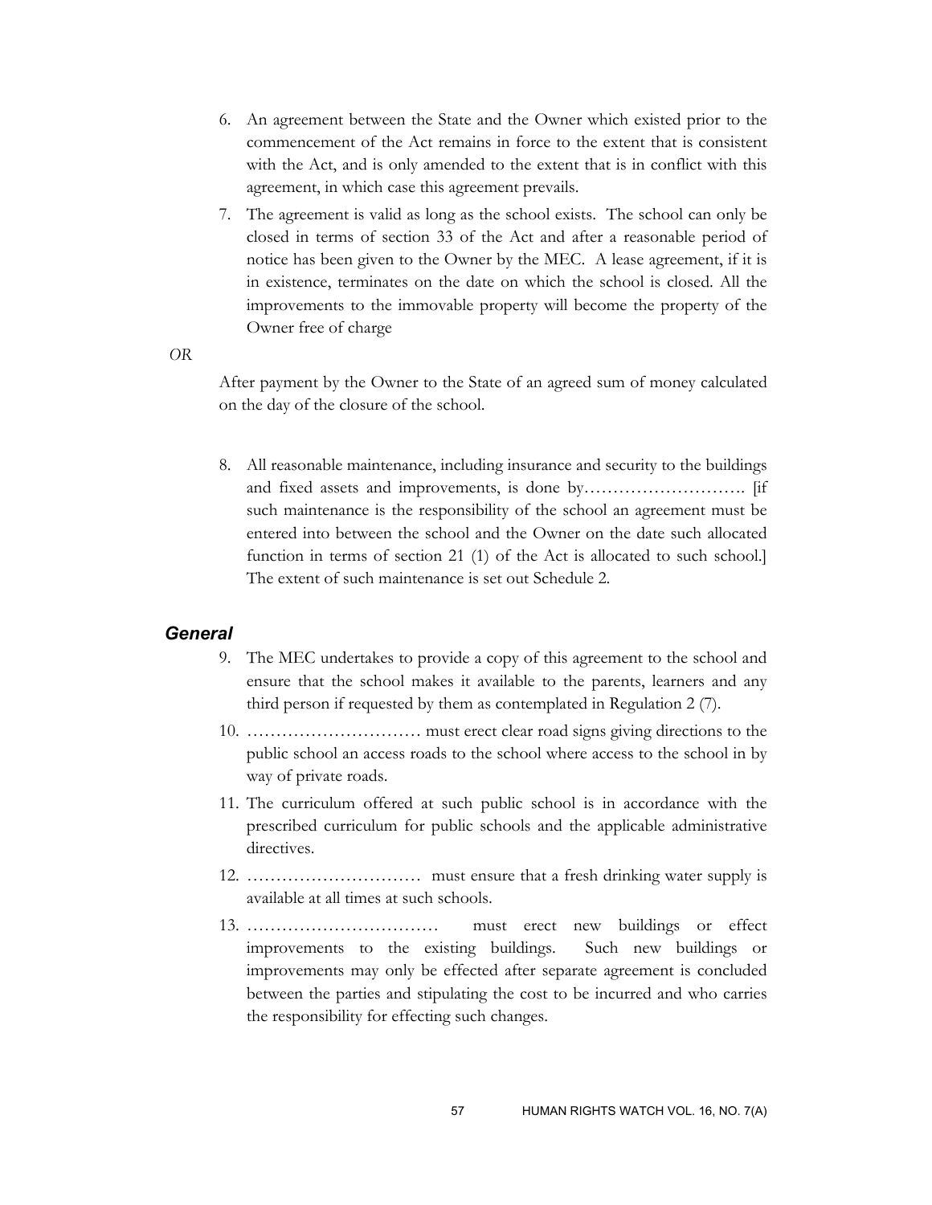6. An agreement between the State and the Owner which existed prior to the commencement of the Act remains in force to the extent that is consistent with the Act, and is only amended to the extent that is in conflict with this agreement, in which case this agreement prevails.
7. The agreement is valid as long as the school exists. The school can only be closed in terms of section 33 of the Act and after a reasonable period of notice has been given to the Owner by the MEC. A lease agreement, if it is in existence, terminates on the date on which the school is closed. All the improvements to the immovable property will become the property of the Owner free of charge

*OR*

After payment by the Owner to the State of an agreed sum of money calculated on the day of the closure of the school.

8. All reasonable maintenance, including insurance and security to the buildings and fixed assets and improvements, is done by………………………. [if such maintenance is the responsibility of the school an agreement must be entered into between the school and the Owner on the date such allocated function in terms of section 21 (1) of the Act is allocated to such school.] The extent of such maintenance is set out Schedule 2.

### *General*

9. The MEC undertakes to provide a copy of this agreement to the school and ensure that the school makes it available to the parents, learners and any third person if requested by them as contemplated in Regulation 2 (7).
10. ………………………… must erect clear road signs giving directions to the public school an access roads to the school where access to the school in by way of private roads.
11. The curriculum offered at such public school is in accordance with the prescribed curriculum for public schools and the applicable administrative directives.
12. ………………………… must ensure that a fresh drinking water supply is available at all times at such schools.
13. …………………………… must erect new buildings or effect improvements to the existing buildings. Such new buildings or improvements may only be effected after separate agreement is concluded between the parties and stipulating the cost to be incurred and who carries the responsibility for effecting such changes.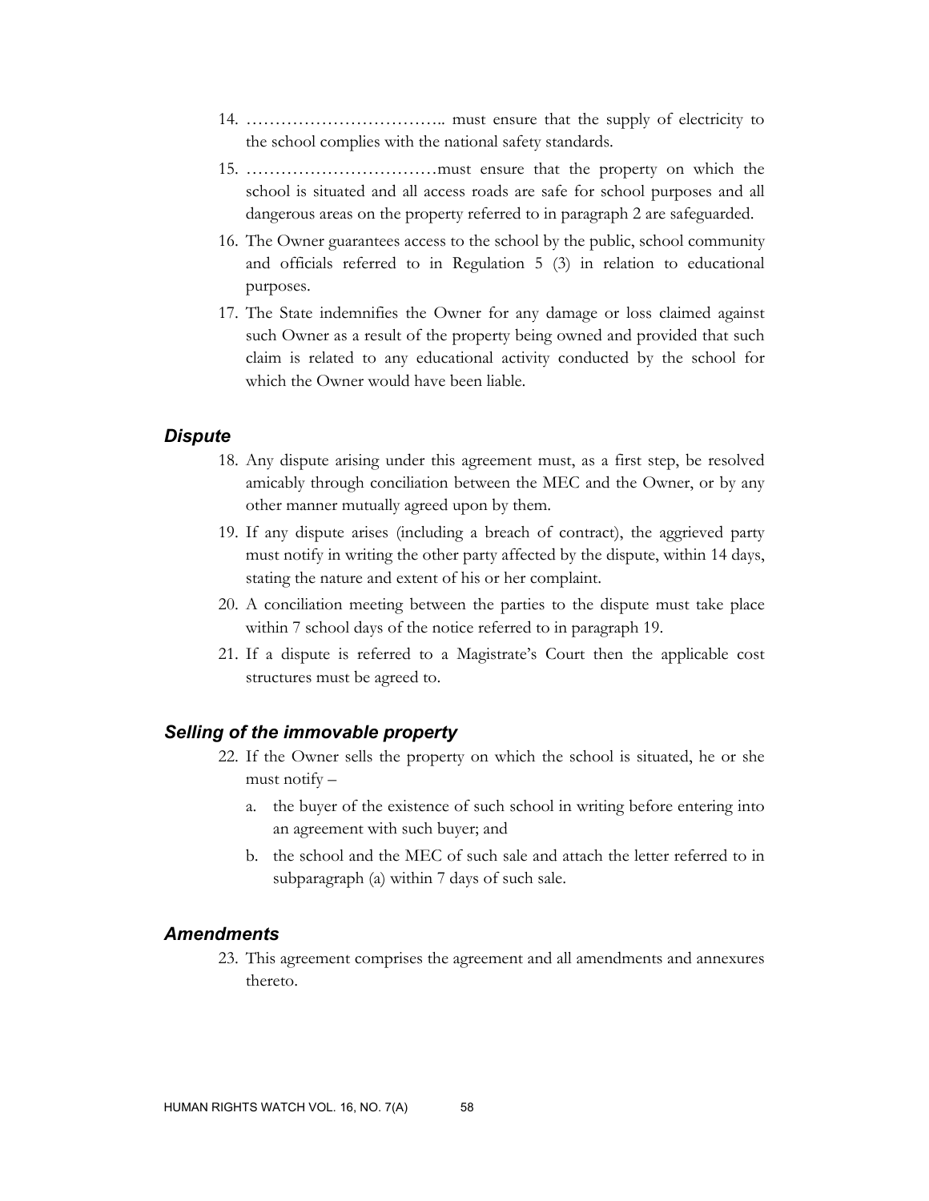14. …………………………….. must ensure that the supply of electricity to the school complies with the national safety standards.
15. ……………………………must ensure that the property on which the school is situated and all access roads are safe for school purposes and all dangerous areas on the property referred to in paragraph 2 are safeguarded.
16. The Owner guarantees access to the school by the public, school community and officials referred to in Regulation 5 (3) in relation to educational purposes.
17. The State indemnifies the Owner for any damage or loss claimed against such Owner as a result of the property being owned and provided that such claim is related to any educational activity conducted by the school for which the Owner would have been liable.

### *Dispute*

18. Any dispute arising under this agreement must, as a first step, be resolved amicably through conciliation between the MEC and the Owner, or by any other manner mutually agreed upon by them.
19. If any dispute arises (including a breach of contract), the aggrieved party must notify in writing the other party affected by the dispute, within 14 days, stating the nature and extent of his or her complaint.
20. A conciliation meeting between the parties to the dispute must take place within 7 school days of the notice referred to in paragraph 19.
21. If a dispute is referred to a Magistrate's Court then the applicable cost structures must be agreed to.

### *Selling of the immovable property*

22. If the Owner sells the property on which the school is situated, he or she must notify –
    a. the buyer of the existence of such school in writing before entering into an agreement with such buyer; and
    b. the school and the MEC of such sale and attach the letter referred to in subparagraph (a) within 7 days of such sale.

### *Amendments*

23. This agreement comprises the agreement and all amendments and annexures thereto.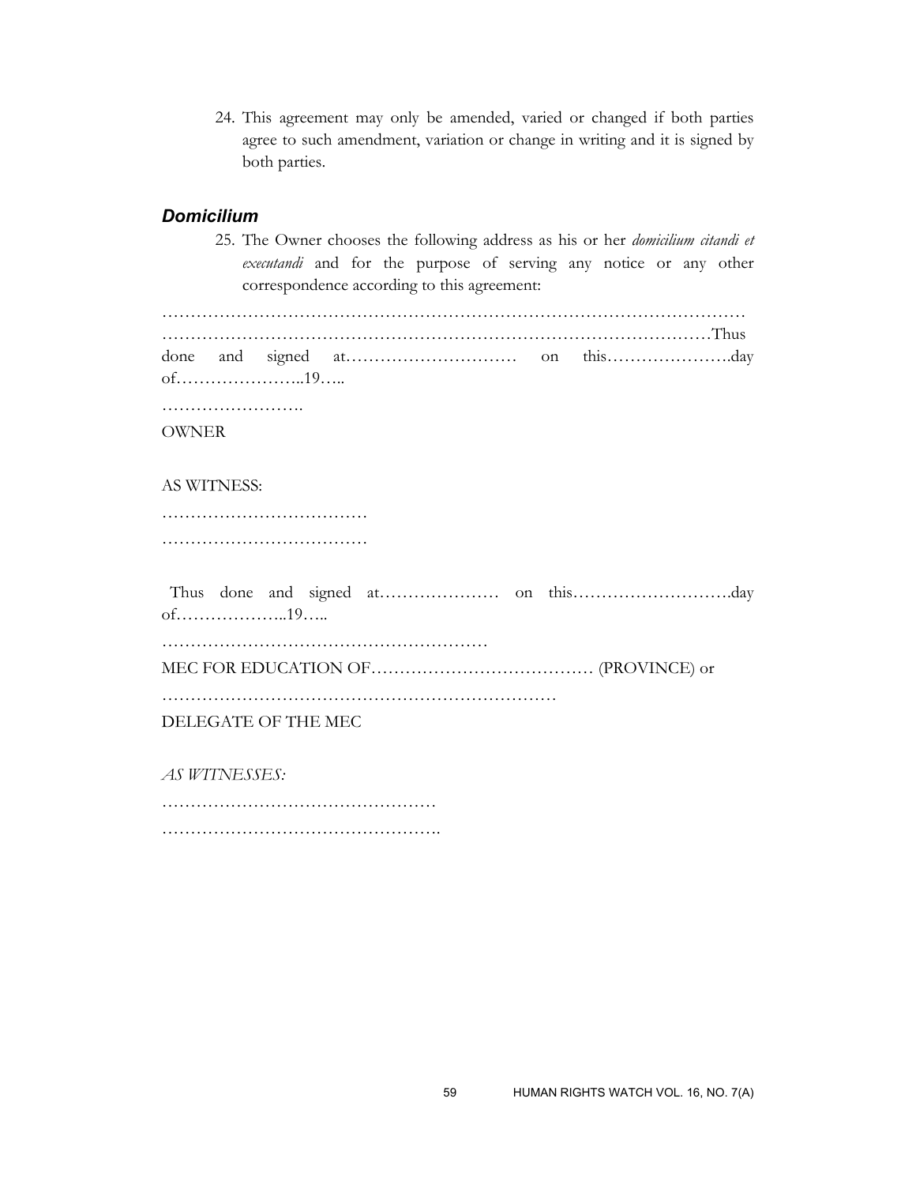24. This agreement may only be amended, varied or changed if both parties agree to such amendment, variation or change in writing and it is signed by both parties.

### *Domicilium*

25. The Owner chooses the following address as his or her *domicilium citandi et executandi* and for the purpose of serving any notice or any other correspondence according to this agreement:

…………………………………………………………………………………………
…………………………………………………………………………………………Thus done and signed at………………………… on this………………….day of…………………..19…..

…………………….

OWNER

AS WITNESS:

………………………………

………………………………

Thus done and signed at………………… on this……………………….day of………………..19…..

…………………………………………………

MEC FOR EDUCATION OF………………………………… (PROVINCE) or

……………………………………………………………

DELEGATE OF THE MEC

*AS WITNESSES:*

…………………………………………

………………………………………….